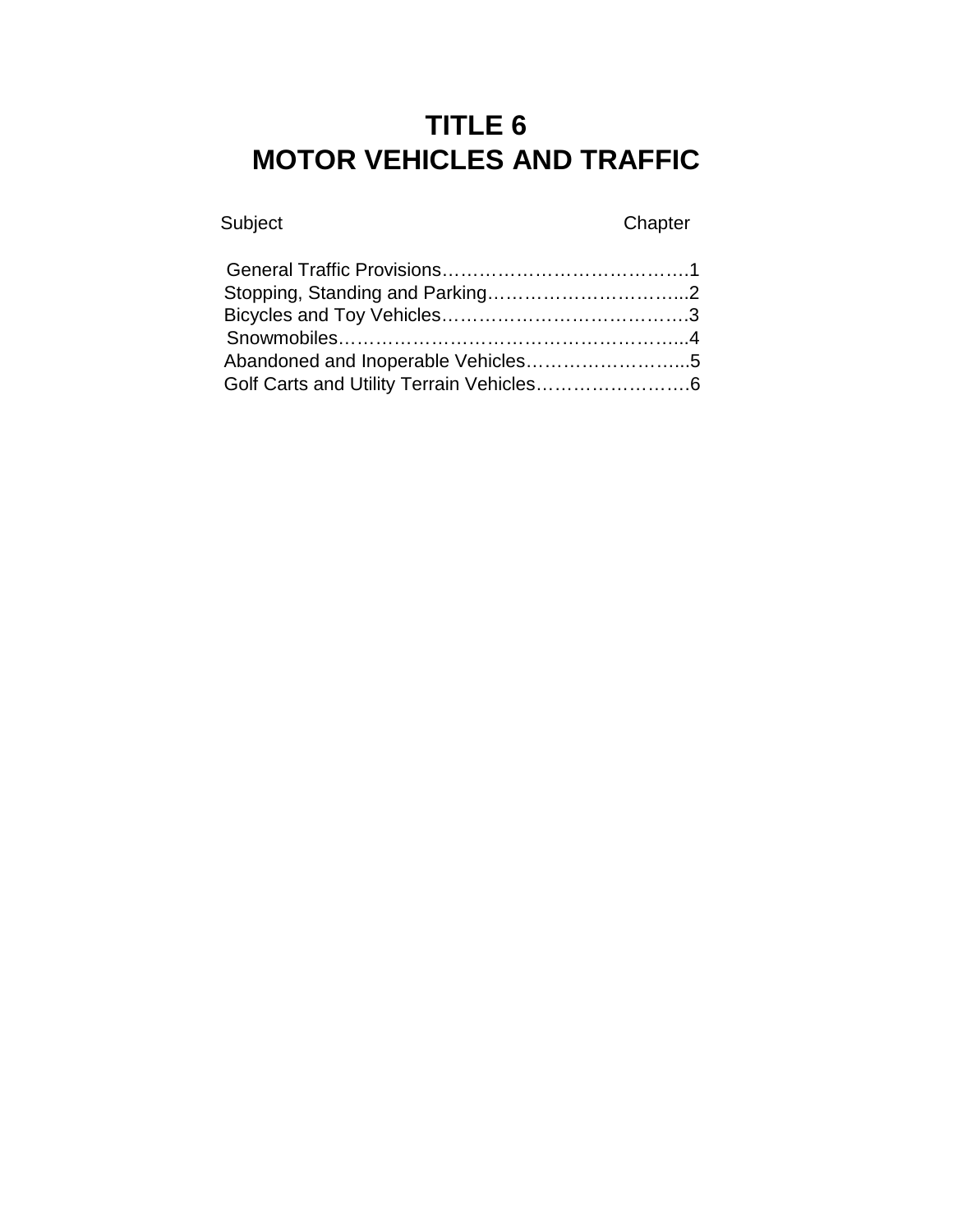# TITLE 6
# MOTOR VEHICLES AND TRAFFIC

| Subject | Chapter |
| --- | --- |
| General Traffic Provisions | 1 |
| Stopping, Standing and Parking | 2 |
| Bicycles and Toy Vehicles | 3 |
| Snowmobiles | 4 |
| Abandoned and Inoperable Vehicles | 5 |
| Golf Carts and Utility Terrain Vehicles | 6 |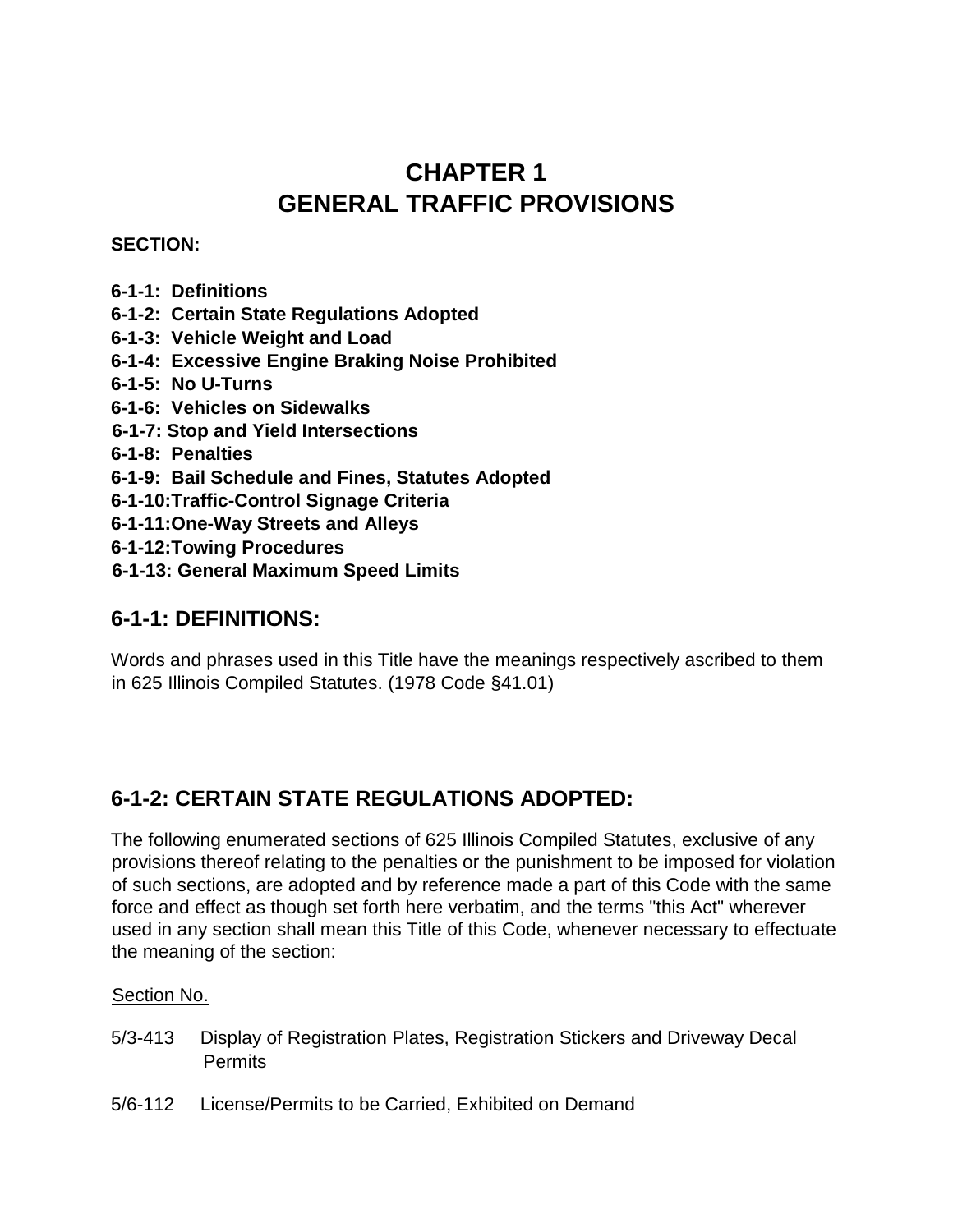# CHAPTER 1
# GENERAL TRAFFIC PROVISIONS

**SECTION:**

**6-1-1: Definitions**
**6-1-2: Certain State Regulations Adopted**
**6-1-3: Vehicle Weight and Load**
**6-1-4: Excessive Engine Braking Noise Prohibited**
**6-1-5: No U-Turns**
**6-1-6: Vehicles on Sidewalks**
**6-1-7: Stop and Yield Intersections**
**6-1-8: Penalties**
**6-1-9: Bail Schedule and Fines, Statutes Adopted**
**6-1-10:Traffic-Control Signage Criteria**
**6-1-11:One-Way Streets and Alleys**
**6-1-12:Towing Procedures**
**6-1-13: General Maximum Speed Limits**

## 6-1-1: DEFINITIONS:

Words and phrases used in this Title have the meanings respectively ascribed to them in 625 Illinois Compiled Statutes. (1978 Code §41.01)

## 6-1-2: CERTAIN STATE REGULATIONS ADOPTED:

The following enumerated sections of 625 Illinois Compiled Statutes, exclusive of any provisions thereof relating to the penalties or the punishment to be imposed for violation of such sections, are adopted and by reference made a part of this Code with the same force and effect as though set forth here verbatim, and the terms "this Act" wherever used in any section shall mean this Title of this Code, whenever necessary to effectuate the meaning of the section:

Section No.

5/3-413 Display of Registration Plates, Registration Stickers and Driveway Decal Permits

5/6-112 License/Permits to be Carried, Exhibited on Demand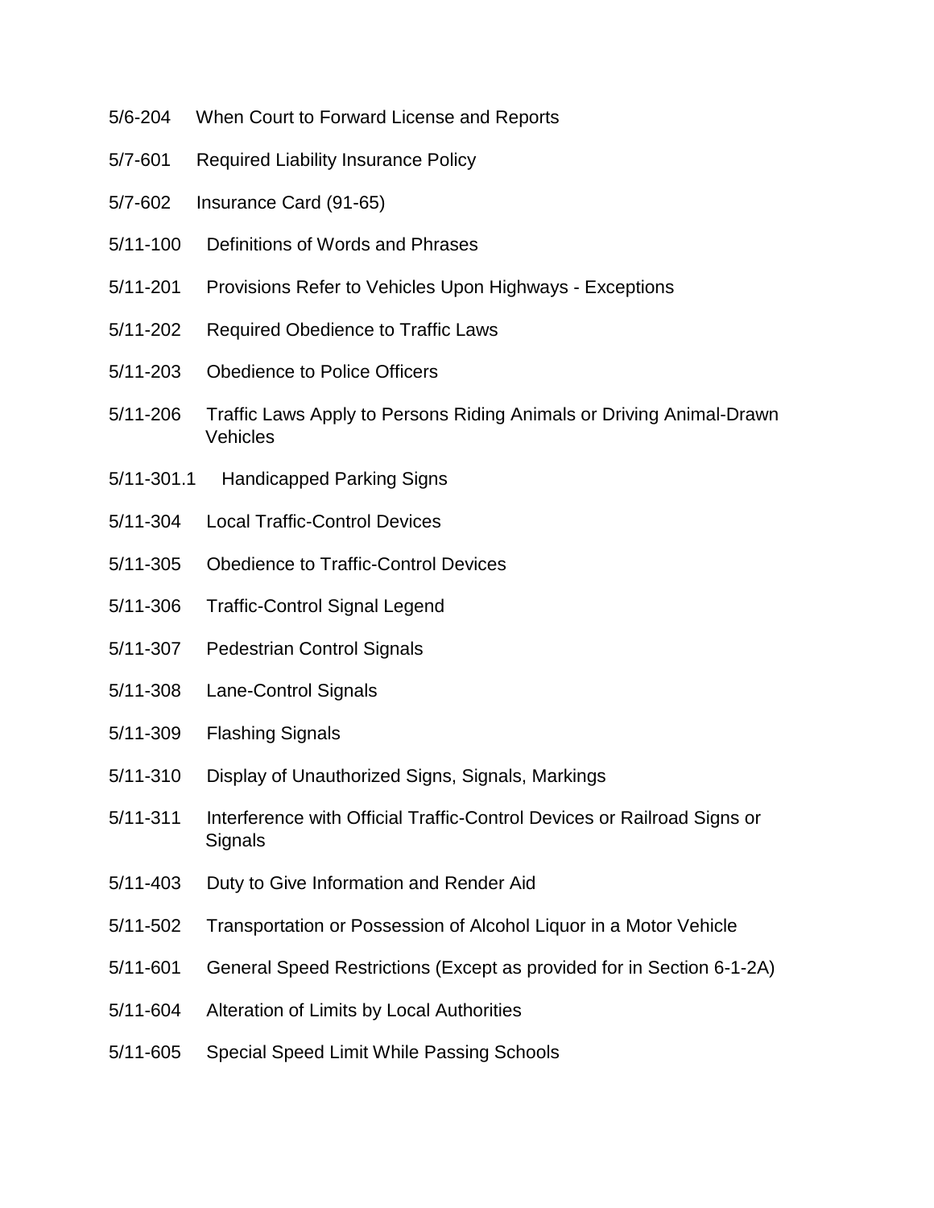5/6-204 When Court to Forward License and Reports

5/7-601 Required Liability Insurance Policy

5/7-602 Insurance Card (91-65)

5/11-100 Definitions of Words and Phrases

5/11-201 Provisions Refer to Vehicles Upon Highways - Exceptions

5/11-202 Required Obedience to Traffic Laws

5/11-203 Obedience to Police Officers

5/11-206 Traffic Laws Apply to Persons Riding Animals or Driving Animal-Drawn Vehicles

5/11-301.1 Handicapped Parking Signs

5/11-304 Local Traffic-Control Devices

5/11-305 Obedience to Traffic-Control Devices

5/11-306 Traffic-Control Signal Legend

5/11-307 Pedestrian Control Signals

5/11-308 Lane-Control Signals

5/11-309 Flashing Signals

5/11-310 Display of Unauthorized Signs, Signals, Markings

5/11-311 Interference with Official Traffic-Control Devices or Railroad Signs or Signals

5/11-403 Duty to Give Information and Render Aid

5/11-502 Transportation or Possession of Alcohol Liquor in a Motor Vehicle

5/11-601 General Speed Restrictions (Except as provided for in Section 6-1-2A)

5/11-604 Alteration of Limits by Local Authorities

5/11-605 Special Speed Limit While Passing Schools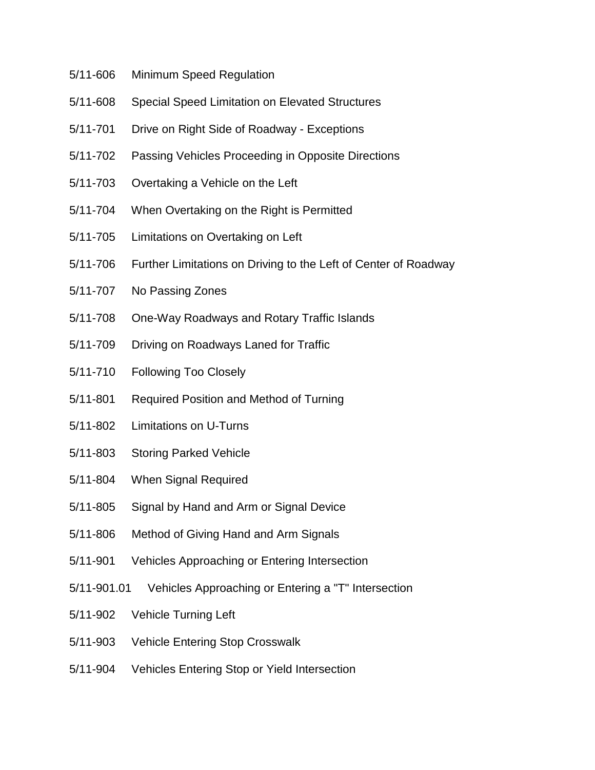5/11-606 Minimum Speed Regulation

5/11-608 Special Speed Limitation on Elevated Structures

5/11-701 Drive on Right Side of Roadway - Exceptions

5/11-702 Passing Vehicles Proceeding in Opposite Directions

5/11-703 Overtaking a Vehicle on the Left

5/11-704 When Overtaking on the Right is Permitted

5/11-705 Limitations on Overtaking on Left

5/11-706 Further Limitations on Driving to the Left of Center of Roadway

5/11-707 No Passing Zones

5/11-708 One-Way Roadways and Rotary Traffic Islands

5/11-709 Driving on Roadways Laned for Traffic

5/11-710 Following Too Closely

5/11-801 Required Position and Method of Turning

5/11-802 Limitations on U-Turns

5/11-803 Storing Parked Vehicle

5/11-804 When Signal Required

5/11-805 Signal by Hand and Arm or Signal Device

5/11-806 Method of Giving Hand and Arm Signals

5/11-901 Vehicles Approaching or Entering Intersection

5/11-901.01 Vehicles Approaching or Entering a "T" Intersection

5/11-902 Vehicle Turning Left

5/11-903 Vehicle Entering Stop Crosswalk

5/11-904 Vehicles Entering Stop or Yield Intersection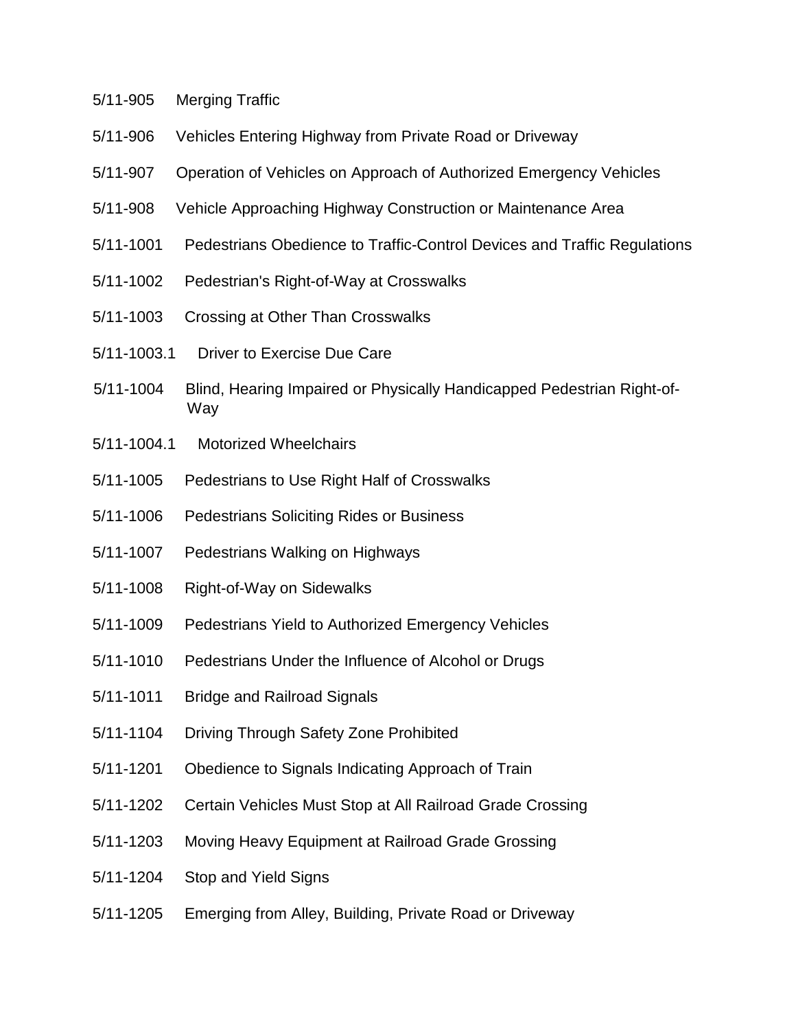5/11-905 Merging Traffic

5/11-906 Vehicles Entering Highway from Private Road or Driveway

5/11-907 Operation of Vehicles on Approach of Authorized Emergency Vehicles

5/11-908 Vehicle Approaching Highway Construction or Maintenance Area

5/11-1001 Pedestrians Obedience to Traffic-Control Devices and Traffic Regulations

5/11-1002 Pedestrian's Right-of-Way at Crosswalks

5/11-1003 Crossing at Other Than Crosswalks

5/11-1003.1 Driver to Exercise Due Care

5/11-1004 Blind, Hearing Impaired or Physically Handicapped Pedestrian Right-of-Way

5/11-1004.1 Motorized Wheelchairs

5/11-1005 Pedestrians to Use Right Half of Crosswalks

5/11-1006 Pedestrians Soliciting Rides or Business

5/11-1007 Pedestrians Walking on Highways

5/11-1008 Right-of-Way on Sidewalks

5/11-1009 Pedestrians Yield to Authorized Emergency Vehicles

5/11-1010 Pedestrians Under the Influence of Alcohol or Drugs

5/11-1011 Bridge and Railroad Signals

5/11-1104 Driving Through Safety Zone Prohibited

5/11-1201 Obedience to Signals Indicating Approach of Train

5/11-1202 Certain Vehicles Must Stop at All Railroad Grade Crossing

5/11-1203 Moving Heavy Equipment at Railroad Grade Grossing

5/11-1204 Stop and Yield Signs

5/11-1205 Emerging from Alley, Building, Private Road or Driveway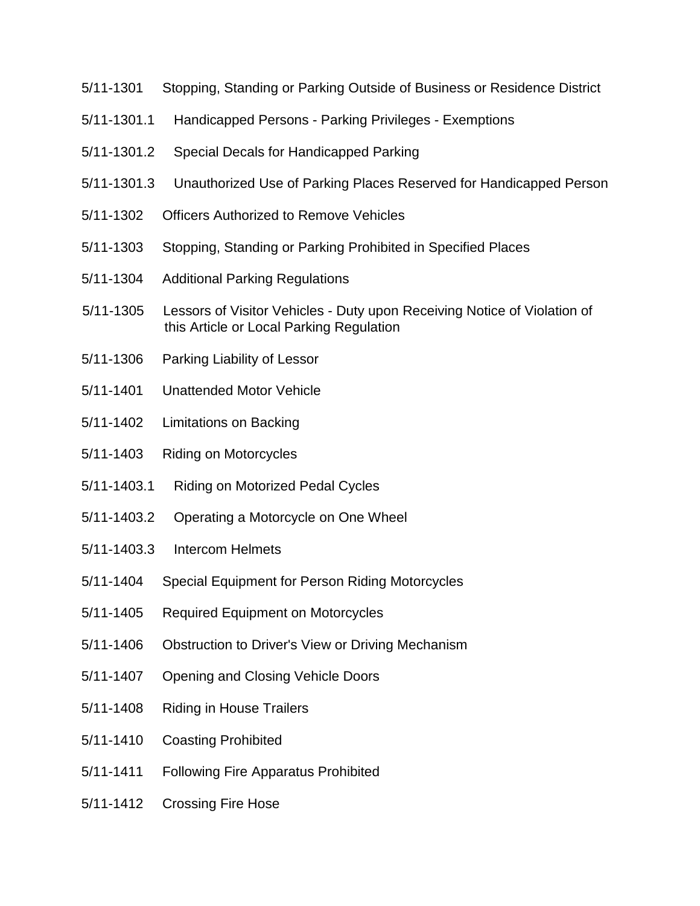5/11-1301 Stopping, Standing or Parking Outside of Business or Residence District

5/11-1301.1 Handicapped Persons - Parking Privileges - Exemptions

5/11-1301.2 Special Decals for Handicapped Parking

5/11-1301.3 Unauthorized Use of Parking Places Reserved for Handicapped Person

5/11-1302 Officers Authorized to Remove Vehicles

5/11-1303 Stopping, Standing or Parking Prohibited in Specified Places

5/11-1304 Additional Parking Regulations

5/11-1305 Lessors of Visitor Vehicles - Duty upon Receiving Notice of Violation of this Article or Local Parking Regulation

5/11-1306 Parking Liability of Lessor

5/11-1401 Unattended Motor Vehicle

5/11-1402 Limitations on Backing

5/11-1403 Riding on Motorcycles

5/11-1403.1 Riding on Motorized Pedal Cycles

5/11-1403.2 Operating a Motorcycle on One Wheel

5/11-1403.3 Intercom Helmets

5/11-1404 Special Equipment for Person Riding Motorcycles

5/11-1405 Required Equipment on Motorcycles

5/11-1406 Obstruction to Driver's View or Driving Mechanism

5/11-1407 Opening and Closing Vehicle Doors

5/11-1408 Riding in House Trailers

5/11-1410 Coasting Prohibited

5/11-1411 Following Fire Apparatus Prohibited

5/11-1412 Crossing Fire Hose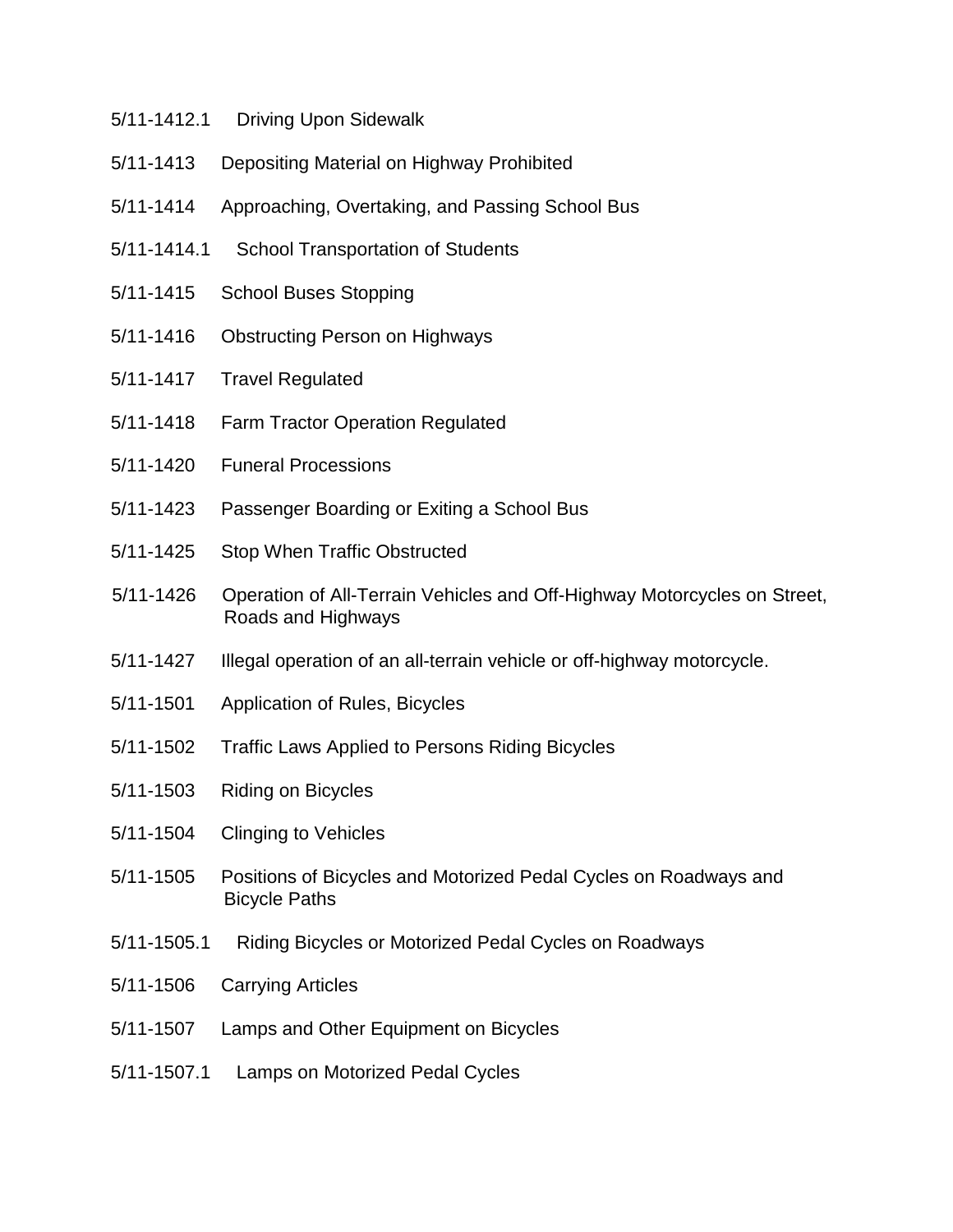5/11-1412.1 Driving Upon Sidewalk

5/11-1413 Depositing Material on Highway Prohibited

5/11-1414 Approaching, Overtaking, and Passing School Bus

5/11-1414.1 School Transportation of Students

5/11-1415 School Buses Stopping

5/11-1416 Obstructing Person on Highways

5/11-1417 Travel Regulated

5/11-1418 Farm Tractor Operation Regulated

5/11-1420 Funeral Processions

5/11-1423 Passenger Boarding or Exiting a School Bus

5/11-1425 Stop When Traffic Obstructed

5/11-1426 Operation of All-Terrain Vehicles and Off-Highway Motorcycles on Street, Roads and Highways

5/11-1427 Illegal operation of an all-terrain vehicle or off-highway motorcycle.

5/11-1501 Application of Rules, Bicycles

5/11-1502 Traffic Laws Applied to Persons Riding Bicycles

5/11-1503 Riding on Bicycles

5/11-1504 Clinging to Vehicles

5/11-1505 Positions of Bicycles and Motorized Pedal Cycles on Roadways and Bicycle Paths

5/11-1505.1 Riding Bicycles or Motorized Pedal Cycles on Roadways

5/11-1506 Carrying Articles

5/11-1507 Lamps and Other Equipment on Bicycles

5/11-1507.1 Lamps on Motorized Pedal Cycles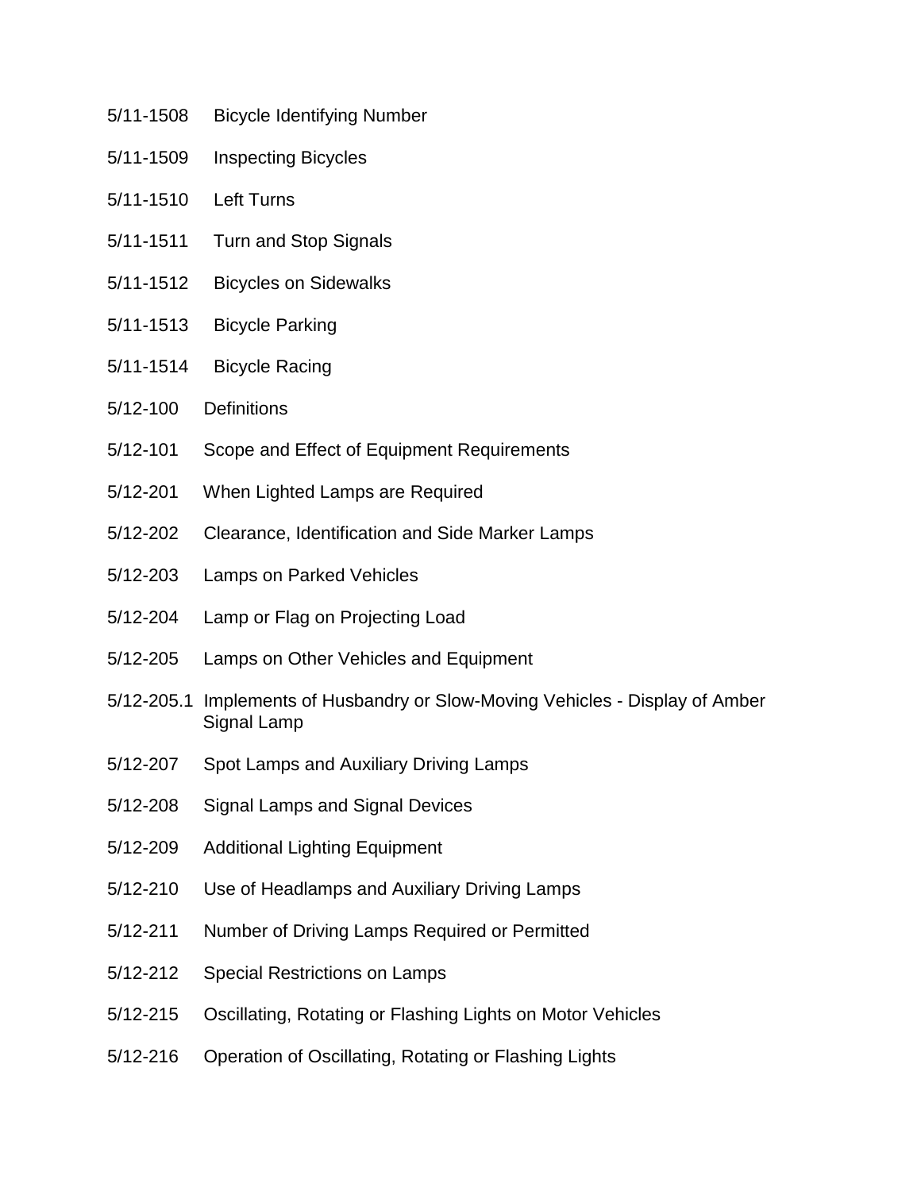5/11-1508 Bicycle Identifying Number

5/11-1509 Inspecting Bicycles

5/11-1510 Left Turns

5/11-1511 Turn and Stop Signals

5/11-1512 Bicycles on Sidewalks

5/11-1513 Bicycle Parking

5/11-1514 Bicycle Racing

5/12-100 Definitions

5/12-101 Scope and Effect of Equipment Requirements

5/12-201 When Lighted Lamps are Required

5/12-202 Clearance, Identification and Side Marker Lamps

5/12-203 Lamps on Parked Vehicles

5/12-204 Lamp or Flag on Projecting Load

5/12-205 Lamps on Other Vehicles and Equipment

5/12-205.1 Implements of Husbandry or Slow-Moving Vehicles - Display of Amber Signal Lamp

5/12-207 Spot Lamps and Auxiliary Driving Lamps

5/12-208 Signal Lamps and Signal Devices

5/12-209 Additional Lighting Equipment

5/12-210 Use of Headlamps and Auxiliary Driving Lamps

5/12-211 Number of Driving Lamps Required or Permitted

5/12-212 Special Restrictions on Lamps

5/12-215 Oscillating, Rotating or Flashing Lights on Motor Vehicles

5/12-216 Operation of Oscillating, Rotating or Flashing Lights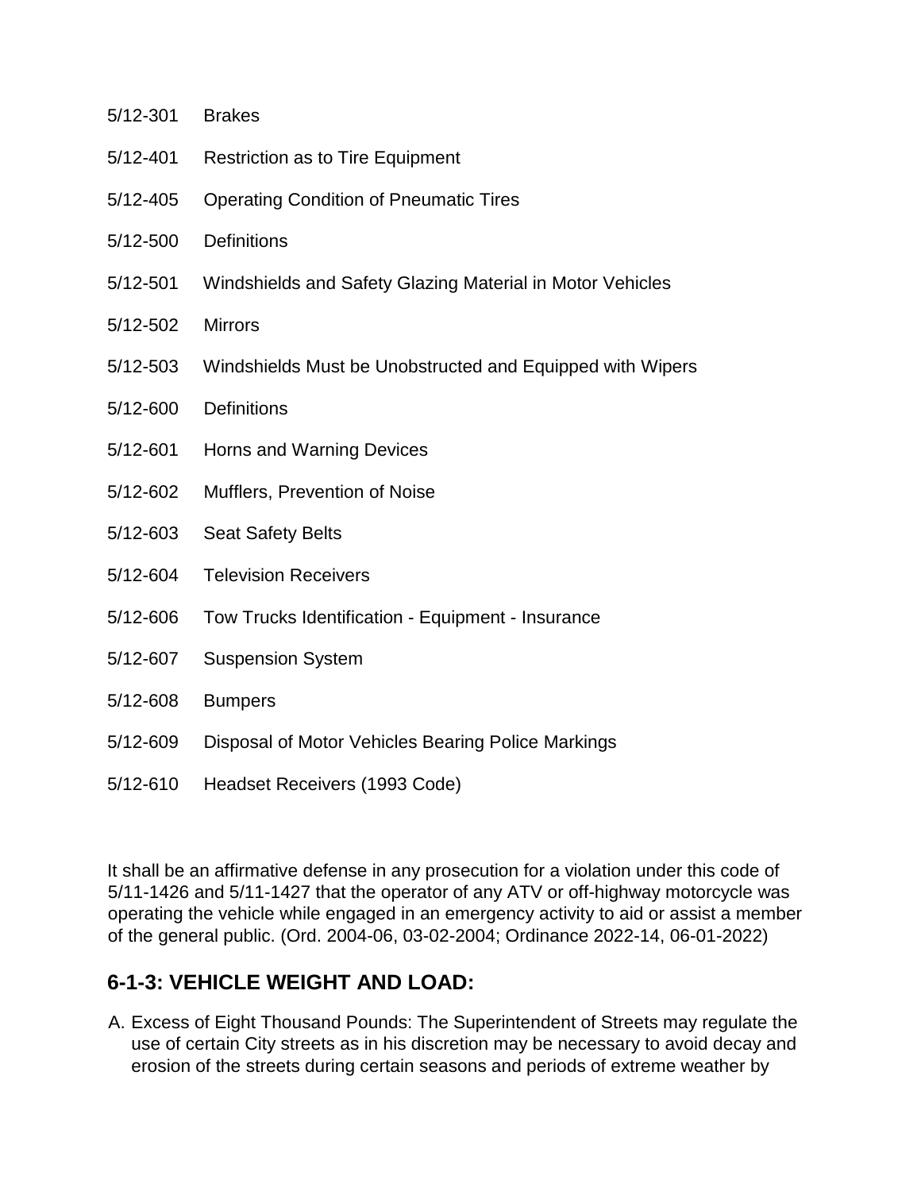5/12-301 Brakes

5/12-401 Restriction as to Tire Equipment

5/12-405 Operating Condition of Pneumatic Tires

5/12-500 Definitions

5/12-501 Windshields and Safety Glazing Material in Motor Vehicles

5/12-502 Mirrors

5/12-503 Windshields Must be Unobstructed and Equipped with Wipers

5/12-600 Definitions

5/12-601 Horns and Warning Devices

5/12-602 Mufflers, Prevention of Noise

5/12-603 Seat Safety Belts

5/12-604 Television Receivers

5/12-606 Tow Trucks Identification - Equipment - Insurance

5/12-607 Suspension System

5/12-608 Bumpers

5/12-609 Disposal of Motor Vehicles Bearing Police Markings

5/12-610 Headset Receivers (1993 Code)

It shall be an affirmative defense in any prosecution for a violation under this code of 5/11-1426 and 5/11-1427 that the operator of any ATV or off-highway motorcycle was operating the vehicle while engaged in an emergency activity to aid or assist a member of the general public. (Ord. 2004-06, 03-02-2004; Ordinance 2022-14, 06-01-2022)

## 6-1-3: VEHICLE WEIGHT AND LOAD:

A. Excess of Eight Thousand Pounds: The Superintendent of Streets may regulate the use of certain City streets as in his discretion may be necessary to avoid decay and erosion of the streets during certain seasons and periods of extreme weather by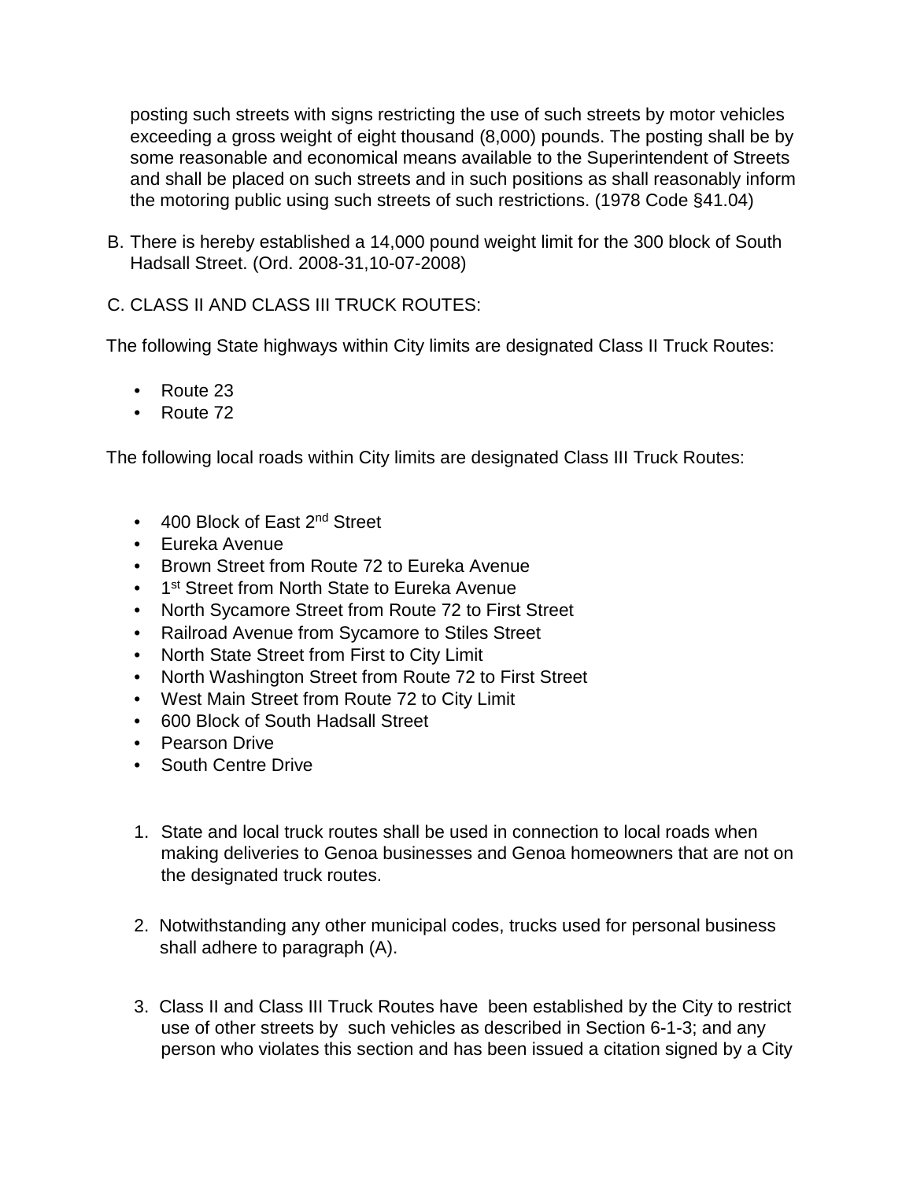posting such streets with signs restricting the use of such streets by motor vehicles exceeding a gross weight of eight thousand (8,000) pounds. The posting shall be by some reasonable and economical means available to the Superintendent of Streets and shall be placed on such streets and in such positions as shall reasonably inform the motoring public using such streets of such restrictions. (1978 Code §41.04)

B. There is hereby established a 14,000 pound weight limit for the 300 block of South Hadsall Street. (Ord. 2008-31,10-07-2008)

C. CLASS II AND CLASS III TRUCK ROUTES:

The following State highways within City limits are designated Class II Truck Routes:

- Route 23
- Route 72

The following local roads within City limits are designated Class III Truck Routes:

- 400 Block of East 2nd Street
- Eureka Avenue
- Brown Street from Route 72 to Eureka Avenue
- 1st Street from North State to Eureka Avenue
- North Sycamore Street from Route 72 to First Street
- Railroad Avenue from Sycamore to Stiles Street
- North State Street from First to City Limit
- North Washington Street from Route 72 to First Street
- West Main Street from Route 72 to City Limit
- 600 Block of South Hadsall Street
- Pearson Drive
- South Centre Drive

1. State and local truck routes shall be used in connection to local roads when making deliveries to Genoa businesses and Genoa homeowners that are not on the designated truck routes.

2. Notwithstanding any other municipal codes, trucks used for personal business shall adhere to paragraph (A).

3. Class II and Class III Truck Routes have been established by the City to restrict use of other streets by such vehicles as described in Section 6-1-3; and any person who violates this section and has been issued a citation signed by a City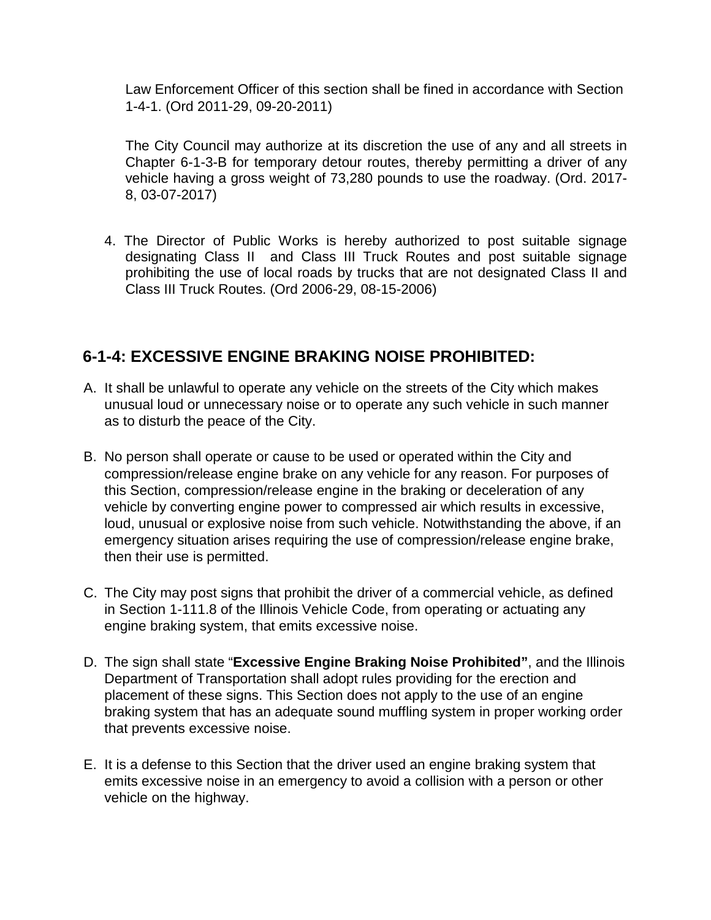Law Enforcement Officer of this section shall be fined in accordance with Section 1-4-1. (Ord 2011-29, 09-20-2011)

The City Council may authorize at its discretion the use of any and all streets in Chapter 6-1-3-B for temporary detour routes, thereby permitting a driver of any vehicle having a gross weight of 73,280 pounds to use the roadway. (Ord. 2017-8, 03-07-2017)

4. The Director of Public Works is hereby authorized to post suitable signage designating Class II and Class III Truck Routes and post suitable signage prohibiting the use of local roads by trucks that are not designated Class II and Class III Truck Routes. (Ord 2006-29, 08-15-2006)

## 6-1-4: EXCESSIVE ENGINE BRAKING NOISE PROHIBITED:

A. It shall be unlawful to operate any vehicle on the streets of the City which makes unusual loud or unnecessary noise or to operate any such vehicle in such manner as to disturb the peace of the City.

B. No person shall operate or cause to be used or operated within the City and compression/release engine brake on any vehicle for any reason. For purposes of this Section, compression/release engine in the braking or deceleration of any vehicle by converting engine power to compressed air which results in excessive, loud, unusual or explosive noise from such vehicle. Notwithstanding the above, if an emergency situation arises requiring the use of compression/release engine brake, then their use is permitted.

C. The City may post signs that prohibit the driver of a commercial vehicle, as defined in Section 1-111.8 of the Illinois Vehicle Code, from operating or actuating any engine braking system, that emits excessive noise.

D. The sign shall state "**Excessive Engine Braking Noise Prohibited"**, and the Illinois Department of Transportation shall adopt rules providing for the erection and placement of these signs. This Section does not apply to the use of an engine braking system that has an adequate sound muffling system in proper working order that prevents excessive noise.

E. It is a defense to this Section that the driver used an engine braking system that emits excessive noise in an emergency to avoid a collision with a person or other vehicle on the highway.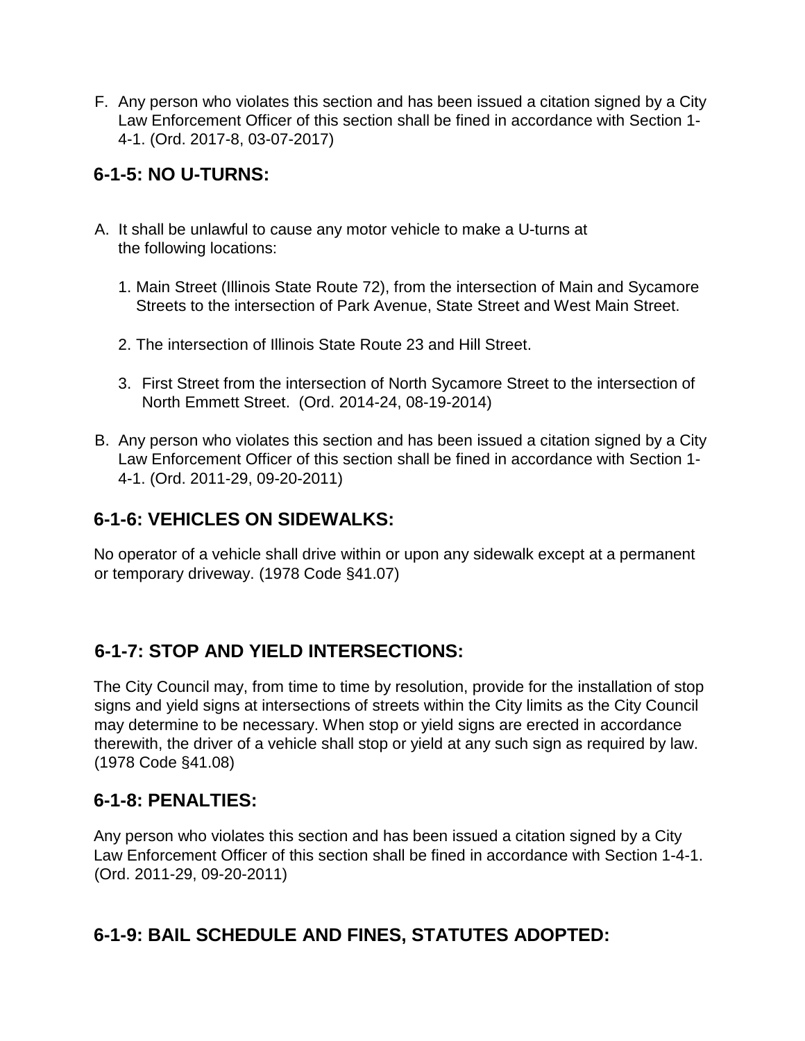F. Any person who violates this section and has been issued a citation signed by a City Law Enforcement Officer of this section shall be fined in accordance with Section 1-4-1. (Ord. 2017-8, 03-07-2017)

## 6-1-5: NO U-TURNS:

A. It shall be unlawful to cause any motor vehicle to make a U-turns at the following locations:

   1. Main Street (Illinois State Route 72), from the intersection of Main and Sycamore Streets to the intersection of Park Avenue, State Street and West Main Street.

   2. The intersection of Illinois State Route 23 and Hill Street.

   3. First Street from the intersection of North Sycamore Street to the intersection of North Emmett Street. (Ord. 2014-24, 08-19-2014)

B. Any person who violates this section and has been issued a citation signed by a City Law Enforcement Officer of this section shall be fined in accordance with Section 1-4-1. (Ord. 2011-29, 09-20-2011)

## 6-1-6: VEHICLES ON SIDEWALKS:

No operator of a vehicle shall drive within or upon any sidewalk except at a permanent or temporary driveway. (1978 Code §41.07)

## 6-1-7: STOP AND YIELD INTERSECTIONS:

The City Council may, from time to time by resolution, provide for the installation of stop signs and yield signs at intersections of streets within the City limits as the City Council may determine to be necessary. When stop or yield signs are erected in accordance therewith, the driver of a vehicle shall stop or yield at any such sign as required by law. (1978 Code §41.08)

## 6-1-8: PENALTIES:

Any person who violates this section and has been issued a citation signed by a City Law Enforcement Officer of this section shall be fined in accordance with Section 1-4-1. (Ord. 2011-29, 09-20-2011)

## 6-1-9: BAIL SCHEDULE AND FINES, STATUTES ADOPTED: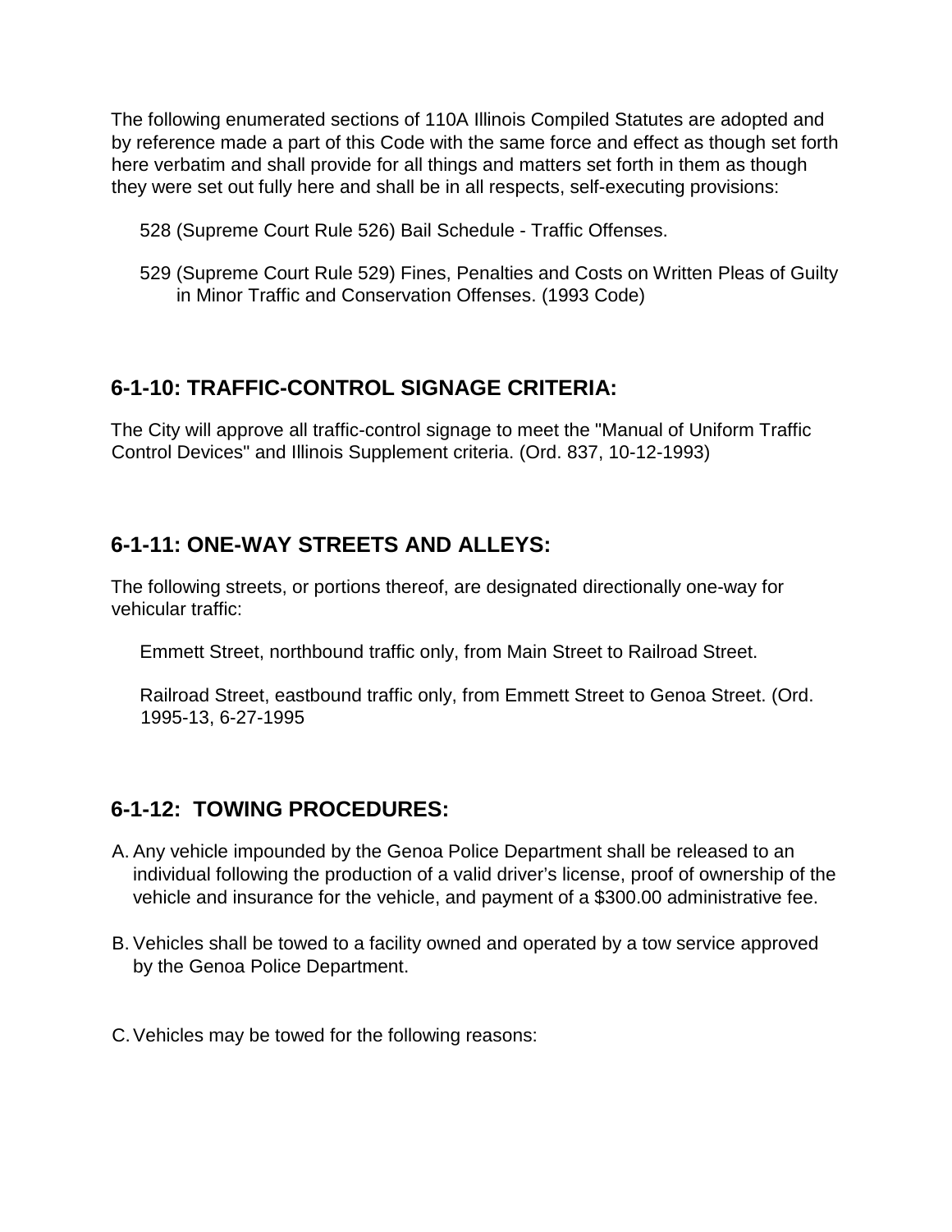The following enumerated sections of 110A Illinois Compiled Statutes are adopted and by reference made a part of this Code with the same force and effect as though set forth here verbatim and shall provide for all things and matters set forth in them as though they were set out fully here and shall be in all respects, self-executing provisions:

528 (Supreme Court Rule 526) Bail Schedule - Traffic Offenses.

529 (Supreme Court Rule 529) Fines, Penalties and Costs on Written Pleas of Guilty in Minor Traffic and Conservation Offenses. (1993 Code)

## 6-1-10: TRAFFIC-CONTROL SIGNAGE CRITERIA:

The City will approve all traffic-control signage to meet the "Manual of Uniform Traffic Control Devices" and Illinois Supplement criteria. (Ord. 837, 10-12-1993)

## 6-1-11: ONE-WAY STREETS AND ALLEYS:

The following streets, or portions thereof, are designated directionally one-way for vehicular traffic:

Emmett Street, northbound traffic only, from Main Street to Railroad Street.

Railroad Street, eastbound traffic only, from Emmett Street to Genoa Street. (Ord. 1995-13, 6-27-1995

## 6-1-12: TOWING PROCEDURES:

A. Any vehicle impounded by the Genoa Police Department shall be released to an individual following the production of a valid driver's license, proof of ownership of the vehicle and insurance for the vehicle, and payment of a $300.00 administrative fee.

B. Vehicles shall be towed to a facility owned and operated by a tow service approved by the Genoa Police Department.

C. Vehicles may be towed for the following reasons: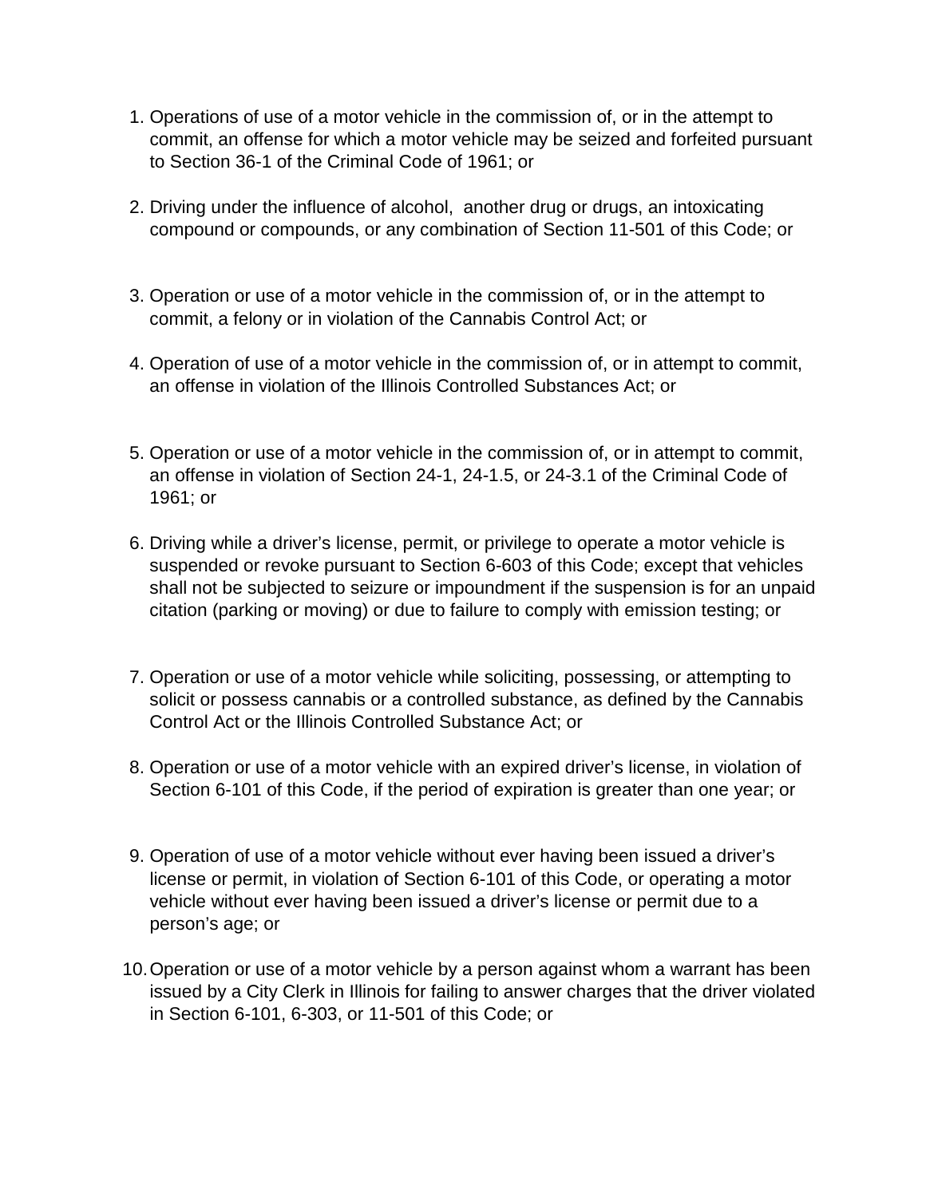1. Operations of use of a motor vehicle in the commission of, or in the attempt to commit, an offense for which a motor vehicle may be seized and forfeited pursuant to Section 36-1 of the Criminal Code of 1961; or

2. Driving under the influence of alcohol,  another drug or drugs, an intoxicating compound or compounds, or any combination of Section 11-501 of this Code; or

3. Operation or use of a motor vehicle in the commission of, or in the attempt to commit, a felony or in violation of the Cannabis Control Act; or

4. Operation of use of a motor vehicle in the commission of, or in attempt to commit, an offense in violation of the Illinois Controlled Substances Act; or

5. Operation or use of a motor vehicle in the commission of, or in attempt to commit, an offense in violation of Section 24-1, 24-1.5, or 24-3.1 of the Criminal Code of 1961; or

6. Driving while a driver's license, permit, or privilege to operate a motor vehicle is suspended or revoke pursuant to Section 6-603 of this Code; except that vehicles shall not be subjected to seizure or impoundment if the suspension is for an unpaid citation (parking or moving) or due to failure to comply with emission testing; or

7. Operation or use of a motor vehicle while soliciting, possessing, or attempting to solicit or possess cannabis or a controlled substance, as defined by the Cannabis Control Act or the Illinois Controlled Substance Act; or

8. Operation or use of a motor vehicle with an expired driver's license, in violation of Section 6-101 of this Code, if the period of expiration is greater than one year; or

9. Operation of use of a motor vehicle without ever having been issued a driver's license or permit, in violation of Section 6-101 of this Code, or operating a motor vehicle without ever having been issued a driver's license or permit due to a person's age; or

10. Operation or use of a motor vehicle by a person against whom a warrant has been issued by a City Clerk in Illinois for failing to answer charges that the driver violated in Section 6-101, 6-303, or 11-501 of this Code; or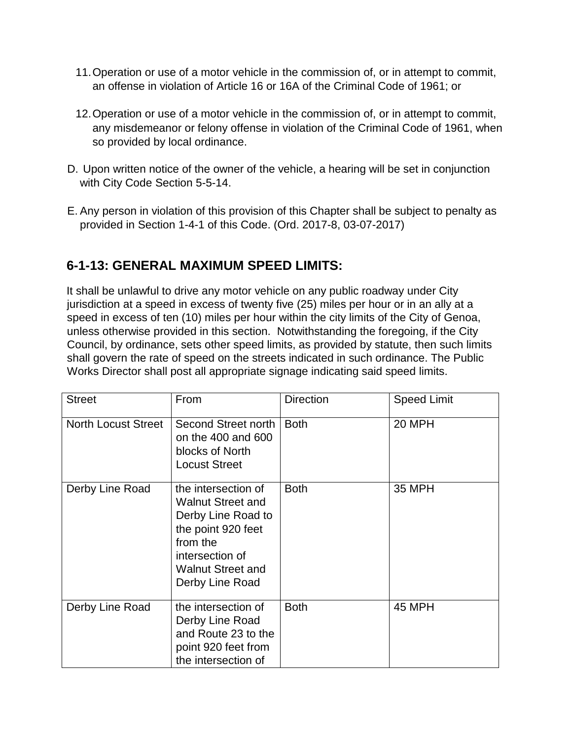11. Operation or use of a motor vehicle in the commission of, or in attempt to commit, an offense in violation of Article 16 or 16A of the Criminal Code of 1961; or

12. Operation or use of a motor vehicle in the commission of, or in attempt to commit, any misdemeanor or felony offense in violation of the Criminal Code of 1961, when so provided by local ordinance.

D. Upon written notice of the owner of the vehicle, a hearing will be set in conjunction with City Code Section 5-5-14.

E. Any person in violation of this provision of this Chapter shall be subject to penalty as provided in Section 1-4-1 of this Code. (Ord. 2017-8, 03-07-2017)

## 6-1-13: GENERAL MAXIMUM SPEED LIMITS:

It shall be unlawful to drive any motor vehicle on any public roadway under City jurisdiction at a speed in excess of twenty five (25) miles per hour or in an ally at a speed in excess of ten (10) miles per hour within the city limits of the City of Genoa, unless otherwise provided in this section. Notwithstanding the foregoing, if the City Council, by ordinance, sets other speed limits, as provided by statute, then such limits shall govern the rate of speed on the streets indicated in such ordinance. The Public Works Director shall post all appropriate signage indicating said speed limits.

| Street | From | Direction | Speed Limit |
|---|---|---|---|
| North Locust Street | Second Street north on the 400 and 600 blocks of North Locust Street | Both | 20 MPH |
| Derby Line Road | the intersection of Walnut Street and Derby Line Road to the point 920 feet from the intersection of Walnut Street and Derby Line Road | Both | 35 MPH |
| Derby Line Road | the intersection of Derby Line Road and Route 23 to the point 920 feet from the intersection of | Both | 45 MPH |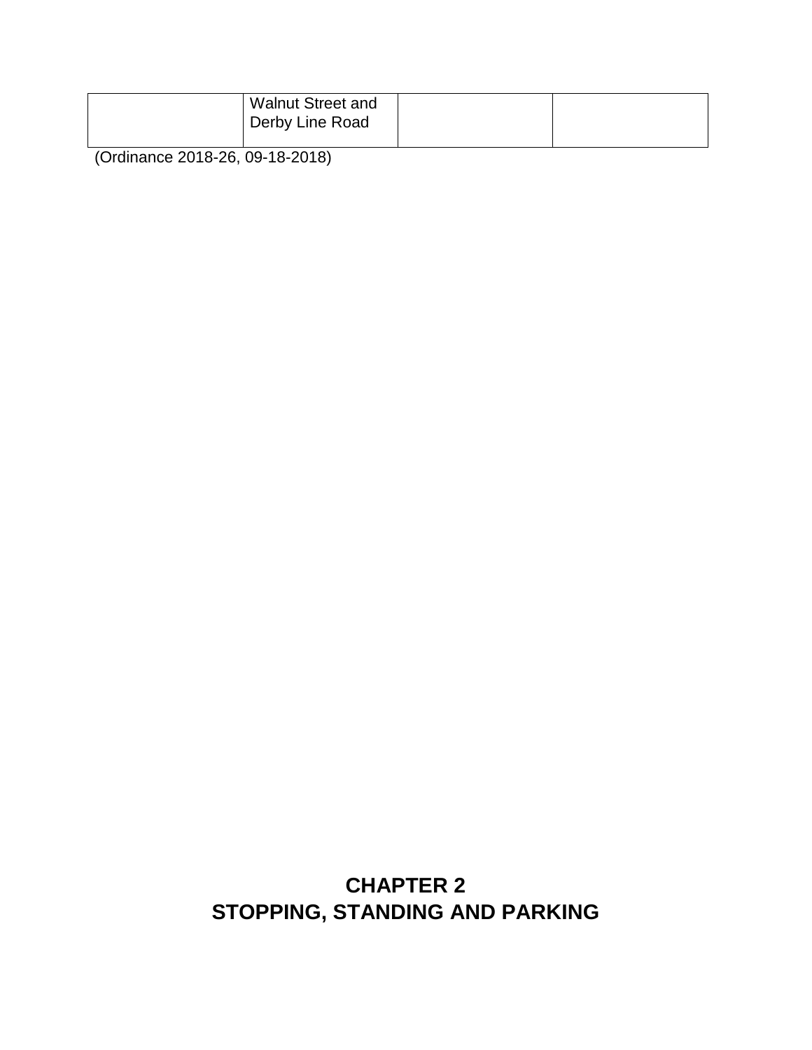|  | Walnut Street and Derby Line Road |  |  |
|---|---|---|---|

(Ordinance 2018-26, 09-18-2018)

# CHAPTER 2
# STOPPING, STANDING AND PARKING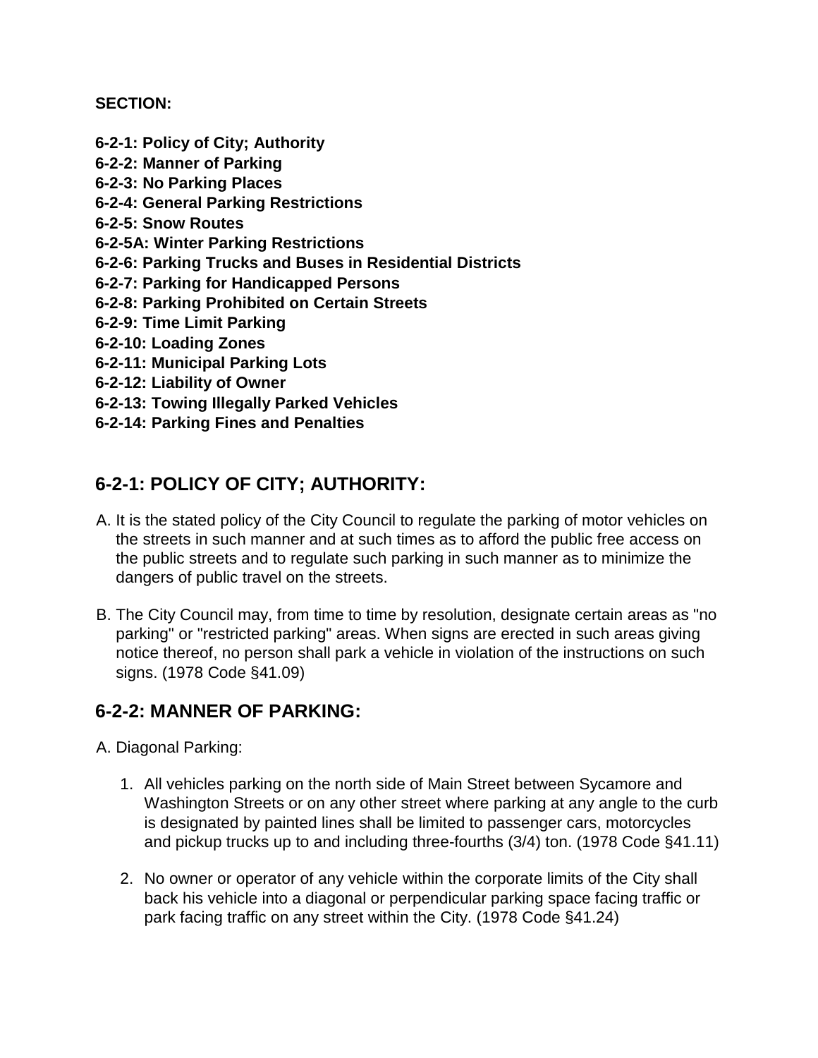**SECTION:**

**6-2-1: Policy of City; Authority**
**6-2-2: Manner of Parking**
**6-2-3: No Parking Places**
**6-2-4: General Parking Restrictions**
**6-2-5: Snow Routes**
**6-2-5A: Winter Parking Restrictions**
**6-2-6: Parking Trucks and Buses in Residential Districts**
**6-2-7: Parking for Handicapped Persons**
**6-2-8: Parking Prohibited on Certain Streets**
**6-2-9: Time Limit Parking**
**6-2-10: Loading Zones**
**6-2-11: Municipal Parking Lots**
**6-2-12: Liability of Owner**
**6-2-13: Towing Illegally Parked Vehicles**
**6-2-14: Parking Fines and Penalties**

## 6-2-1: POLICY OF CITY; AUTHORITY:

A. It is the stated policy of the City Council to regulate the parking of motor vehicles on the streets in such manner and at such times as to afford the public free access on the public streets and to regulate such parking in such manner as to minimize the dangers of public travel on the streets.

B. The City Council may, from time to time by resolution, designate certain areas as "no parking" or "restricted parking" areas. When signs are erected in such areas giving notice thereof, no person shall park a vehicle in violation of the instructions on such signs. (1978 Code §41.09)

## 6-2-2: MANNER OF PARKING:

A. Diagonal Parking:

1. All vehicles parking on the north side of Main Street between Sycamore and Washington Streets or on any other street where parking at any angle to the curb is designated by painted lines shall be limited to passenger cars, motorcycles and pickup trucks up to and including three-fourths (3/4) ton. (1978 Code §41.11)

2. No owner or operator of any vehicle within the corporate limits of the City shall back his vehicle into a diagonal or perpendicular parking space facing traffic or park facing traffic on any street within the City. (1978 Code §41.24)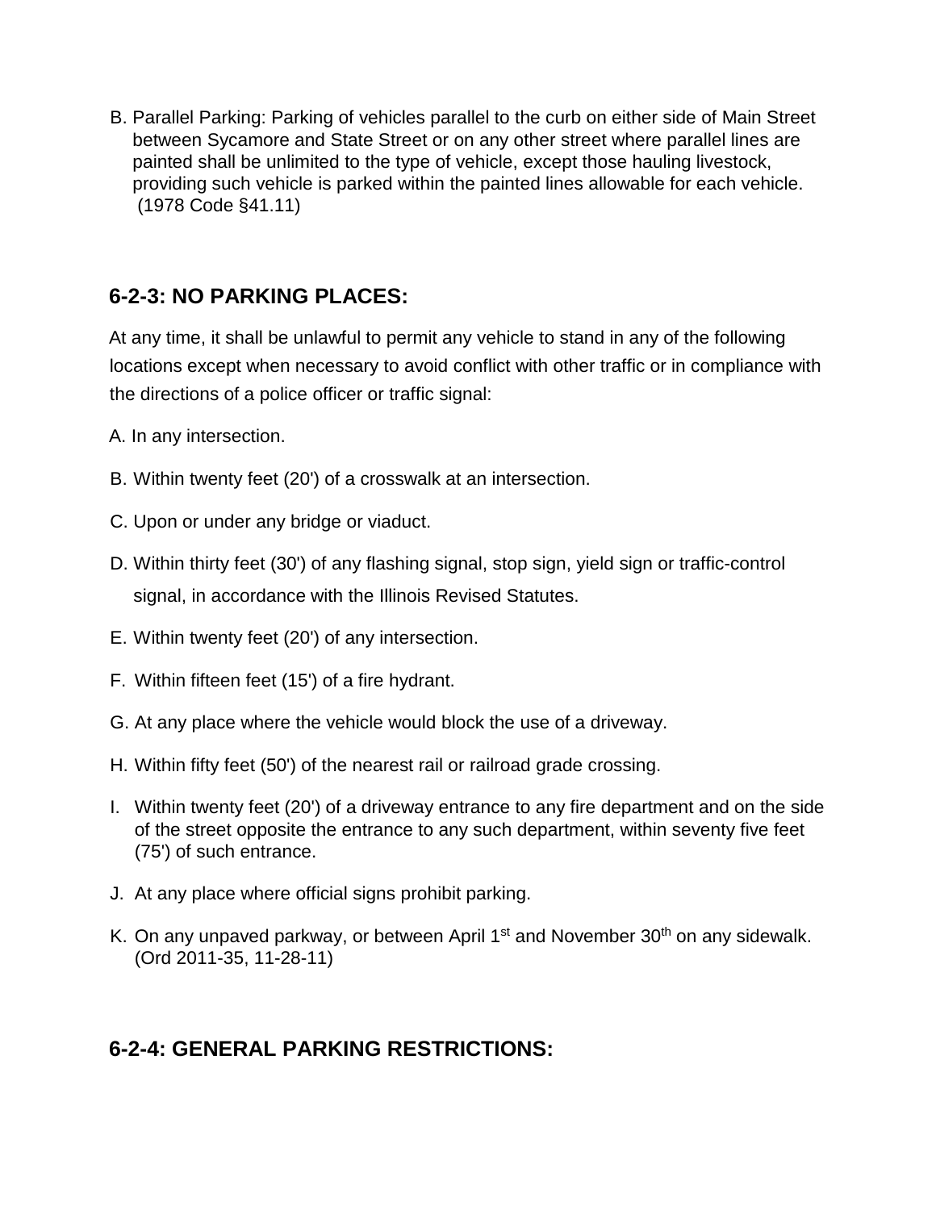B. Parallel Parking: Parking of vehicles parallel to the curb on either side of Main Street between Sycamore and State Street or on any other street where parallel lines are painted shall be unlimited to the type of vehicle, except those hauling livestock, providing such vehicle is parked within the painted lines allowable for each vehicle. (1978 Code §41.11)

## 6-2-3: NO PARKING PLACES:

At any time, it shall be unlawful to permit any vehicle to stand in any of the following locations except when necessary to avoid conflict with other traffic or in compliance with the directions of a police officer or traffic signal:

A. In any intersection.

B. Within twenty feet (20') of a crosswalk at an intersection.

C. Upon or under any bridge or viaduct.

D. Within thirty feet (30') of any flashing signal, stop sign, yield sign or traffic-control signal, in accordance with the Illinois Revised Statutes.

E. Within twenty feet (20') of any intersection.

F. Within fifteen feet (15') of a fire hydrant.

G. At any place where the vehicle would block the use of a driveway.

H. Within fifty feet (50') of the nearest rail or railroad grade crossing.

I. Within twenty feet (20') of a driveway entrance to any fire department and on the side of the street opposite the entrance to any such department, within seventy five feet (75') of such entrance.

J. At any place where official signs prohibit parking.

K. On any unpaved parkway, or between April 1st and November 30th on any sidewalk. (Ord 2011-35, 11-28-11)

## 6-2-4: GENERAL PARKING RESTRICTIONS: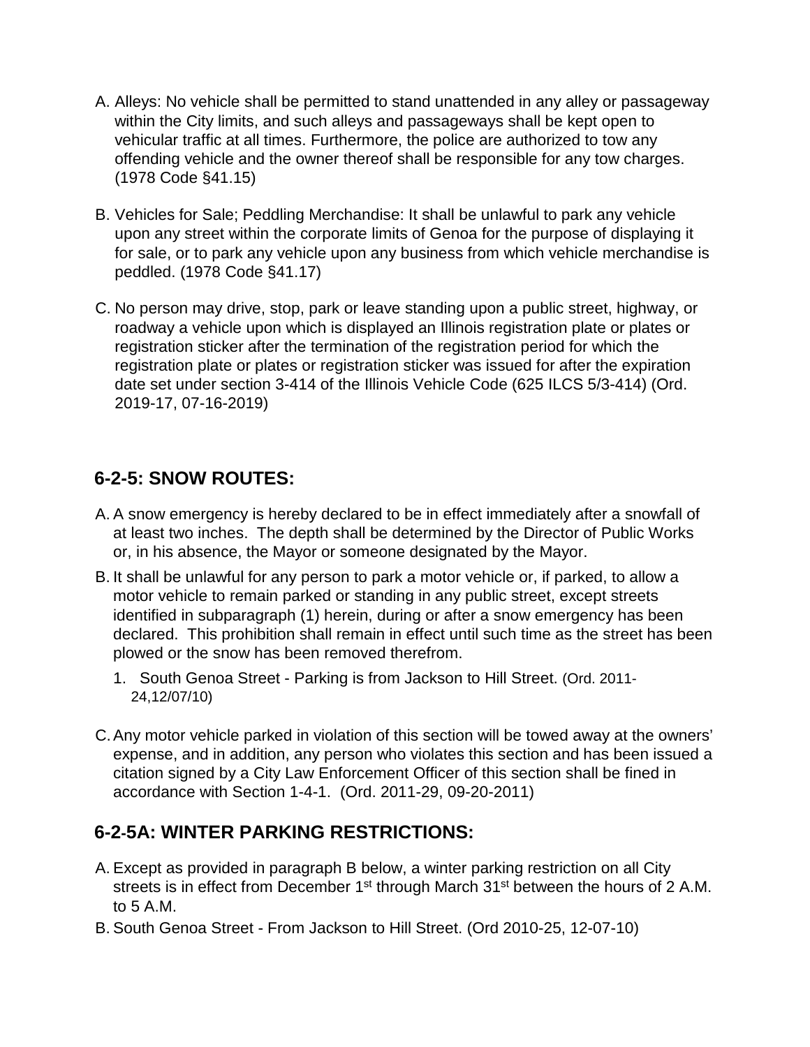A. Alleys: No vehicle shall be permitted to stand unattended in any alley or passageway within the City limits, and such alleys and passageways shall be kept open to vehicular traffic at all times. Furthermore, the police are authorized to tow any offending vehicle and the owner thereof shall be responsible for any tow charges. (1978 Code §41.15)

B. Vehicles for Sale; Peddling Merchandise: It shall be unlawful to park any vehicle upon any street within the corporate limits of Genoa for the purpose of displaying it for sale, or to park any vehicle upon any business from which vehicle merchandise is peddled. (1978 Code §41.17)

C. No person may drive, stop, park or leave standing upon a public street, highway, or roadway a vehicle upon which is displayed an Illinois registration plate or plates or registration sticker after the termination of the registration period for which the registration plate or plates or registration sticker was issued for after the expiration date set under section 3-414 of the Illinois Vehicle Code (625 ILCS 5/3-414) (Ord. 2019-17, 07-16-2019)

## 6-2-5: SNOW ROUTES:

A. A snow emergency is hereby declared to be in effect immediately after a snowfall of at least two inches. The depth shall be determined by the Director of Public Works or, in his absence, the Mayor or someone designated by the Mayor.

B. It shall be unlawful for any person to park a motor vehicle or, if parked, to allow a motor vehicle to remain parked or standing in any public street, except streets identified in subparagraph (1) herein, during or after a snow emergency has been declared. This prohibition shall remain in effect until such time as the street has been plowed or the snow has been removed therefrom.

   1. South Genoa Street - Parking is from Jackson to Hill Street. (Ord. 2011-24,12/07/10)

C. Any motor vehicle parked in violation of this section will be towed away at the owners' expense, and in addition, any person who violates this section and has been issued a citation signed by a City Law Enforcement Officer of this section shall be fined in accordance with Section 1-4-1. (Ord. 2011-29, 09-20-2011)

## 6-2-5A: WINTER PARKING RESTRICTIONS:

A. Except as provided in paragraph B below, a winter parking restriction on all City streets is in effect from December 1st through March 31st between the hours of 2 A.M. to 5 A.M.

B. South Genoa Street - From Jackson to Hill Street. (Ord 2010-25, 12-07-10)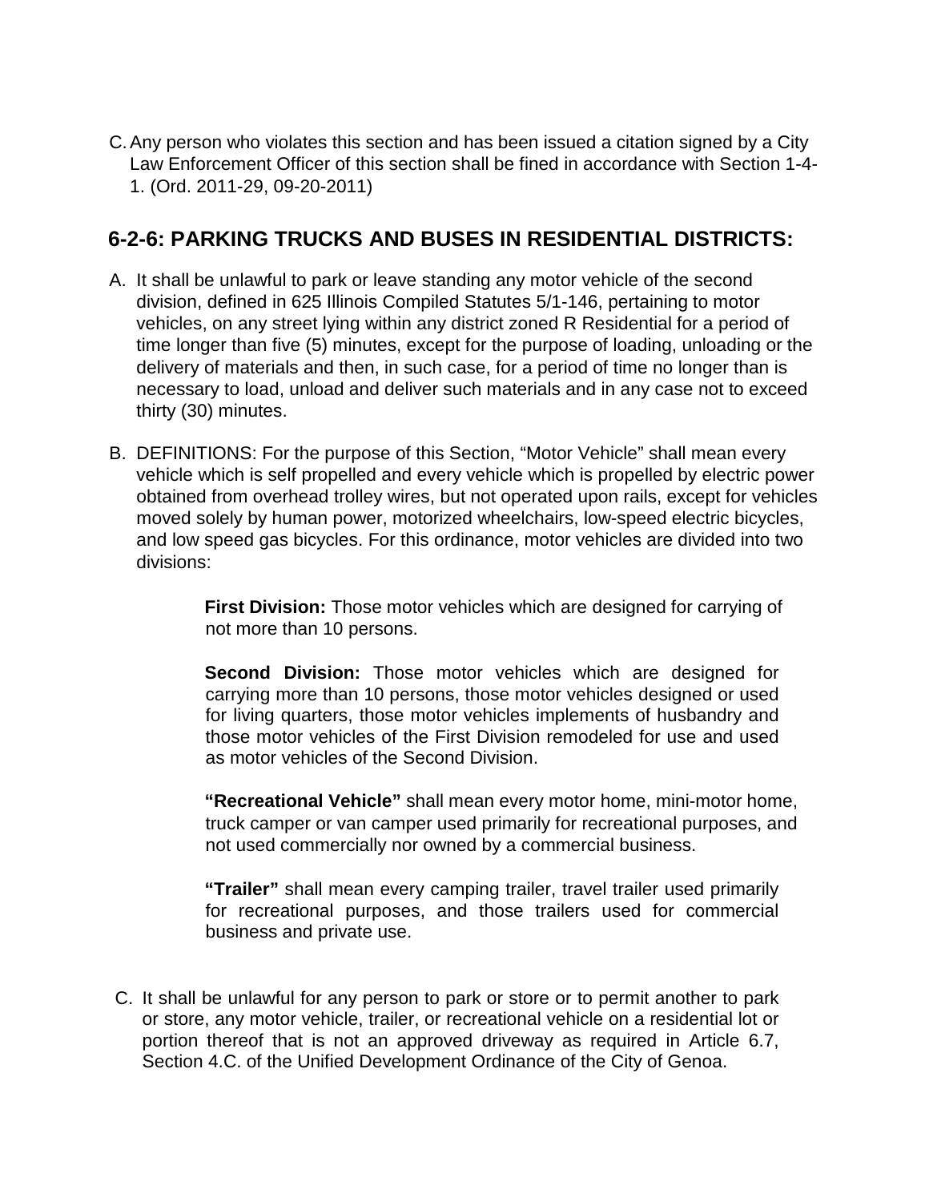C. Any person who violates this section and has been issued a citation signed by a City Law Enforcement Officer of this section shall be fined in accordance with Section 1-4-1. (Ord. 2011-29, 09-20-2011)

## 6-2-6: PARKING TRUCKS AND BUSES IN RESIDENTIAL DISTRICTS:

A. It shall be unlawful to park or leave standing any motor vehicle of the second division, defined in 625 Illinois Compiled Statutes 5/1-146, pertaining to motor vehicles, on any street lying within any district zoned R Residential for a period of time longer than five (5) minutes, except for the purpose of loading, unloading or the delivery of materials and then, in such case, for a period of time no longer than is necessary to load, unload and deliver such materials and in any case not to exceed thirty (30) minutes.

B. DEFINITIONS: For the purpose of this Section, "Motor Vehicle" shall mean every vehicle which is self propelled and every vehicle which is propelled by electric power obtained from overhead trolley wires, but not operated upon rails, except for vehicles moved solely by human power, motorized wheelchairs, low-speed electric bicycles, and low speed gas bicycles. For this ordinance, motor vehicles are divided into two divisions:

**First Division:** Those motor vehicles which are designed for carrying of not more than 10 persons.

**Second Division:** Those motor vehicles which are designed for carrying more than 10 persons, those motor vehicles designed or used for living quarters, those motor vehicles implements of husbandry and those motor vehicles of the First Division remodeled for use and used as motor vehicles of the Second Division.

**"Recreational Vehicle"** shall mean every motor home, mini-motor home, truck camper or van camper used primarily for recreational purposes, and not used commercially nor owned by a commercial business.

**"Trailer"** shall mean every camping trailer, travel trailer used primarily for recreational purposes, and those trailers used for commercial business and private use.

C. It shall be unlawful for any person to park or store or to permit another to park or store, any motor vehicle, trailer, or recreational vehicle on a residential lot or portion thereof that is not an approved driveway as required in Article 6.7, Section 4.C. of the Unified Development Ordinance of the City of Genoa.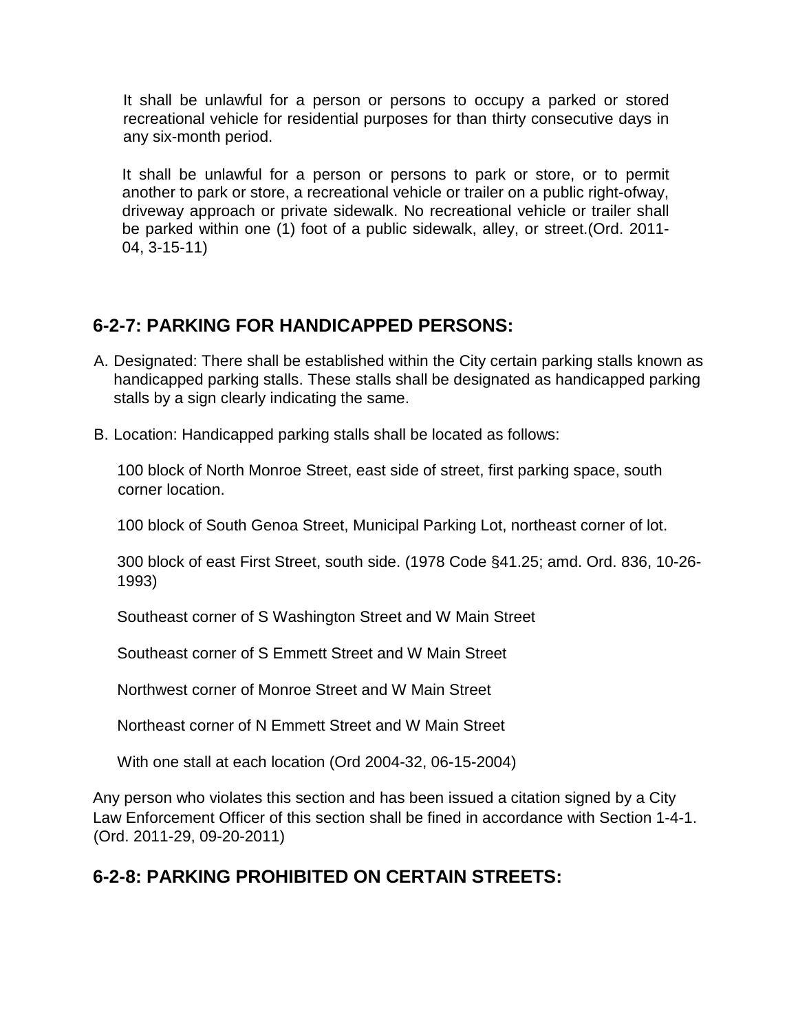It shall be unlawful for a person or persons to occupy a parked or stored recreational vehicle for residential purposes for than thirty consecutive days in any six-month period.

It shall be unlawful for a person or persons to park or store, or to permit another to park or store, a recreational vehicle or trailer on a public right-ofway, driveway approach or private sidewalk. No recreational vehicle or trailer shall be parked within one (1) foot of a public sidewalk, alley, or street.(Ord. 2011-04, 3-15-11)

## 6-2-7: PARKING FOR HANDICAPPED PERSONS:

A. Designated: There shall be established within the City certain parking stalls known as handicapped parking stalls. These stalls shall be designated as handicapped parking stalls by a sign clearly indicating the same.

B. Location: Handicapped parking stalls shall be located as follows:

100 block of North Monroe Street, east side of street, first parking space, south corner location.

100 block of South Genoa Street, Municipal Parking Lot, northeast corner of lot.

300 block of east First Street, south side. (1978 Code §41.25; amd. Ord. 836, 10-26-1993)

Southeast corner of S Washington Street and W Main Street

Southeast corner of S Emmett Street and W Main Street

Northwest corner of Monroe Street and W Main Street

Northeast corner of N Emmett Street and W Main Street

With one stall at each location (Ord 2004-32, 06-15-2004)

Any person who violates this section and has been issued a citation signed by a City Law Enforcement Officer of this section shall be fined in accordance with Section 1-4-1. (Ord. 2011-29, 09-20-2011)

## 6-2-8: PARKING PROHIBITED ON CERTAIN STREETS: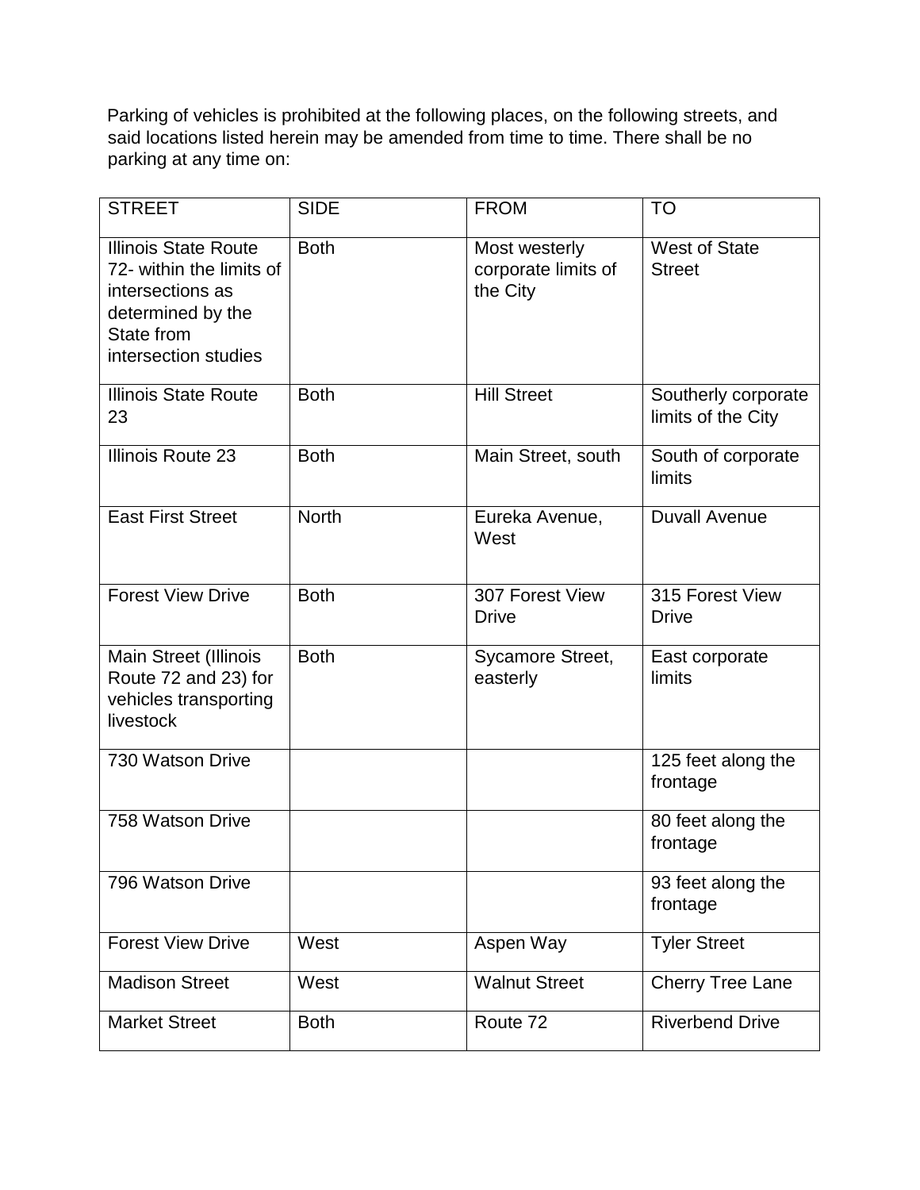Parking of vehicles is prohibited at the following places, on the following streets, and said locations listed herein may be amended from time to time. There shall be no parking at any time on:

| STREET | SIDE | FROM | TO |
|---|---|---|---|
| Illinois State Route 72- within the limits of intersections as determined by the State from intersection studies | Both | Most westerly corporate limits of the City | West of State Street |
| Illinois State Route 23 | Both | Hill Street | Southerly corporate limits of the City |
| Illinois Route 23 | Both | Main Street, south | South of corporate limits |
| East First Street | North | Eureka Avenue, West | Duvall Avenue |
| Forest View Drive | Both | 307 Forest View Drive | 315 Forest View Drive |
| Main Street (Illinois Route 72 and 23) for vehicles transporting livestock | Both | Sycamore Street, easterly | East corporate limits |
| 730 Watson Drive | | | 125 feet along the frontage |
| 758 Watson Drive | | | 80 feet along the frontage |
| 796 Watson Drive | | | 93 feet along the frontage |
| Forest View Drive | West | Aspen Way | Tyler Street |
| Madison Street | West | Walnut Street | Cherry Tree Lane |
| Market Street | Both | Route 72 | Riverbend Drive |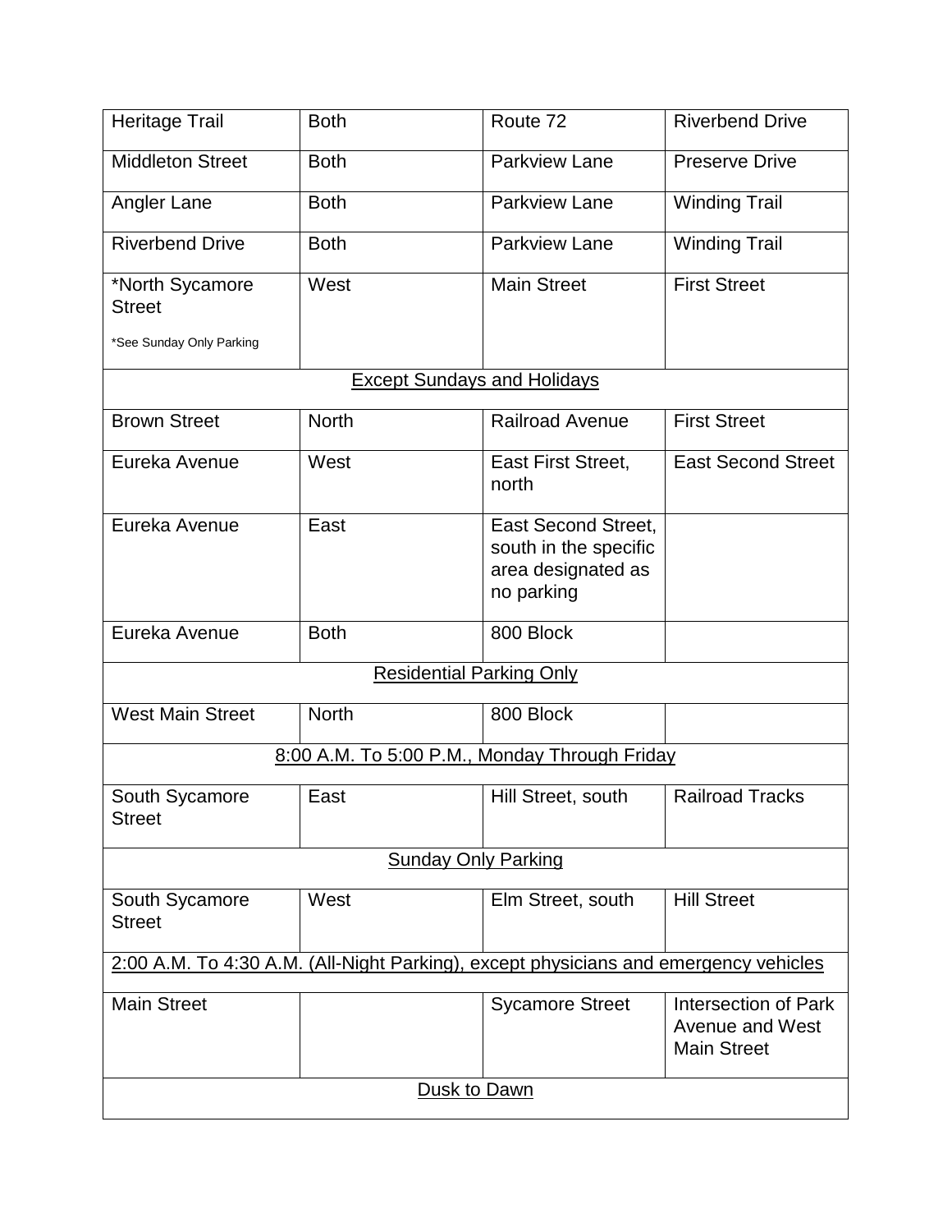| Heritage Trail | Both | Route 72 | Riverbend Drive |
|---|---|---|---|
| Middleton Street | Both | Parkview Lane | Preserve Drive |
| Angler Lane | Both | Parkview Lane | Winding Trail |
| Riverbend Drive | Both | Parkview Lane | Winding Trail |
| *North Sycamore Street<br>*See Sunday Only Parking | West | Main Street | First Street |
| Except Sundays and Holidays | | | |
| Brown Street | North | Railroad Avenue | First Street |
| Eureka Avenue | West | East First Street, north | East Second Street |
| Eureka Avenue | East | East Second Street, south in the specific area designated as no parking | |
| Eureka Avenue | Both | 800 Block | |
| Residential Parking Only | | | |
| West Main Street | North | 800 Block | |
| 8:00 A.M. To 5:00 P.M., Monday Through Friday | | | |
| South Sycamore Street | East | Hill Street, south | Railroad Tracks |
| Sunday Only Parking | | | |
| South Sycamore Street | West | Elm Street, south | Hill Street |
| 2:00 A.M. To 4:30 A.M. (All-Night Parking), except physicians and emergency vehicles | | | |
| Main Street | | Sycamore Street | Intersection of Park Avenue and West Main Street |
| Dusk to Dawn | | | |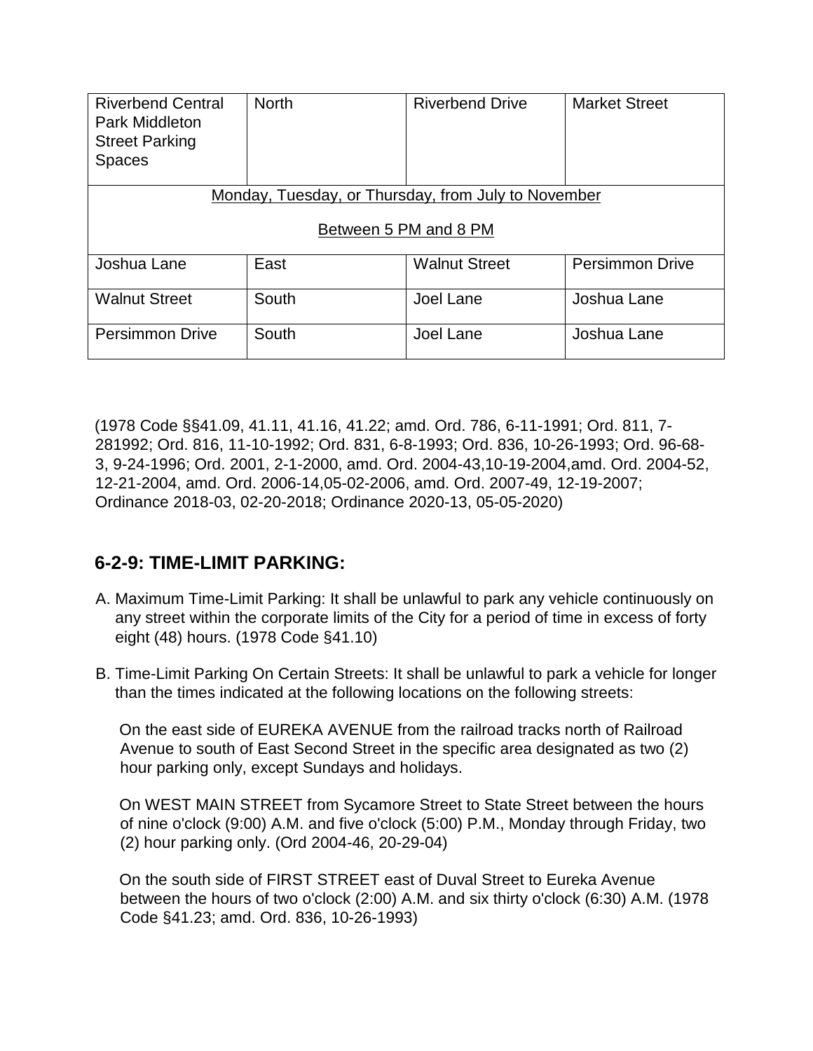| | | | |
|---|---|---|---|
| Riverbend Central Park Middleton Street Parking Spaces | North | Riverbend Drive | Market Street |
| Monday, Tuesday, or Thursday, from July to November<br><br>Between 5 PM and 8 PM | | | |
| Joshua Lane | East | Walnut Street | Persimmon Drive |
| Walnut Street | South | Joel Lane | Joshua Lane |
| Persimmon Drive | South | Joel Lane | Joshua Lane |

(1978 Code §§41.09, 41.11, 41.16, 41.22; amd. Ord. 786, 6-11-1991; Ord. 811, 7-281992; Ord. 816, 11-10-1992; Ord. 831, 6-8-1993; Ord. 836, 10-26-1993; Ord. 96-68-3, 9-24-1996; Ord. 2001, 2-1-2000, amd. Ord. 2004-43,10-19-2004,amd. Ord. 2004-52, 12-21-2004, amd. Ord. 2006-14,05-02-2006, amd. Ord. 2007-49, 12-19-2007; Ordinance 2018-03, 02-20-2018; Ordinance 2020-13, 05-05-2020)

## 6-2-9: TIME-LIMIT PARKING:

A. Maximum Time-Limit Parking: It shall be unlawful to park any vehicle continuously on any street within the corporate limits of the City for a period of time in excess of forty eight (48) hours. (1978 Code §41.10)

B. Time-Limit Parking On Certain Streets: It shall be unlawful to park a vehicle for longer than the times indicated at the following locations on the following streets:

On the east side of EUREKA AVENUE from the railroad tracks north of Railroad Avenue to south of East Second Street in the specific area designated as two (2) hour parking only, except Sundays and holidays.

On WEST MAIN STREET from Sycamore Street to State Street between the hours of nine o'clock (9:00) A.M. and five o'clock (5:00) P.M., Monday through Friday, two (2) hour parking only. (Ord 2004-46, 20-29-04)

On the south side of FIRST STREET east of Duval Street to Eureka Avenue between the hours of two o'clock (2:00) A.M. and six thirty o'clock (6:30) A.M. (1978 Code §41.23; amd. Ord. 836, 10-26-1993)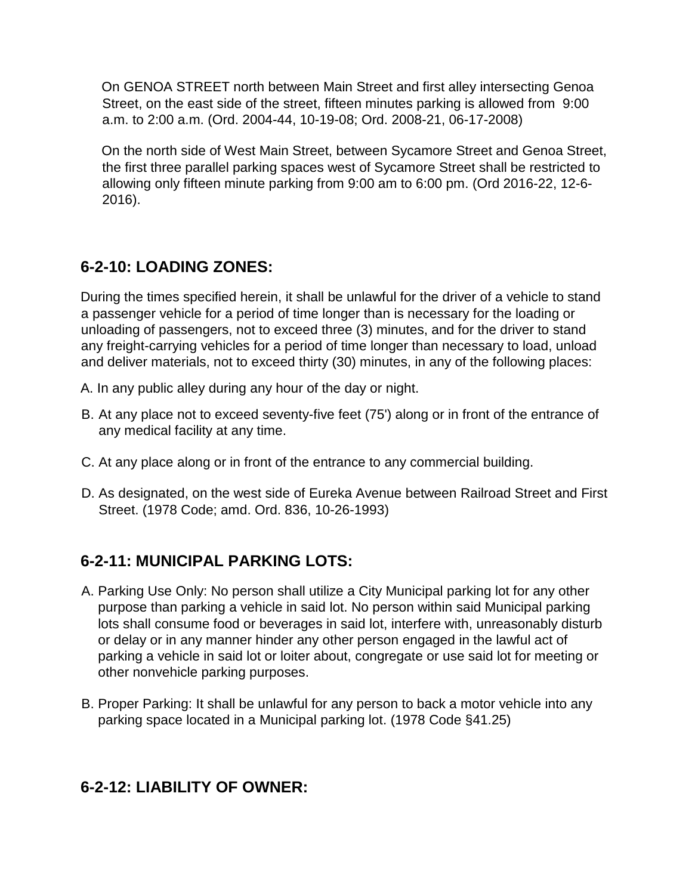On GENOA STREET north between Main Street and first alley intersecting Genoa Street, on the east side of the street, fifteen minutes parking is allowed from 9:00 a.m. to 2:00 a.m. (Ord. 2004-44, 10-19-08; Ord. 2008-21, 06-17-2008)

On the north side of West Main Street, between Sycamore Street and Genoa Street, the first three parallel parking spaces west of Sycamore Street shall be restricted to allowing only fifteen minute parking from 9:00 am to 6:00 pm. (Ord 2016-22, 12-6-2016).

## 6-2-10: LOADING ZONES:

During the times specified herein, it shall be unlawful for the driver of a vehicle to stand a passenger vehicle for a period of time longer than is necessary for the loading or unloading of passengers, not to exceed three (3) minutes, and for the driver to stand any freight-carrying vehicles for a period of time longer than necessary to load, unload and deliver materials, not to exceed thirty (30) minutes, in any of the following places:

A. In any public alley during any hour of the day or night.

B. At any place not to exceed seventy-five feet (75') along or in front of the entrance of any medical facility at any time.

C. At any place along or in front of the entrance to any commercial building.

D. As designated, on the west side of Eureka Avenue between Railroad Street and First Street. (1978 Code; amd. Ord. 836, 10-26-1993)

## 6-2-11: MUNICIPAL PARKING LOTS:

A. Parking Use Only: No person shall utilize a City Municipal parking lot for any other purpose than parking a vehicle in said lot. No person within said Municipal parking lots shall consume food or beverages in said lot, interfere with, unreasonably disturb or delay or in any manner hinder any other person engaged in the lawful act of parking a vehicle in said lot or loiter about, congregate or use said lot for meeting or other nonvehicle parking purposes.

B. Proper Parking: It shall be unlawful for any person to back a motor vehicle into any parking space located in a Municipal parking lot. (1978 Code §41.25)

## 6-2-12: LIABILITY OF OWNER: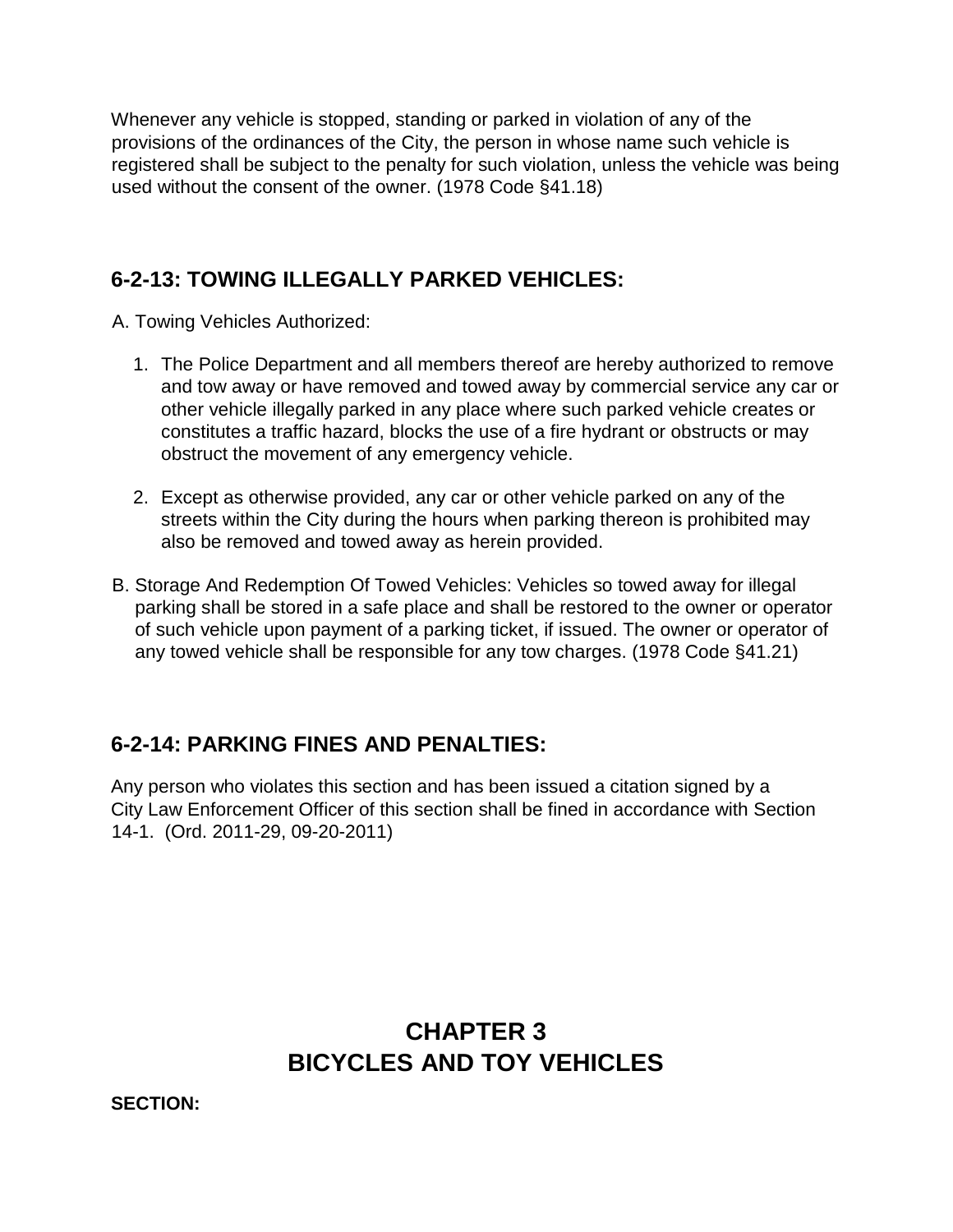Whenever any vehicle is stopped, standing or parked in violation of any of the provisions of the ordinances of the City, the person in whose name such vehicle is registered shall be subject to the penalty for such violation, unless the vehicle was being used without the consent of the owner. (1978 Code §41.18)

## 6-2-13: TOWING ILLEGALLY PARKED VEHICLES:

A. Towing Vehicles Authorized:

1. The Police Department and all members thereof are hereby authorized to remove and tow away or have removed and towed away by commercial service any car or other vehicle illegally parked in any place where such parked vehicle creates or constitutes a traffic hazard, blocks the use of a fire hydrant or obstructs or may obstruct the movement of any emergency vehicle.

2. Except as otherwise provided, any car or other vehicle parked on any of the streets within the City during the hours when parking thereon is prohibited may also be removed and towed away as herein provided.

B. Storage And Redemption Of Towed Vehicles: Vehicles so towed away for illegal parking shall be stored in a safe place and shall be restored to the owner or operator of such vehicle upon payment of a parking ticket, if issued. The owner or operator of any towed vehicle shall be responsible for any tow charges. (1978 Code §41.21)

## 6-2-14: PARKING FINES AND PENALTIES:

Any person who violates this section and has been issued a citation signed by a City Law Enforcement Officer of this section shall be fined in accordance with Section 14-1. (Ord. 2011-29, 09-20-2011)

# CHAPTER 3
# BICYCLES AND TOY VEHICLES

**SECTION:**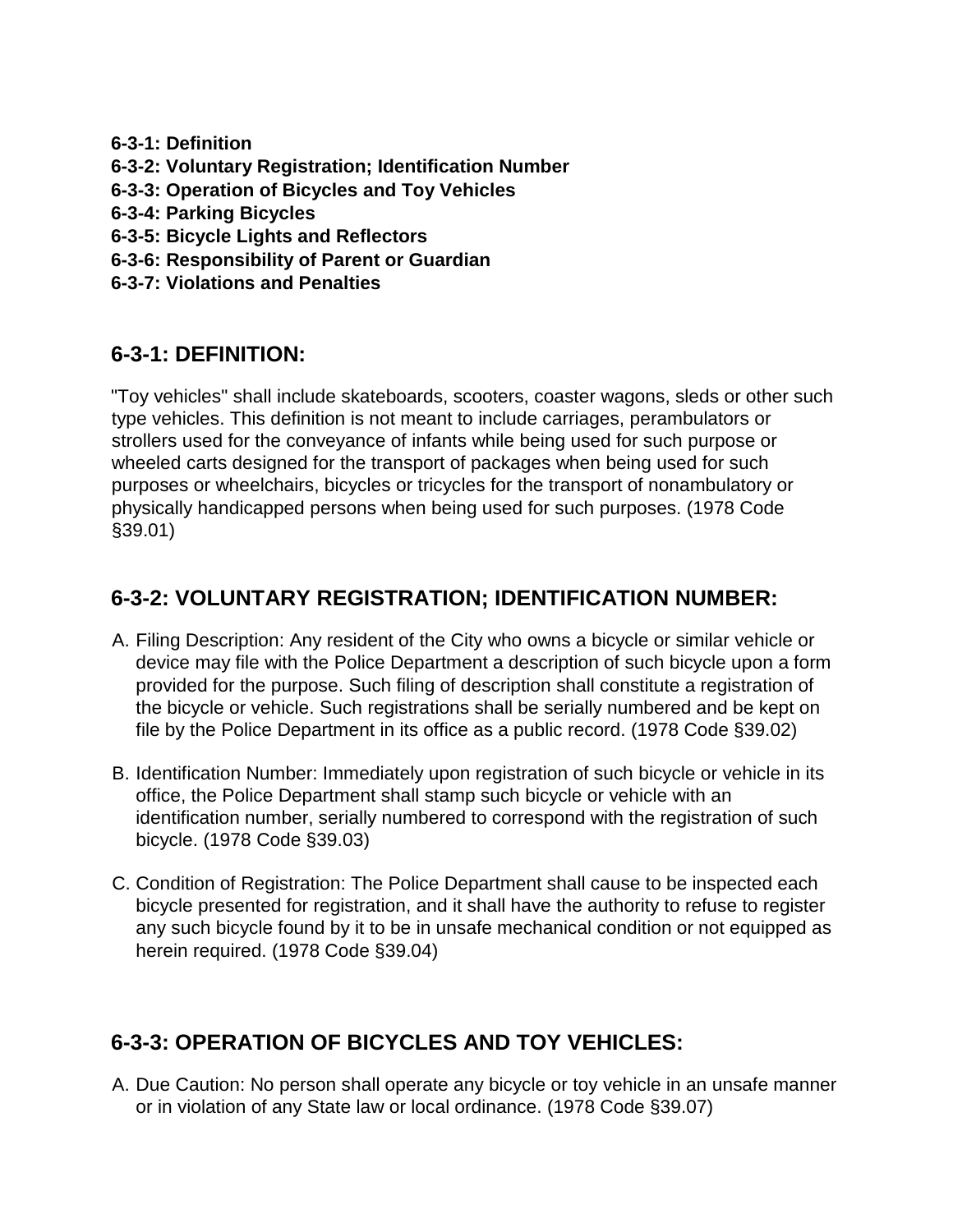**6-3-1: Definition**
**6-3-2: Voluntary Registration; Identification Number**
**6-3-3: Operation of Bicycles and Toy Vehicles**
**6-3-4: Parking Bicycles**
**6-3-5: Bicycle Lights and Reflectors**
**6-3-6: Responsibility of Parent or Guardian**
**6-3-7: Violations and Penalties**

## 6-3-1: DEFINITION:

"Toy vehicles" shall include skateboards, scooters, coaster wagons, sleds or other such type vehicles. This definition is not meant to include carriages, perambulators or strollers used for the conveyance of infants while being used for such purpose or wheeled carts designed for the transport of packages when being used for such purposes or wheelchairs, bicycles or tricycles for the transport of nonambulatory or physically handicapped persons when being used for such purposes. (1978 Code §39.01)

## 6-3-2: VOLUNTARY REGISTRATION; IDENTIFICATION NUMBER:

A. Filing Description: Any resident of the City who owns a bicycle or similar vehicle or device may file with the Police Department a description of such bicycle upon a form provided for the purpose. Such filing of description shall constitute a registration of the bicycle or vehicle. Such registrations shall be serially numbered and be kept on file by the Police Department in its office as a public record. (1978 Code §39.02)

B. Identification Number: Immediately upon registration of such bicycle or vehicle in its office, the Police Department shall stamp such bicycle or vehicle with an identification number, serially numbered to correspond with the registration of such bicycle. (1978 Code §39.03)

C. Condition of Registration: The Police Department shall cause to be inspected each bicycle presented for registration, and it shall have the authority to refuse to register any such bicycle found by it to be in unsafe mechanical condition or not equipped as herein required. (1978 Code §39.04)

## 6-3-3: OPERATION OF BICYCLES AND TOY VEHICLES:

A. Due Caution: No person shall operate any bicycle or toy vehicle in an unsafe manner or in violation of any State law or local ordinance. (1978 Code §39.07)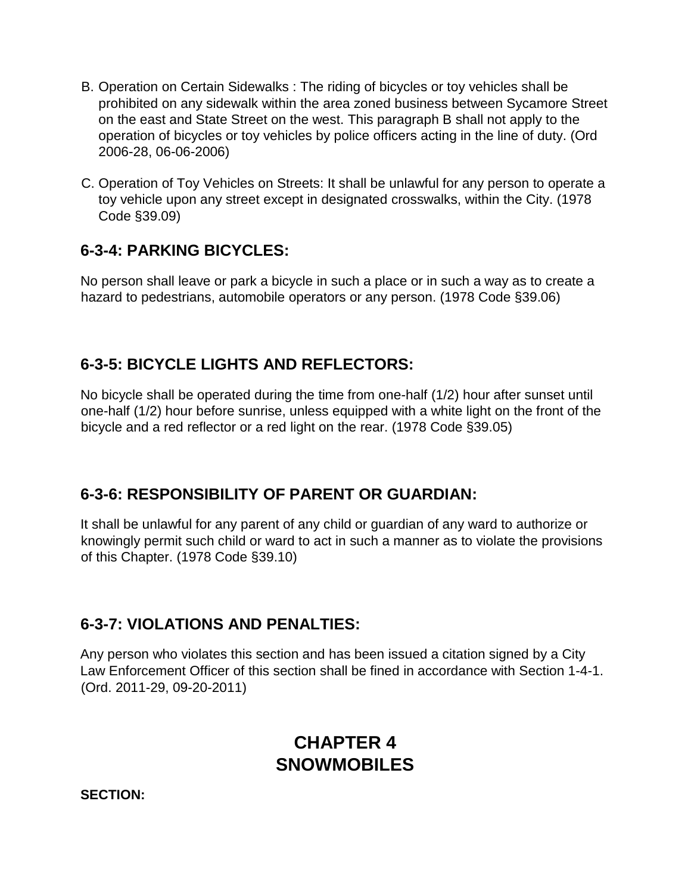B. Operation on Certain Sidewalks : The riding of bicycles or toy vehicles shall be prohibited on any sidewalk within the area zoned business between Sycamore Street on the east and State Street on the west. This paragraph B shall not apply to the operation of bicycles or toy vehicles by police officers acting in the line of duty. (Ord 2006-28, 06-06-2006)

C. Operation of Toy Vehicles on Streets: It shall be unlawful for any person to operate a toy vehicle upon any street except in designated crosswalks, within the City. (1978 Code §39.09)

### 6-3-4: PARKING BICYCLES:

No person shall leave or park a bicycle in such a place or in such a way as to create a hazard to pedestrians, automobile operators or any person. (1978 Code §39.06)

### 6-3-5: BICYCLE LIGHTS AND REFLECTORS:

No bicycle shall be operated during the time from one-half (1/2) hour after sunset until one-half (1/2) hour before sunrise, unless equipped with a white light on the front of the bicycle and a red reflector or a red light on the rear. (1978 Code §39.05)

### 6-3-6: RESPONSIBILITY OF PARENT OR GUARDIAN:

It shall be unlawful for any parent of any child or guardian of any ward to authorize or knowingly permit such child or ward to act in such a manner as to violate the provisions of this Chapter. (1978 Code §39.10)

### 6-3-7: VIOLATIONS AND PENALTIES:

Any person who violates this section and has been issued a citation signed by a City Law Enforcement Officer of this section shall be fined in accordance with Section 1-4-1. (Ord. 2011-29, 09-20-2011)

## CHAPTER 4
## SNOWMOBILES

**SECTION:**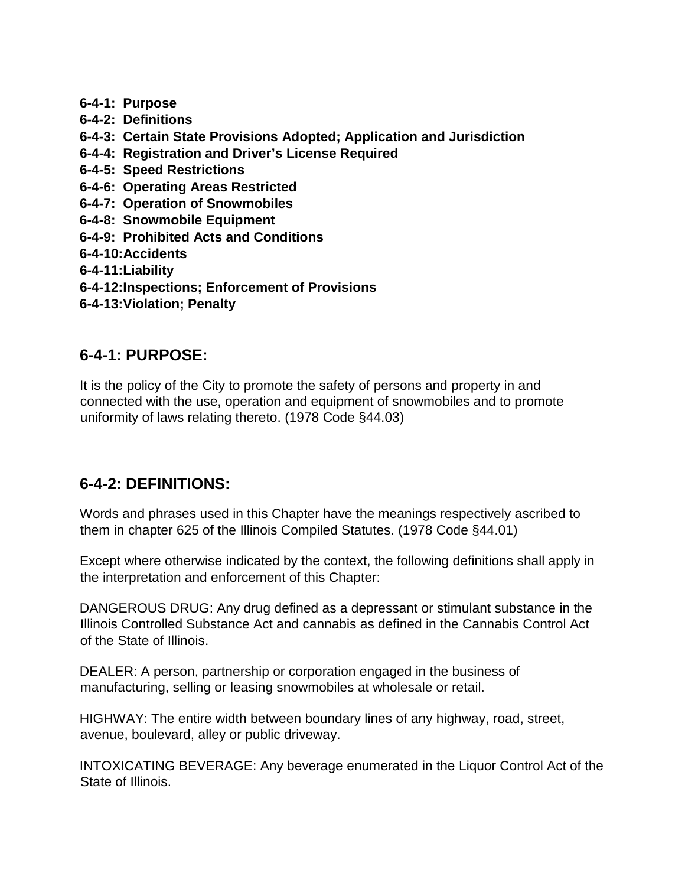**6-4-1: Purpose**
**6-4-2: Definitions**
**6-4-3: Certain State Provisions Adopted; Application and Jurisdiction**
**6-4-4: Registration and Driver's License Required**
**6-4-5: Speed Restrictions**
**6-4-6: Operating Areas Restricted**
**6-4-7: Operation of Snowmobiles**
**6-4-8: Snowmobile Equipment**
**6-4-9: Prohibited Acts and Conditions**
**6-4-10: Accidents**
**6-4-11: Liability**
**6-4-12: Inspections; Enforcement of Provisions**
**6-4-13: Violation; Penalty**

## 6-4-1: PURPOSE:

It is the policy of the City to promote the safety of persons and property in and connected with the use, operation and equipment of snowmobiles and to promote uniformity of laws relating thereto. (1978 Code §44.03)

## 6-4-2: DEFINITIONS:

Words and phrases used in this Chapter have the meanings respectively ascribed to them in chapter 625 of the Illinois Compiled Statutes. (1978 Code §44.01)

Except where otherwise indicated by the context, the following definitions shall apply in the interpretation and enforcement of this Chapter:

DANGEROUS DRUG: Any drug defined as a depressant or stimulant substance in the Illinois Controlled Substance Act and cannabis as defined in the Cannabis Control Act of the State of Illinois.

DEALER: A person, partnership or corporation engaged in the business of manufacturing, selling or leasing snowmobiles at wholesale or retail.

HIGHWAY: The entire width between boundary lines of any highway, road, street, avenue, boulevard, alley or public driveway.

INTOXICATING BEVERAGE: Any beverage enumerated in the Liquor Control Act of the State of Illinois.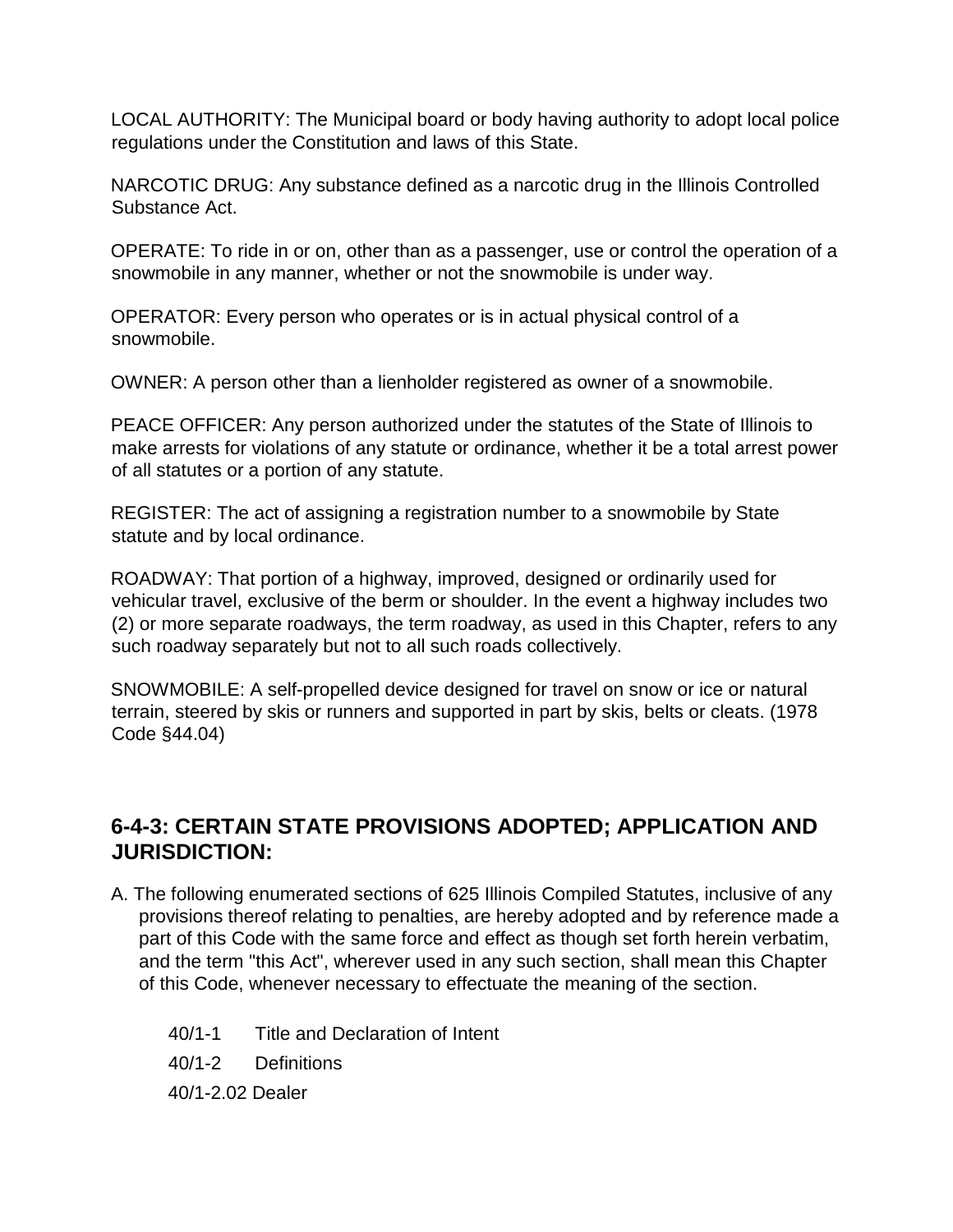LOCAL AUTHORITY: The Municipal board or body having authority to adopt local police regulations under the Constitution and laws of this State.

NARCOTIC DRUG: Any substance defined as a narcotic drug in the Illinois Controlled Substance Act.

OPERATE: To ride in or on, other than as a passenger, use or control the operation of a snowmobile in any manner, whether or not the snowmobile is under way.

OPERATOR: Every person who operates or is in actual physical control of a snowmobile.

OWNER: A person other than a lienholder registered as owner of a snowmobile.

PEACE OFFICER: Any person authorized under the statutes of the State of Illinois to make arrests for violations of any statute or ordinance, whether it be a total arrest power of all statutes or a portion of any statute.

REGISTER: The act of assigning a registration number to a snowmobile by State statute and by local ordinance.

ROADWAY: That portion of a highway, improved, designed or ordinarily used for vehicular travel, exclusive of the berm or shoulder. In the event a highway includes two (2) or more separate roadways, the term roadway, as used in this Chapter, refers to any such roadway separately but not to all such roads collectively.

SNOWMOBILE: A self-propelled device designed for travel on snow or ice or natural terrain, steered by skis or runners and supported in part by skis, belts or cleats. (1978 Code §44.04)

## 6-4-3: CERTAIN STATE PROVISIONS ADOPTED; APPLICATION AND JURISDICTION:

A. The following enumerated sections of 625 Illinois Compiled Statutes, inclusive of any provisions thereof relating to penalties, are hereby adopted and by reference made a part of this Code with the same force and effect as though set forth herein verbatim, and the term "this Act", wherever used in any such section, shall mean this Chapter of this Code, whenever necessary to effectuate the meaning of the section.

40/1-1 Title and Declaration of Intent

40/1-2 Definitions

40/1-2.02 Dealer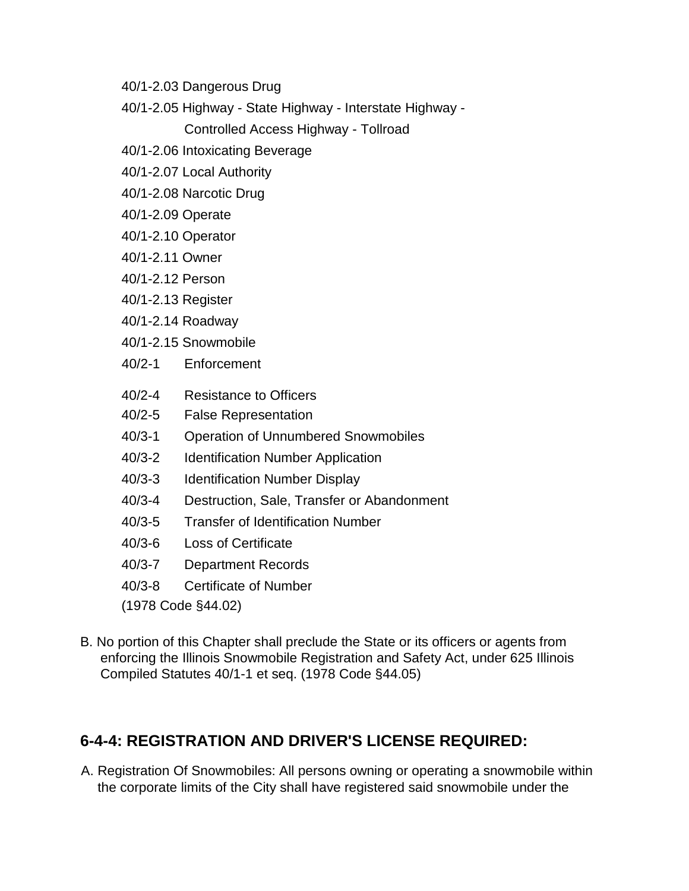40/1-2.03 Dangerous Drug

40/1-2.05 Highway - State Highway - Interstate Highway - Controlled Access Highway - Tollroad

40/1-2.06 Intoxicating Beverage

40/1-2.07 Local Authority

40/1-2.08 Narcotic Drug

40/1-2.09 Operate

40/1-2.10 Operator

40/1-2.11 Owner

40/1-2.12 Person

40/1-2.13 Register

40/1-2.14 Roadway

40/1-2.15 Snowmobile

40/2-1 Enforcement

40/2-4 Resistance to Officers

40/2-5 False Representation

40/3-1 Operation of Unnumbered Snowmobiles

40/3-2 Identification Number Application

40/3-3 Identification Number Display

40/3-4 Destruction, Sale, Transfer or Abandonment

40/3-5 Transfer of Identification Number

40/3-6 Loss of Certificate

40/3-7 Department Records

40/3-8 Certificate of Number

(1978 Code §44.02)

B. No portion of this Chapter shall preclude the State or its officers or agents from enforcing the Illinois Snowmobile Registration and Safety Act, under 625 Illinois Compiled Statutes 40/1-1 et seq. (1978 Code §44.05)

## 6-4-4: REGISTRATION AND DRIVER'S LICENSE REQUIRED:

A. Registration Of Snowmobiles: All persons owning or operating a snowmobile within the corporate limits of the City shall have registered said snowmobile under the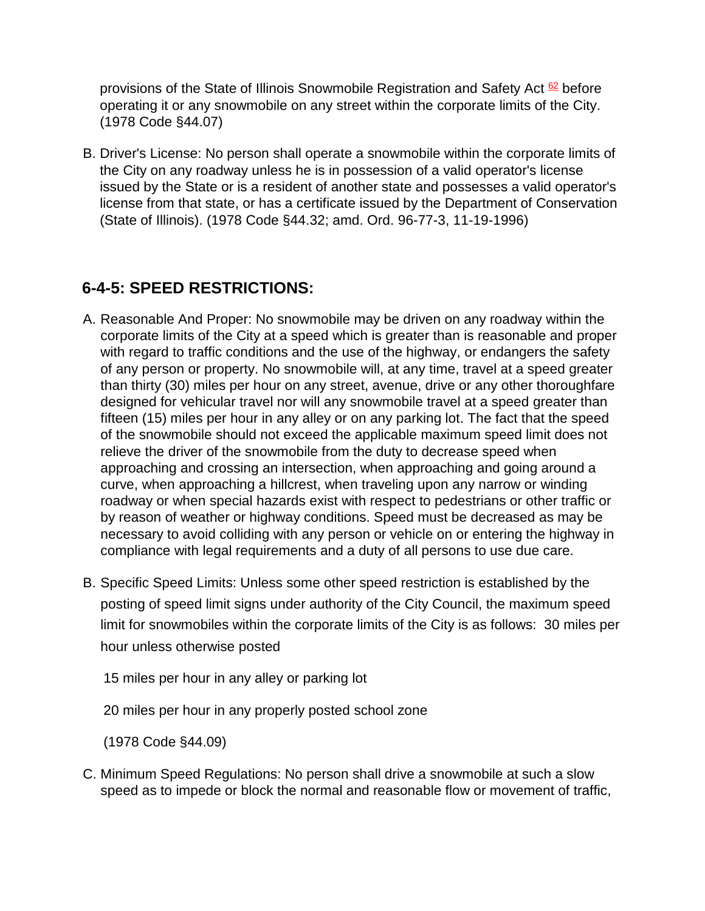provisions of the State of Illinois Snowmobile Registration and Safety Act [62] before operating it or any snowmobile on any street within the corporate limits of the City. (1978 Code §44.07)

B. Driver's License: No person shall operate a snowmobile within the corporate limits of the City on any roadway unless he is in possession of a valid operator's license issued by the State or is a resident of another state and possesses a valid operator's license from that state, or has a certificate issued by the Department of Conservation (State of Illinois). (1978 Code §44.32; amd. Ord. 96-77-3, 11-19-1996)

## 6-4-5: SPEED RESTRICTIONS:

A. Reasonable And Proper: No snowmobile may be driven on any roadway within the corporate limits of the City at a speed which is greater than is reasonable and proper with regard to traffic conditions and the use of the highway, or endangers the safety of any person or property. No snowmobile will, at any time, travel at a speed greater than thirty (30) miles per hour on any street, avenue, drive or any other thoroughfare designed for vehicular travel nor will any snowmobile travel at a speed greater than fifteen (15) miles per hour in any alley or on any parking lot. The fact that the speed of the snowmobile should not exceed the applicable maximum speed limit does not relieve the driver of the snowmobile from the duty to decrease speed when approaching and crossing an intersection, when approaching and going around a curve, when approaching a hillcrest, when traveling upon any narrow or winding roadway or when special hazards exist with respect to pedestrians or other traffic or by reason of weather or highway conditions. Speed must be decreased as may be necessary to avoid colliding with any person or vehicle on or entering the highway in compliance with legal requirements and a duty of all persons to use due care.

B. Specific Speed Limits: Unless some other speed restriction is established by the posting of speed limit signs under authority of the City Council, the maximum speed limit for snowmobiles within the corporate limits of the City is as follows: 30 miles per hour unless otherwise posted

15 miles per hour in any alley or parking lot

20 miles per hour in any properly posted school zone

(1978 Code §44.09)

C. Minimum Speed Regulations: No person shall drive a snowmobile at such a slow speed as to impede or block the normal and reasonable flow or movement of traffic,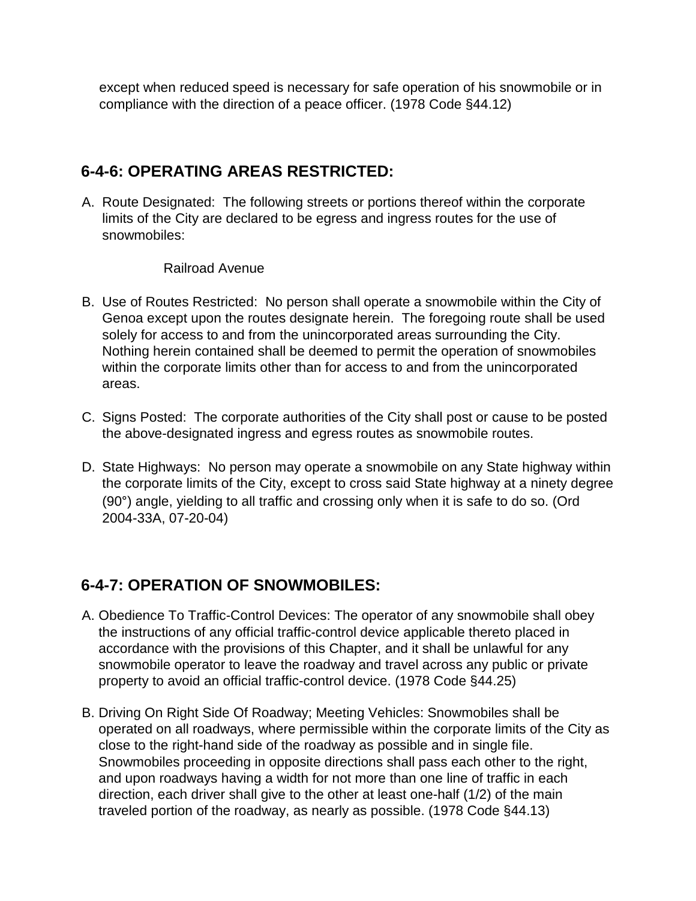except when reduced speed is necessary for safe operation of his snowmobile or in compliance with the direction of a peace officer. (1978 Code §44.12)

## 6-4-6: OPERATING AREAS RESTRICTED:

A. Route Designated: The following streets or portions thereof within the corporate limits of the City are declared to be egress and ingress routes for the use of snowmobiles:

   Railroad Avenue

B. Use of Routes Restricted: No person shall operate a snowmobile within the City of Genoa except upon the routes designate herein. The foregoing route shall be used solely for access to and from the unincorporated areas surrounding the City. Nothing herein contained shall be deemed to permit the operation of snowmobiles within the corporate limits other than for access to and from the unincorporated areas.

C. Signs Posted: The corporate authorities of the City shall post or cause to be posted the above-designated ingress and egress routes as snowmobile routes.

D. State Highways: No person may operate a snowmobile on any State highway within the corporate limits of the City, except to cross said State highway at a ninety degree (90°) angle, yielding to all traffic and crossing only when it is safe to do so. (Ord 2004-33A, 07-20-04)

## 6-4-7: OPERATION OF SNOWMOBILES:

A. Obedience To Traffic-Control Devices: The operator of any snowmobile shall obey the instructions of any official traffic-control device applicable thereto placed in accordance with the provisions of this Chapter, and it shall be unlawful for any snowmobile operator to leave the roadway and travel across any public or private property to avoid an official traffic-control device. (1978 Code §44.25)

B. Driving On Right Side Of Roadway; Meeting Vehicles: Snowmobiles shall be operated on all roadways, where permissible within the corporate limits of the City as close to the right-hand side of the roadway as possible and in single file. Snowmobiles proceeding in opposite directions shall pass each other to the right, and upon roadways having a width for not more than one line of traffic in each direction, each driver shall give to the other at least one-half (1/2) of the main traveled portion of the roadway, as nearly as possible. (1978 Code §44.13)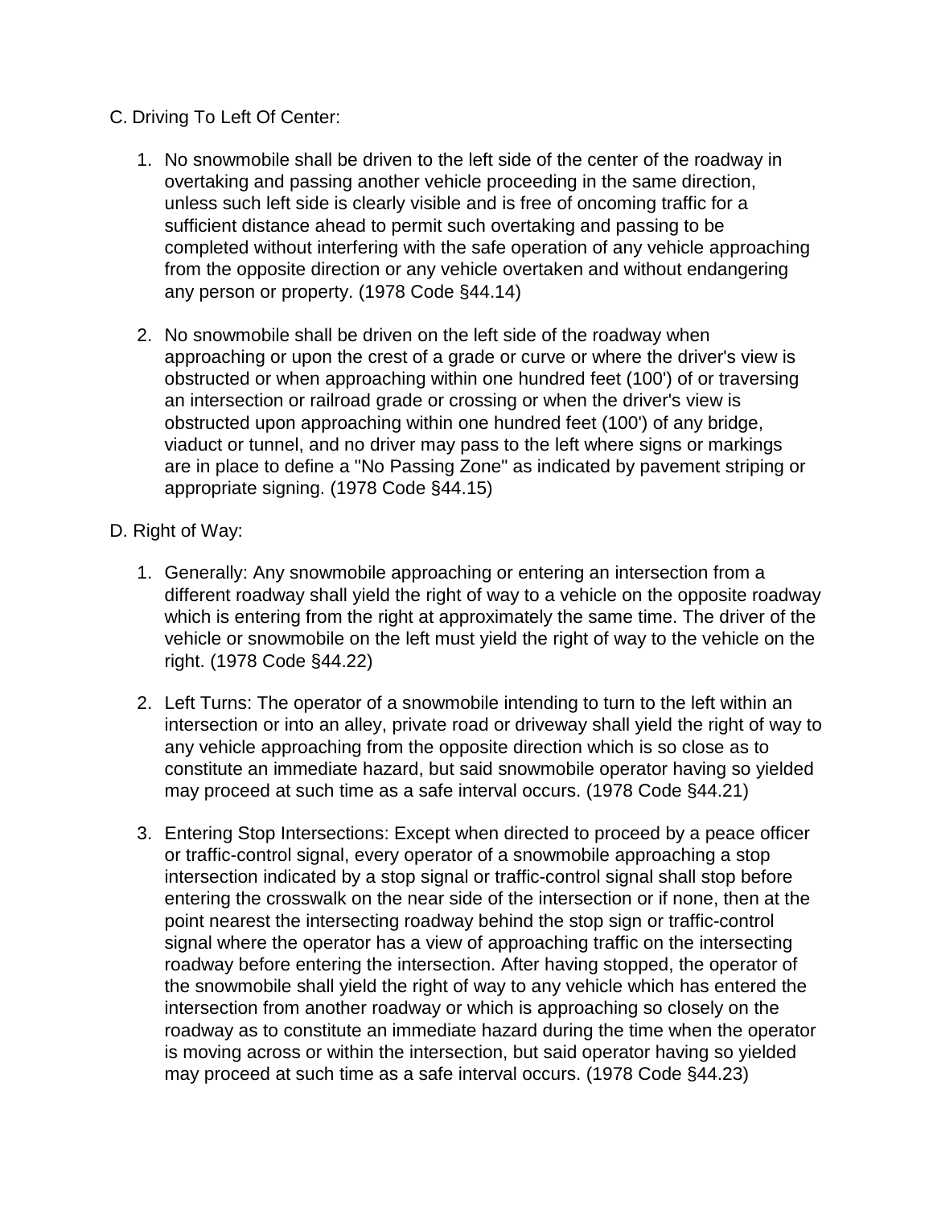C. Driving To Left Of Center:

1. No snowmobile shall be driven to the left side of the center of the roadway in overtaking and passing another vehicle proceeding in the same direction, unless such left side is clearly visible and is free of oncoming traffic for a sufficient distance ahead to permit such overtaking and passing to be completed without interfering with the safe operation of any vehicle approaching from the opposite direction or any vehicle overtaken and without endangering any person or property. (1978 Code §44.14)

2. No snowmobile shall be driven on the left side of the roadway when approaching or upon the crest of a grade or curve or where the driver's view is obstructed or when approaching within one hundred feet (100') of or traversing an intersection or railroad grade or crossing or when the driver's view is obstructed upon approaching within one hundred feet (100') of any bridge, viaduct or tunnel, and no driver may pass to the left where signs or markings are in place to define a "No Passing Zone" as indicated by pavement striping or appropriate signing. (1978 Code §44.15)

D. Right of Way:

1. Generally: Any snowmobile approaching or entering an intersection from a different roadway shall yield the right of way to a vehicle on the opposite roadway which is entering from the right at approximately the same time. The driver of the vehicle or snowmobile on the left must yield the right of way to the vehicle on the right. (1978 Code §44.22)

2. Left Turns: The operator of a snowmobile intending to turn to the left within an intersection or into an alley, private road or driveway shall yield the right of way to any vehicle approaching from the opposite direction which is so close as to constitute an immediate hazard, but said snowmobile operator having so yielded may proceed at such time as a safe interval occurs. (1978 Code §44.21)

3. Entering Stop Intersections: Except when directed to proceed by a peace officer or traffic-control signal, every operator of a snowmobile approaching a stop intersection indicated by a stop signal or traffic-control signal shall stop before entering the crosswalk on the near side of the intersection or if none, then at the point nearest the intersecting roadway behind the stop sign or traffic-control signal where the operator has a view of approaching traffic on the intersecting roadway before entering the intersection. After having stopped, the operator of the snowmobile shall yield the right of way to any vehicle which has entered the intersection from another roadway or which is approaching so closely on the roadway as to constitute an immediate hazard during the time when the operator is moving across or within the intersection, but said operator having so yielded may proceed at such time as a safe interval occurs. (1978 Code §44.23)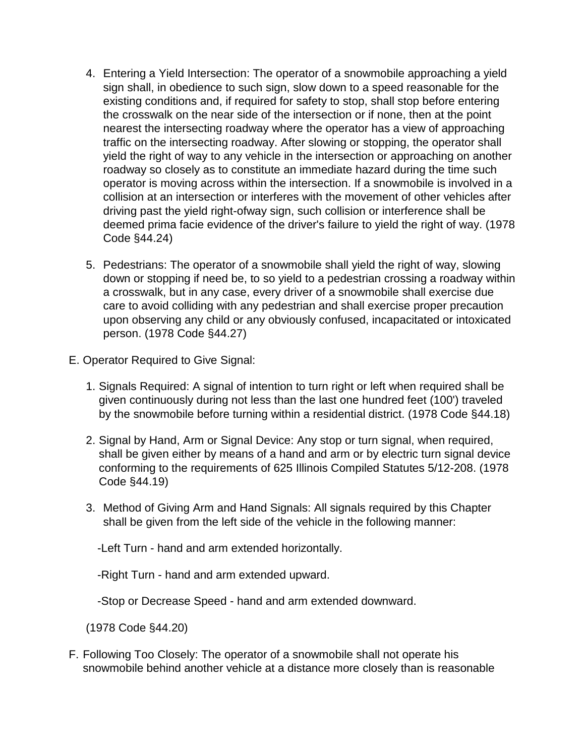4. Entering a Yield Intersection: The operator of a snowmobile approaching a yield sign shall, in obedience to such sign, slow down to a speed reasonable for the existing conditions and, if required for safety to stop, shall stop before entering the crosswalk on the near side of the intersection or if none, then at the point nearest the intersecting roadway where the operator has a view of approaching traffic on the intersecting roadway. After slowing or stopping, the operator shall yield the right of way to any vehicle in the intersection or approaching on another roadway so closely as to constitute an immediate hazard during the time such operator is moving across within the intersection. If a snowmobile is involved in a collision at an intersection or interferes with the movement of other vehicles after driving past the yield right-ofway sign, such collision or interference shall be deemed prima facie evidence of the driver's failure to yield the right of way. (1978 Code §44.24)

5. Pedestrians: The operator of a snowmobile shall yield the right of way, slowing down or stopping if need be, to so yield to a pedestrian crossing a roadway within a crosswalk, but in any case, every driver of a snowmobile shall exercise due care to avoid colliding with any pedestrian and shall exercise proper precaution upon observing any child or any obviously confused, incapacitated or intoxicated person. (1978 Code §44.27)

E. Operator Required to Give Signal:

1. Signals Required: A signal of intention to turn right or left when required shall be given continuously during not less than the last one hundred feet (100') traveled by the snowmobile before turning within a residential district. (1978 Code §44.18)

2. Signal by Hand, Arm or Signal Device: Any stop or turn signal, when required, shall be given either by means of a hand and arm or by electric turn signal device conforming to the requirements of 625 Illinois Compiled Statutes 5/12-208. (1978 Code §44.19)

3. Method of Giving Arm and Hand Signals: All signals required by this Chapter shall be given from the left side of the vehicle in the following manner:

   -Left Turn - hand and arm extended horizontally.

   -Right Turn - hand and arm extended upward.

   -Stop or Decrease Speed - hand and arm extended downward.

   (1978 Code §44.20)

F. Following Too Closely: The operator of a snowmobile shall not operate his snowmobile behind another vehicle at a distance more closely than is reasonable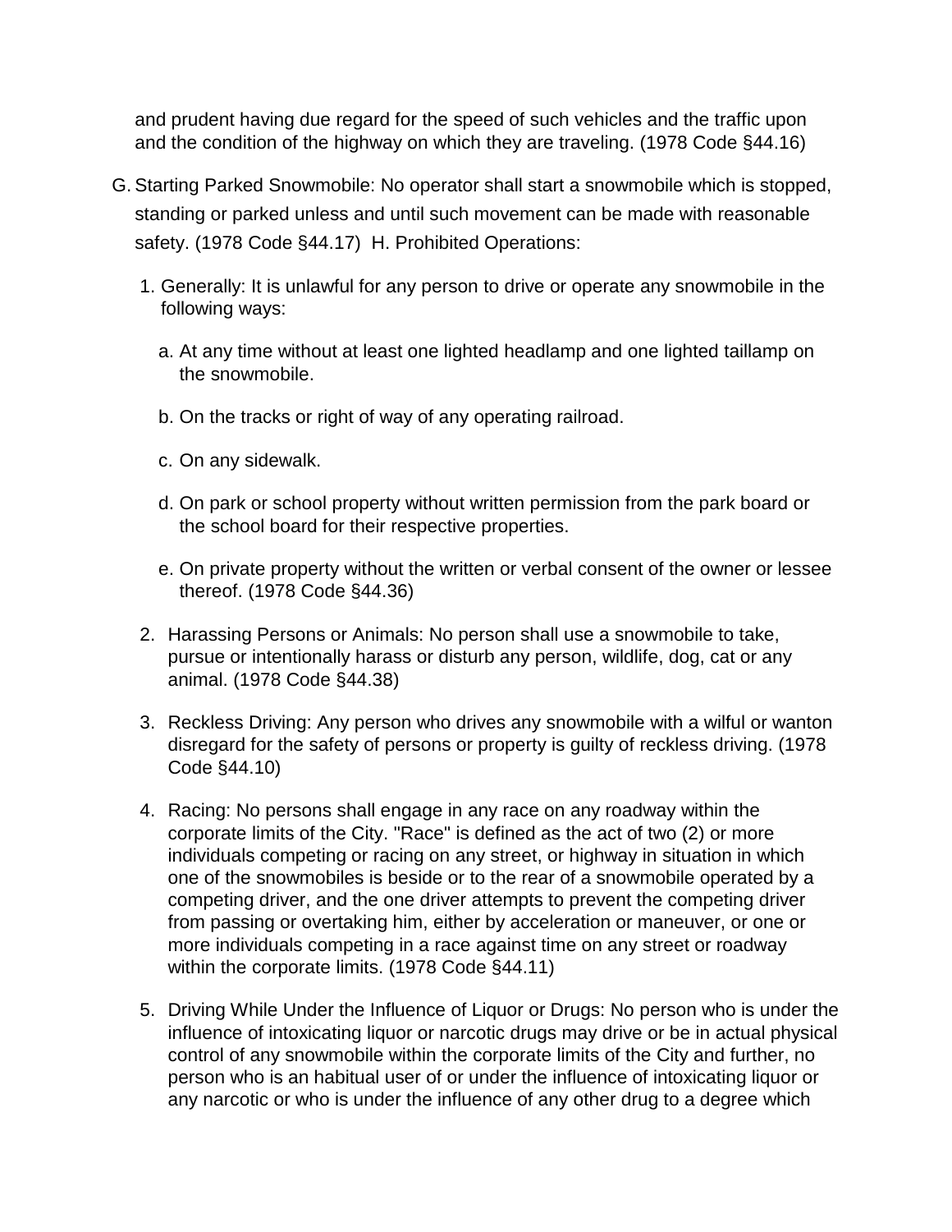and prudent having due regard for the speed of such vehicles and the traffic upon and the condition of the highway on which they are traveling. (1978 Code §44.16)

G. Starting Parked Snowmobile: No operator shall start a snowmobile which is stopped, standing or parked unless and until such movement can be made with reasonable safety. (1978 Code §44.17) H. Prohibited Operations:

1. Generally: It is unlawful for any person to drive or operate any snowmobile in the following ways:

   a. At any time without at least one lighted headlamp and one lighted taillamp on the snowmobile.

   b. On the tracks or right of way of any operating railroad.

   c. On any sidewalk.

   d. On park or school property without written permission from the park board or the school board for their respective properties.

   e. On private property without the written or verbal consent of the owner or lessee thereof. (1978 Code §44.36)

2. Harassing Persons or Animals: No person shall use a snowmobile to take, pursue or intentionally harass or disturb any person, wildlife, dog, cat or any animal. (1978 Code §44.38)

3. Reckless Driving: Any person who drives any snowmobile with a wilful or wanton disregard for the safety of persons or property is guilty of reckless driving. (1978 Code §44.10)

4. Racing: No persons shall engage in any race on any roadway within the corporate limits of the City. "Race" is defined as the act of two (2) or more individuals competing or racing on any street, or highway in situation in which one of the snowmobiles is beside or to the rear of a snowmobile operated by a competing driver, and the one driver attempts to prevent the competing driver from passing or overtaking him, either by acceleration or maneuver, or one or more individuals competing in a race against time on any street or roadway within the corporate limits. (1978 Code §44.11)

5. Driving While Under the Influence of Liquor or Drugs: No person who is under the influence of intoxicating liquor or narcotic drugs may drive or be in actual physical control of any snowmobile within the corporate limits of the City and further, no person who is an habitual user of or under the influence of intoxicating liquor or any narcotic or who is under the influence of any other drug to a degree which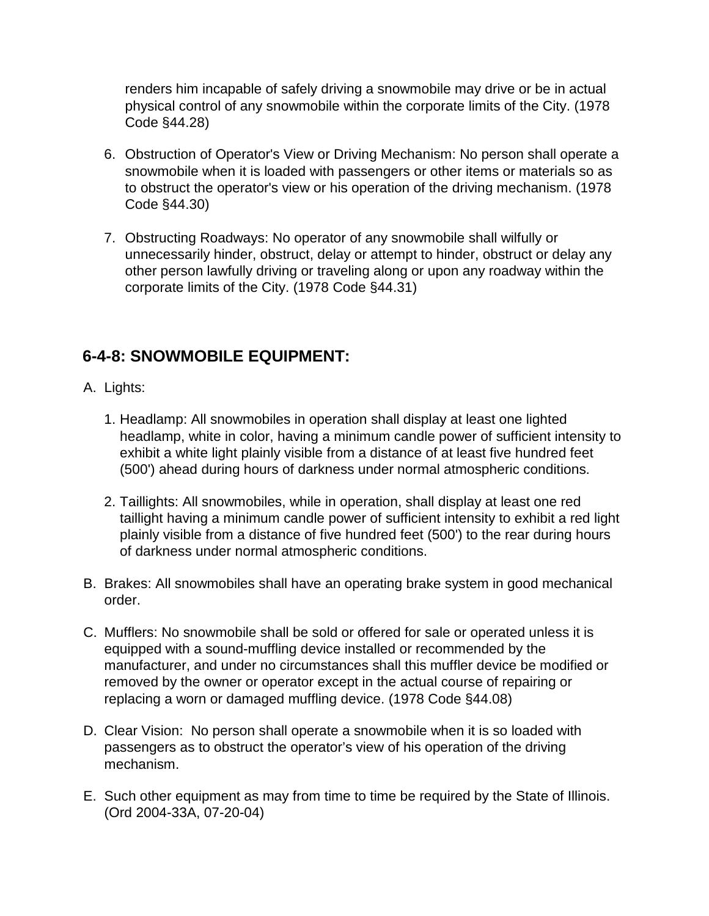renders him incapable of safely driving a snowmobile may drive or be in actual physical control of any snowmobile within the corporate limits of the City. (1978 Code §44.28)

6. Obstruction of Operator's View or Driving Mechanism: No person shall operate a snowmobile when it is loaded with passengers or other items or materials so as to obstruct the operator's view or his operation of the driving mechanism. (1978 Code §44.30)

7. Obstructing Roadways: No operator of any snowmobile shall wilfully or unnecessarily hinder, obstruct, delay or attempt to hinder, obstruct or delay any other person lawfully driving or traveling along or upon any roadway within the corporate limits of the City. (1978 Code §44.31)

## 6-4-8: SNOWMOBILE EQUIPMENT:

A. Lights:

   1. Headlamp: All snowmobiles in operation shall display at least one lighted headlamp, white in color, having a minimum candle power of sufficient intensity to exhibit a white light plainly visible from a distance of at least five hundred feet (500') ahead during hours of darkness under normal atmospheric conditions.

   2. Taillights: All snowmobiles, while in operation, shall display at least one red taillight having a minimum candle power of sufficient intensity to exhibit a red light plainly visible from a distance of five hundred feet (500') to the rear during hours of darkness under normal atmospheric conditions.

B. Brakes: All snowmobiles shall have an operating brake system in good mechanical order.

C. Mufflers: No snowmobile shall be sold or offered for sale or operated unless it is equipped with a sound-muffling device installed or recommended by the manufacturer, and under no circumstances shall this muffler device be modified or removed by the owner or operator except in the actual course of repairing or replacing a worn or damaged muffling device. (1978 Code §44.08)

D. Clear Vision: No person shall operate a snowmobile when it is so loaded with passengers as to obstruct the operator's view of his operation of the driving mechanism.

E. Such other equipment as may from time to time be required by the State of Illinois. (Ord 2004-33A, 07-20-04)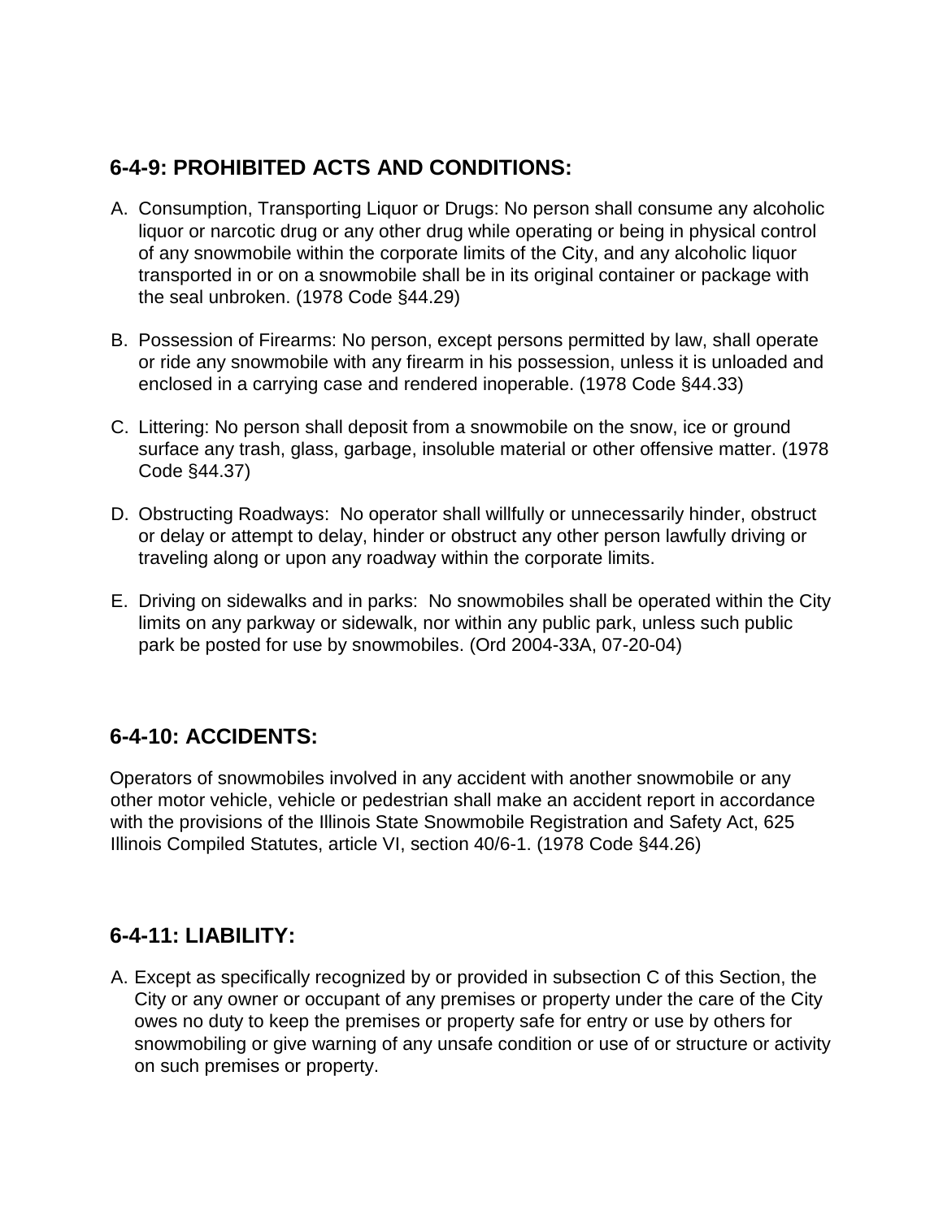## 6-4-9: PROHIBITED ACTS AND CONDITIONS:

A. Consumption, Transporting Liquor or Drugs: No person shall consume any alcoholic liquor or narcotic drug or any other drug while operating or being in physical control of any snowmobile within the corporate limits of the City, and any alcoholic liquor transported in or on a snowmobile shall be in its original container or package with the seal unbroken. (1978 Code §44.29)

B. Possession of Firearms: No person, except persons permitted by law, shall operate or ride any snowmobile with any firearm in his possession, unless it is unloaded and enclosed in a carrying case and rendered inoperable. (1978 Code §44.33)

C. Littering: No person shall deposit from a snowmobile on the snow, ice or ground surface any trash, glass, garbage, insoluble material or other offensive matter. (1978 Code §44.37)

D. Obstructing Roadways: No operator shall willfully or unnecessarily hinder, obstruct or delay or attempt to delay, hinder or obstruct any other person lawfully driving or traveling along or upon any roadway within the corporate limits.

E. Driving on sidewalks and in parks: No snowmobiles shall be operated within the City limits on any parkway or sidewalk, nor within any public park, unless such public park be posted for use by snowmobiles. (Ord 2004-33A, 07-20-04)

## 6-4-10: ACCIDENTS:

Operators of snowmobiles involved in any accident with another snowmobile or any other motor vehicle, vehicle or pedestrian shall make an accident report in accordance with the provisions of the Illinois State Snowmobile Registration and Safety Act, 625 Illinois Compiled Statutes, article VI, section 40/6-1. (1978 Code §44.26)

## 6-4-11: LIABILITY:

A. Except as specifically recognized by or provided in subsection C of this Section, the City or any owner or occupant of any premises or property under the care of the City owes no duty to keep the premises or property safe for entry or use by others for snowmobiling or give warning of any unsafe condition or use of or structure or activity on such premises or property.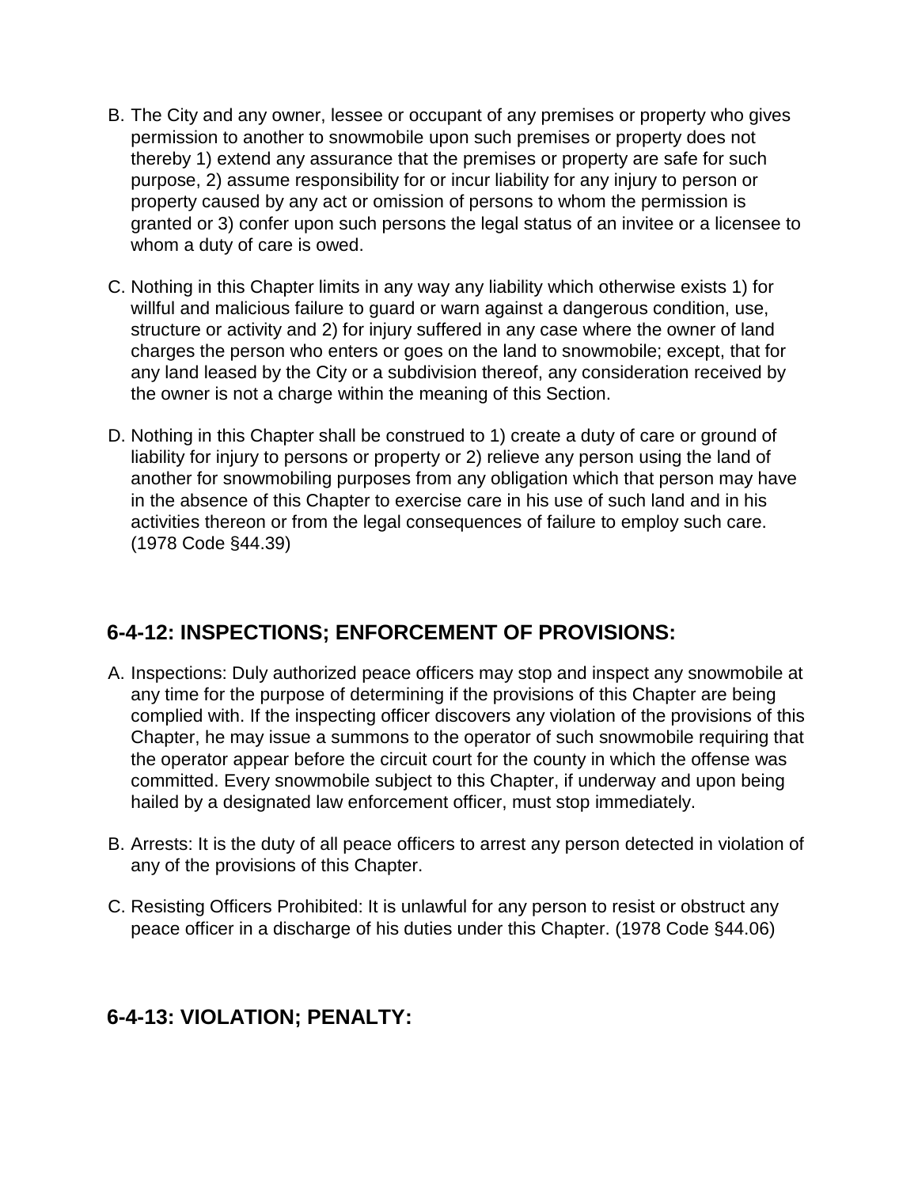B. The City and any owner, lessee or occupant of any premises or property who gives permission to another to snowmobile upon such premises or property does not thereby 1) extend any assurance that the premises or property are safe for such purpose, 2) assume responsibility for or incur liability for any injury to person or property caused by any act or omission of persons to whom the permission is granted or 3) confer upon such persons the legal status of an invitee or a licensee to whom a duty of care is owed.

C. Nothing in this Chapter limits in any way any liability which otherwise exists 1) for willful and malicious failure to guard or warn against a dangerous condition, use, structure or activity and 2) for injury suffered in any case where the owner of land charges the person who enters or goes on the land to snowmobile; except, that for any land leased by the City or a subdivision thereof, any consideration received by the owner is not a charge within the meaning of this Section.

D. Nothing in this Chapter shall be construed to 1) create a duty of care or ground of liability for injury to persons or property or 2) relieve any person using the land of another for snowmobiling purposes from any obligation which that person may have in the absence of this Chapter to exercise care in his use of such land and in his activities thereon or from the legal consequences of failure to employ such care. (1978 Code §44.39)

## 6-4-12: INSPECTIONS; ENFORCEMENT OF PROVISIONS:

A. Inspections: Duly authorized peace officers may stop and inspect any snowmobile at any time for the purpose of determining if the provisions of this Chapter are being complied with. If the inspecting officer discovers any violation of the provisions of this Chapter, he may issue a summons to the operator of such snowmobile requiring that the operator appear before the circuit court for the county in which the offense was committed. Every snowmobile subject to this Chapter, if underway and upon being hailed by a designated law enforcement officer, must stop immediately.

B. Arrests: It is the duty of all peace officers to arrest any person detected in violation of any of the provisions of this Chapter.

C. Resisting Officers Prohibited: It is unlawful for any person to resist or obstruct any peace officer in a discharge of his duties under this Chapter. (1978 Code §44.06)

## 6-4-13: VIOLATION; PENALTY: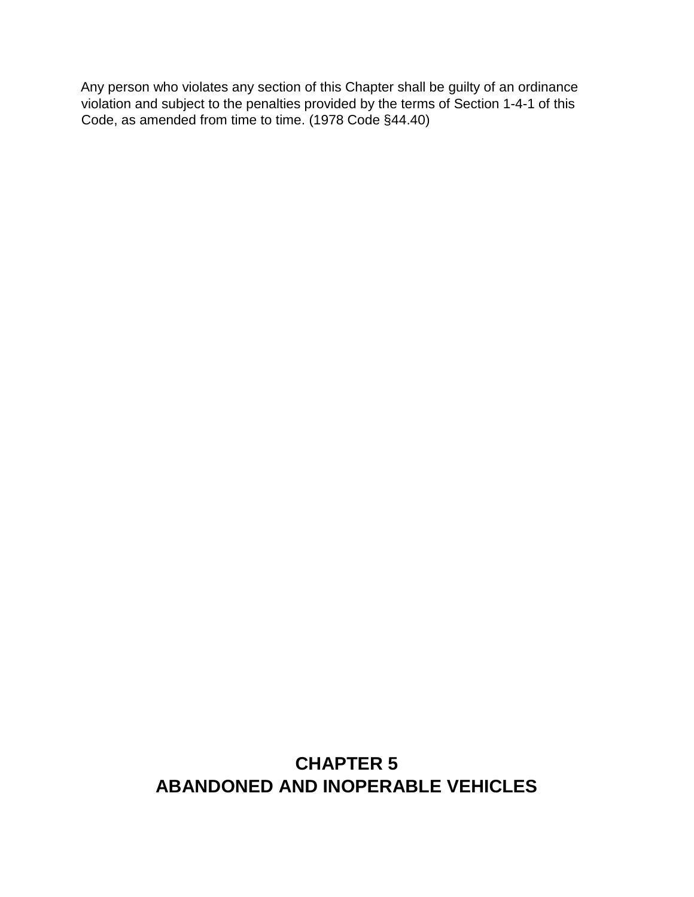Any person who violates any section of this Chapter shall be guilty of an ordinance violation and subject to the penalties provided by the terms of Section 1-4-1 of this Code, as amended from time to time. (1978 Code §44.40)

# CHAPTER 5
# ABANDONED AND INOPERABLE VEHICLES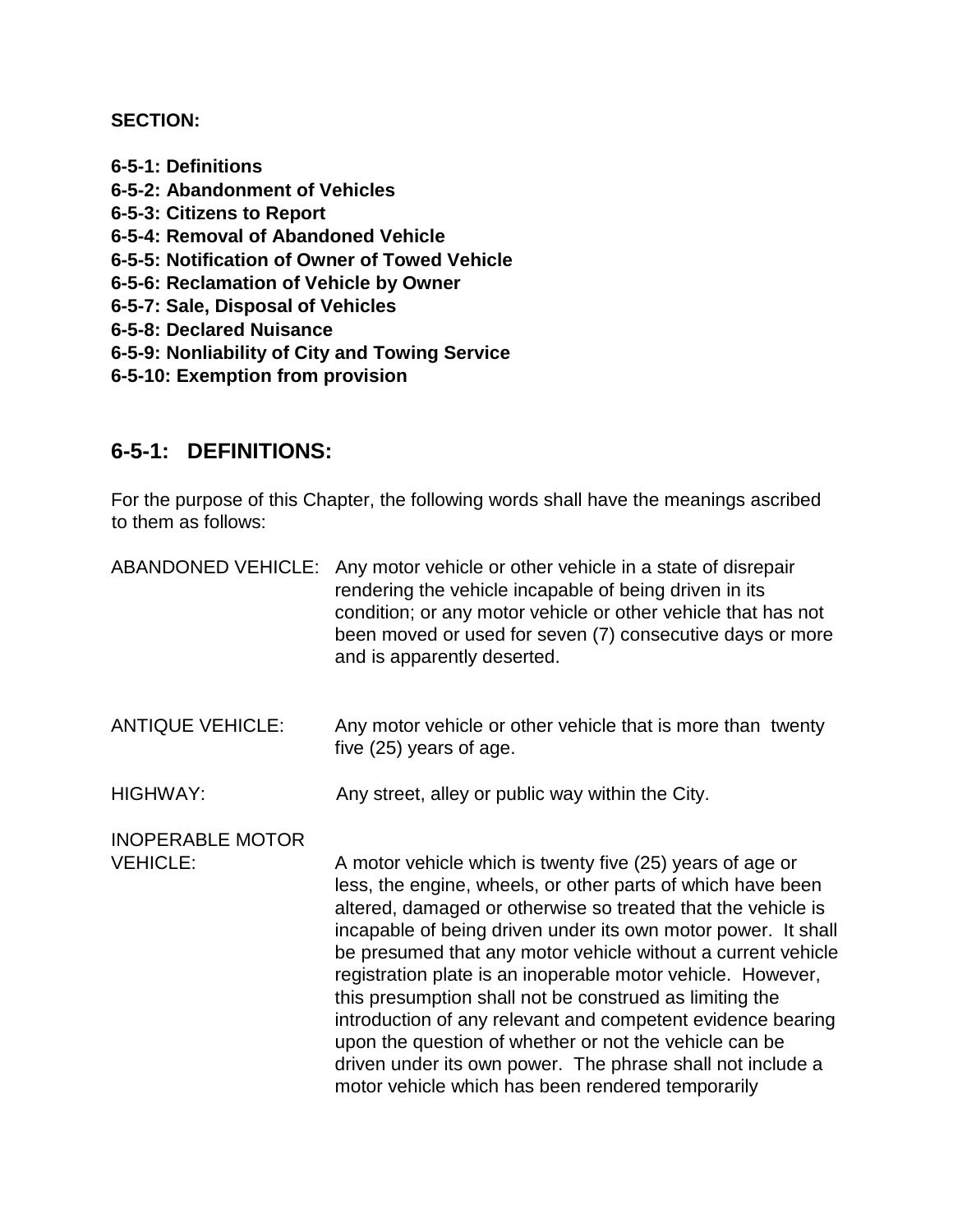**SECTION:**

**6-5-1: Definitions**
**6-5-2: Abandonment of Vehicles**
**6-5-3: Citizens to Report**
**6-5-4: Removal of Abandoned Vehicle**
**6-5-5: Notification of Owner of Towed Vehicle**
**6-5-6: Reclamation of Vehicle by Owner**
**6-5-7: Sale, Disposal of Vehicles**
**6-5-8: Declared Nuisance**
**6-5-9: Nonliability of City and Towing Service**
**6-5-10: Exemption from provision**

## 6-5-1: DEFINITIONS:

For the purpose of this Chapter, the following words shall have the meanings ascribed to them as follows:

ABANDONED VEHICLE: Any motor vehicle or other vehicle in a state of disrepair rendering the vehicle incapable of being driven in its condition; or any motor vehicle or other vehicle that has not been moved or used for seven (7) consecutive days or more and is apparently deserted.

ANTIQUE VEHICLE: Any motor vehicle or other vehicle that is more than twenty five (25) years of age.

HIGHWAY: Any street, alley or public way within the City.

INOPERABLE MOTOR VEHICLE: A motor vehicle which is twenty five (25) years of age or less, the engine, wheels, or other parts of which have been altered, damaged or otherwise so treated that the vehicle is incapable of being driven under its own motor power. It shall be presumed that any motor vehicle without a current vehicle registration plate is an inoperable motor vehicle. However, this presumption shall not be construed as limiting the introduction of any relevant and competent evidence bearing upon the question of whether or not the vehicle can be driven under its own power. The phrase shall not include a motor vehicle which has been rendered temporarily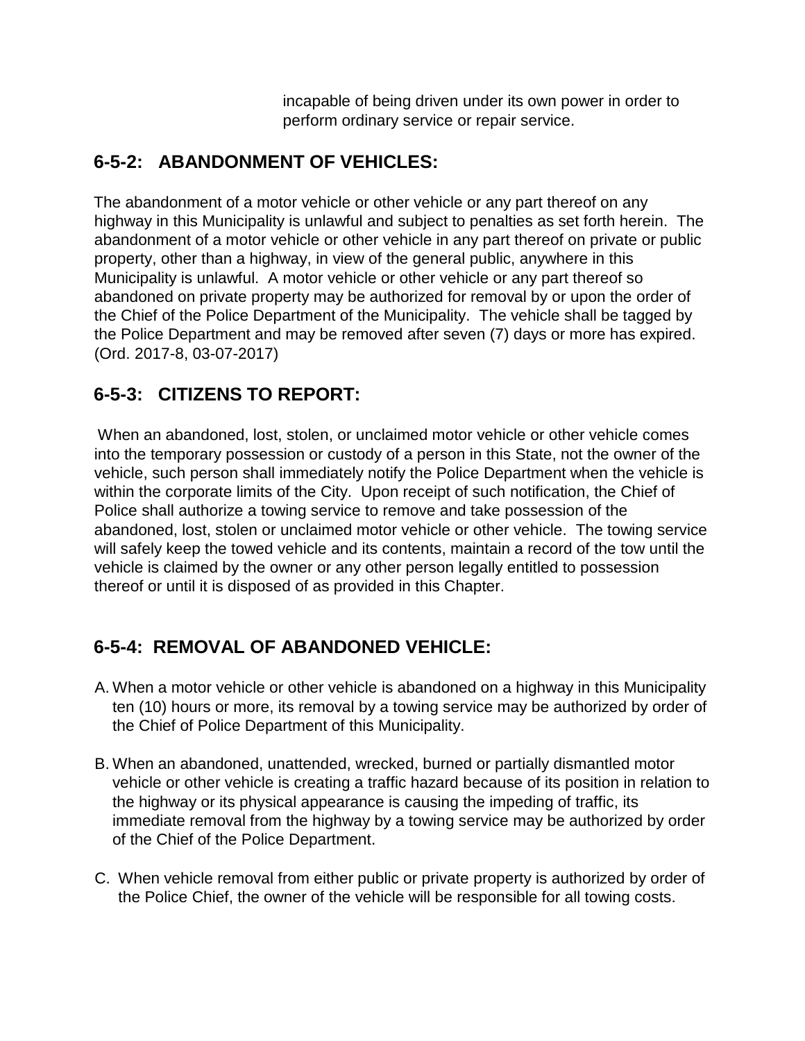incapable of being driven under its own power in order to perform ordinary service or repair service.

## 6-5-2: ABANDONMENT OF VEHICLES:

The abandonment of a motor vehicle or other vehicle or any part thereof on any highway in this Municipality is unlawful and subject to penalties as set forth herein. The abandonment of a motor vehicle or other vehicle in any part thereof on private or public property, other than a highway, in view of the general public, anywhere in this Municipality is unlawful. A motor vehicle or other vehicle or any part thereof so abandoned on private property may be authorized for removal by or upon the order of the Chief of the Police Department of the Municipality. The vehicle shall be tagged by the Police Department and may be removed after seven (7) days or more has expired. (Ord. 2017-8, 03-07-2017)

## 6-5-3: CITIZENS TO REPORT:

When an abandoned, lost, stolen, or unclaimed motor vehicle or other vehicle comes into the temporary possession or custody of a person in this State, not the owner of the vehicle, such person shall immediately notify the Police Department when the vehicle is within the corporate limits of the City. Upon receipt of such notification, the Chief of Police shall authorize a towing service to remove and take possession of the abandoned, lost, stolen or unclaimed motor vehicle or other vehicle. The towing service will safely keep the towed vehicle and its contents, maintain a record of the tow until the vehicle is claimed by the owner or any other person legally entitled to possession thereof or until it is disposed of as provided in this Chapter.

## 6-5-4: REMOVAL OF ABANDONED VEHICLE:

A. When a motor vehicle or other vehicle is abandoned on a highway in this Municipality ten (10) hours or more, its removal by a towing service may be authorized by order of the Chief of Police Department of this Municipality.

B. When an abandoned, unattended, wrecked, burned or partially dismantled motor vehicle or other vehicle is creating a traffic hazard because of its position in relation to the highway or its physical appearance is causing the impeding of traffic, its immediate removal from the highway by a towing service may be authorized by order of the Chief of the Police Department.

C. When vehicle removal from either public or private property is authorized by order of the Police Chief, the owner of the vehicle will be responsible for all towing costs.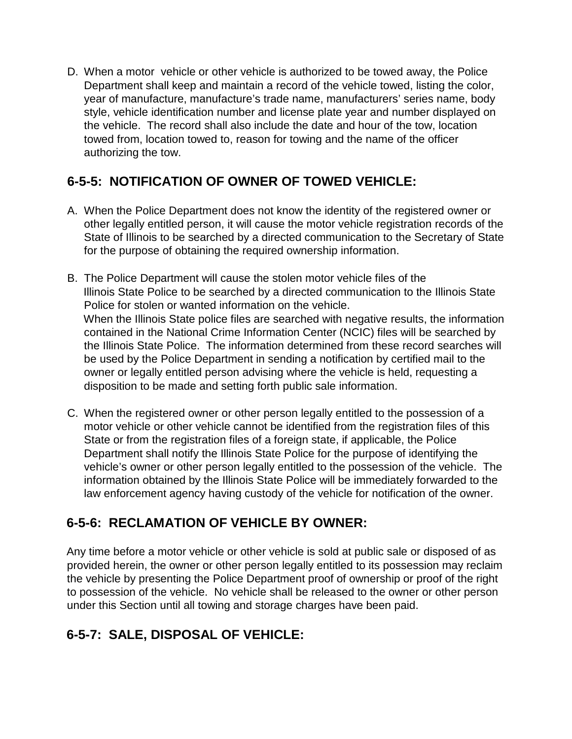D. When a motor vehicle or other vehicle is authorized to be towed away, the Police Department shall keep and maintain a record of the vehicle towed, listing the color, year of manufacture, manufacture's trade name, manufacturers' series name, body style, vehicle identification number and license plate year and number displayed on the vehicle. The record shall also include the date and hour of the tow, location towed from, location towed to, reason for towing and the name of the officer authorizing the tow.

## 6-5-5: NOTIFICATION OF OWNER OF TOWED VEHICLE:

A. When the Police Department does not know the identity of the registered owner or other legally entitled person, it will cause the motor vehicle registration records of the State of Illinois to be searched by a directed communication to the Secretary of State for the purpose of obtaining the required ownership information.

B. The Police Department will cause the stolen motor vehicle files of the Illinois State Police to be searched by a directed communication to the Illinois State Police for stolen or wanted information on the vehicle.
When the Illinois State police files are searched with negative results, the information contained in the National Crime Information Center (NCIC) files will be searched by the Illinois State Police. The information determined from these record searches will be used by the Police Department in sending a notification by certified mail to the owner or legally entitled person advising where the vehicle is held, requesting a disposition to be made and setting forth public sale information.

C. When the registered owner or other person legally entitled to the possession of a motor vehicle or other vehicle cannot be identified from the registration files of this State or from the registration files of a foreign state, if applicable, the Police Department shall notify the Illinois State Police for the purpose of identifying the vehicle's owner or other person legally entitled to the possession of the vehicle. The information obtained by the Illinois State Police will be immediately forwarded to the law enforcement agency having custody of the vehicle for notification of the owner.

## 6-5-6: RECLAMATION OF VEHICLE BY OWNER:

Any time before a motor vehicle or other vehicle is sold at public sale or disposed of as provided herein, the owner or other person legally entitled to its possession may reclaim the vehicle by presenting the Police Department proof of ownership or proof of the right to possession of the vehicle. No vehicle shall be released to the owner or other person under this Section until all towing and storage charges have been paid.

## 6-5-7: SALE, DISPOSAL OF VEHICLE: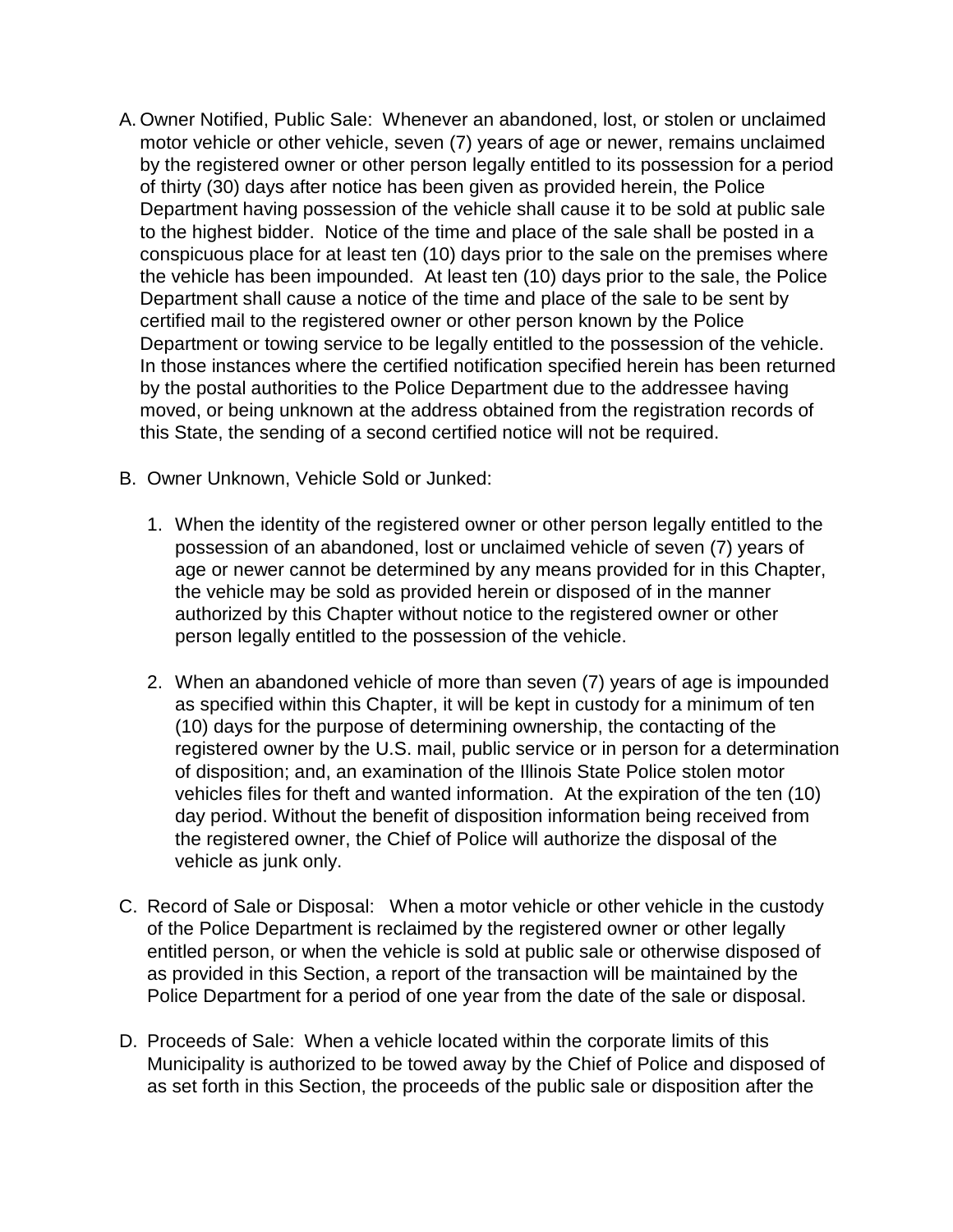A. Owner Notified, Public Sale: Whenever an abandoned, lost, or stolen or unclaimed motor vehicle or other vehicle, seven (7) years of age or newer, remains unclaimed by the registered owner or other person legally entitled to its possession for a period of thirty (30) days after notice has been given as provided herein, the Police Department having possession of the vehicle shall cause it to be sold at public sale to the highest bidder. Notice of the time and place of the sale shall be posted in a conspicuous place for at least ten (10) days prior to the sale on the premises where the vehicle has been impounded. At least ten (10) days prior to the sale, the Police Department shall cause a notice of the time and place of the sale to be sent by certified mail to the registered owner or other person known by the Police Department or towing service to be legally entitled to the possession of the vehicle. In those instances where the certified notification specified herein has been returned by the postal authorities to the Police Department due to the addressee having moved, or being unknown at the address obtained from the registration records of this State, the sending of a second certified notice will not be required.

B. Owner Unknown, Vehicle Sold or Junked:

   1. When the identity of the registered owner or other person legally entitled to the possession of an abandoned, lost or unclaimed vehicle of seven (7) years of age or newer cannot be determined by any means provided for in this Chapter, the vehicle may be sold as provided herein or disposed of in the manner authorized by this Chapter without notice to the registered owner or other person legally entitled to the possession of the vehicle.

   2. When an abandoned vehicle of more than seven (7) years of age is impounded as specified within this Chapter, it will be kept in custody for a minimum of ten (10) days for the purpose of determining ownership, the contacting of the registered owner by the U.S. mail, public service or in person for a determination of disposition; and, an examination of the Illinois State Police stolen motor vehicles files for theft and wanted information. At the expiration of the ten (10) day period. Without the benefit of disposition information being received from the registered owner, the Chief of Police will authorize the disposal of the vehicle as junk only.

C. Record of Sale or Disposal: When a motor vehicle or other vehicle in the custody of the Police Department is reclaimed by the registered owner or other legally entitled person, or when the vehicle is sold at public sale or otherwise disposed of as provided in this Section, a report of the transaction will be maintained by the Police Department for a period of one year from the date of the sale or disposal.

D. Proceeds of Sale: When a vehicle located within the corporate limits of this Municipality is authorized to be towed away by the Chief of Police and disposed of as set forth in this Section, the proceeds of the public sale or disposition after the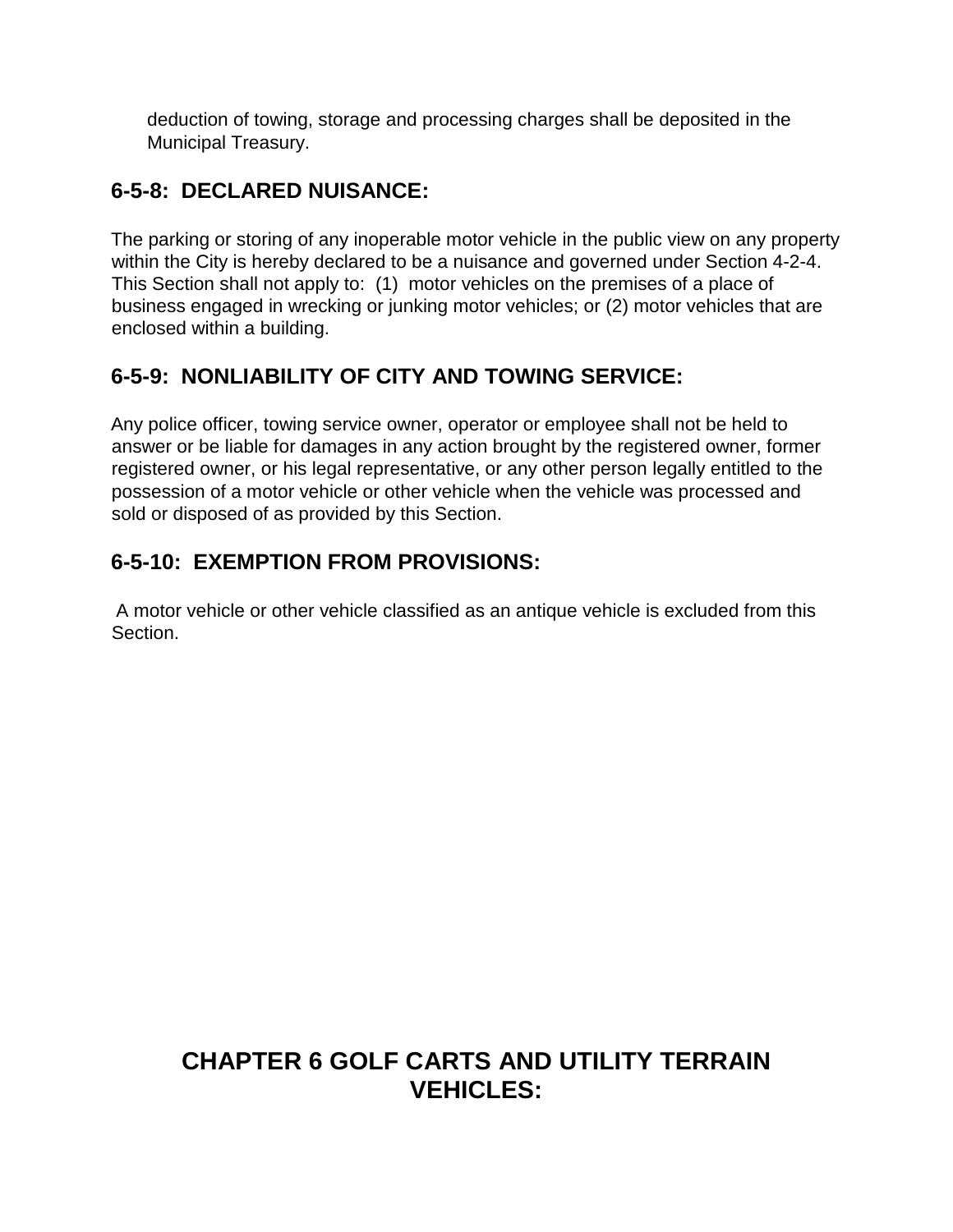deduction of towing, storage and processing charges shall be deposited in the Municipal Treasury.

## 6-5-8: DECLARED NUISANCE:

The parking or storing of any inoperable motor vehicle in the public view on any property within the City is hereby declared to be a nuisance and governed under Section 4-2-4. This Section shall not apply to: (1) motor vehicles on the premises of a place of business engaged in wrecking or junking motor vehicles; or (2) motor vehicles that are enclosed within a building.

## 6-5-9: NONLIABILITY OF CITY AND TOWING SERVICE:

Any police officer, towing service owner, operator or employee shall not be held to answer or be liable for damages in any action brought by the registered owner, former registered owner, or his legal representative, or any other person legally entitled to the possession of a motor vehicle or other vehicle when the vehicle was processed and sold or disposed of as provided by this Section.

## 6-5-10: EXEMPTION FROM PROVISIONS:

A motor vehicle or other vehicle classified as an antique vehicle is excluded from this Section.

# CHAPTER 6 GOLF CARTS AND UTILITY TERRAIN VEHICLES: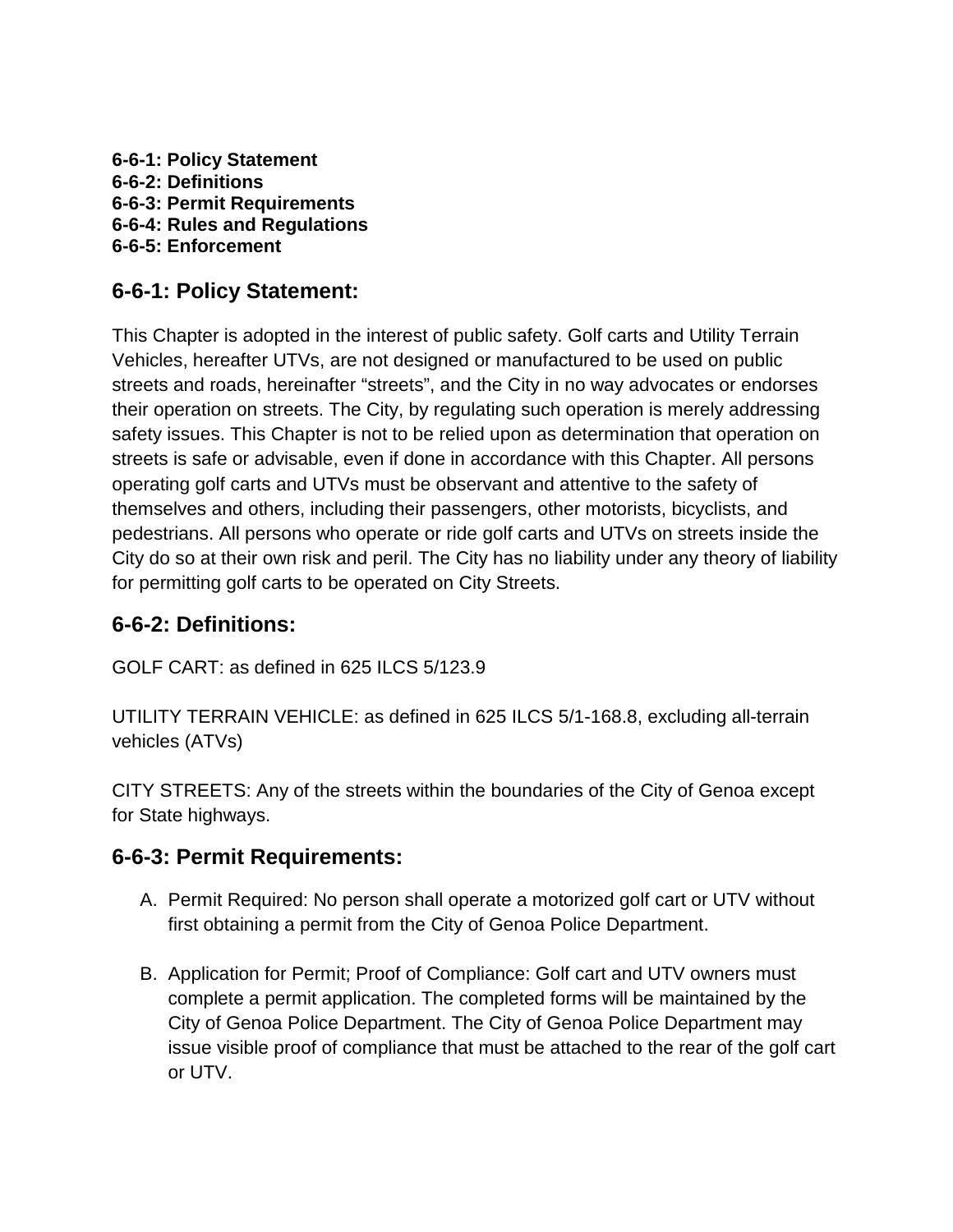**6-6-1: Policy Statement**
**6-6-2: Definitions**
**6-6-3: Permit Requirements**
**6-6-4: Rules and Regulations**
**6-6-5: Enforcement**

## 6-6-1: Policy Statement:

This Chapter is adopted in the interest of public safety. Golf carts and Utility Terrain Vehicles, hereafter UTVs, are not designed or manufactured to be used on public streets and roads, hereinafter "streets", and the City in no way advocates or endorses their operation on streets. The City, by regulating such operation is merely addressing safety issues. This Chapter is not to be relied upon as determination that operation on streets is safe or advisable, even if done in accordance with this Chapter. All persons operating golf carts and UTVs must be observant and attentive to the safety of themselves and others, including their passengers, other motorists, bicyclists, and pedestrians. All persons who operate or ride golf carts and UTVs on streets inside the City do so at their own risk and peril. The City has no liability under any theory of liability for permitting golf carts to be operated on City Streets.

## 6-6-2: Definitions:

GOLF CART: as defined in 625 ILCS 5/123.9

UTILITY TERRAIN VEHICLE: as defined in 625 ILCS 5/1-168.8, excluding all-terrain vehicles (ATVs)

CITY STREETS: Any of the streets within the boundaries of the City of Genoa except for State highways.

## 6-6-3: Permit Requirements:

A. Permit Required: No person shall operate a motorized golf cart or UTV without first obtaining a permit from the City of Genoa Police Department.

B. Application for Permit; Proof of Compliance: Golf cart and UTV owners must complete a permit application. The completed forms will be maintained by the City of Genoa Police Department. The City of Genoa Police Department may issue visible proof of compliance that must be attached to the rear of the golf cart or UTV.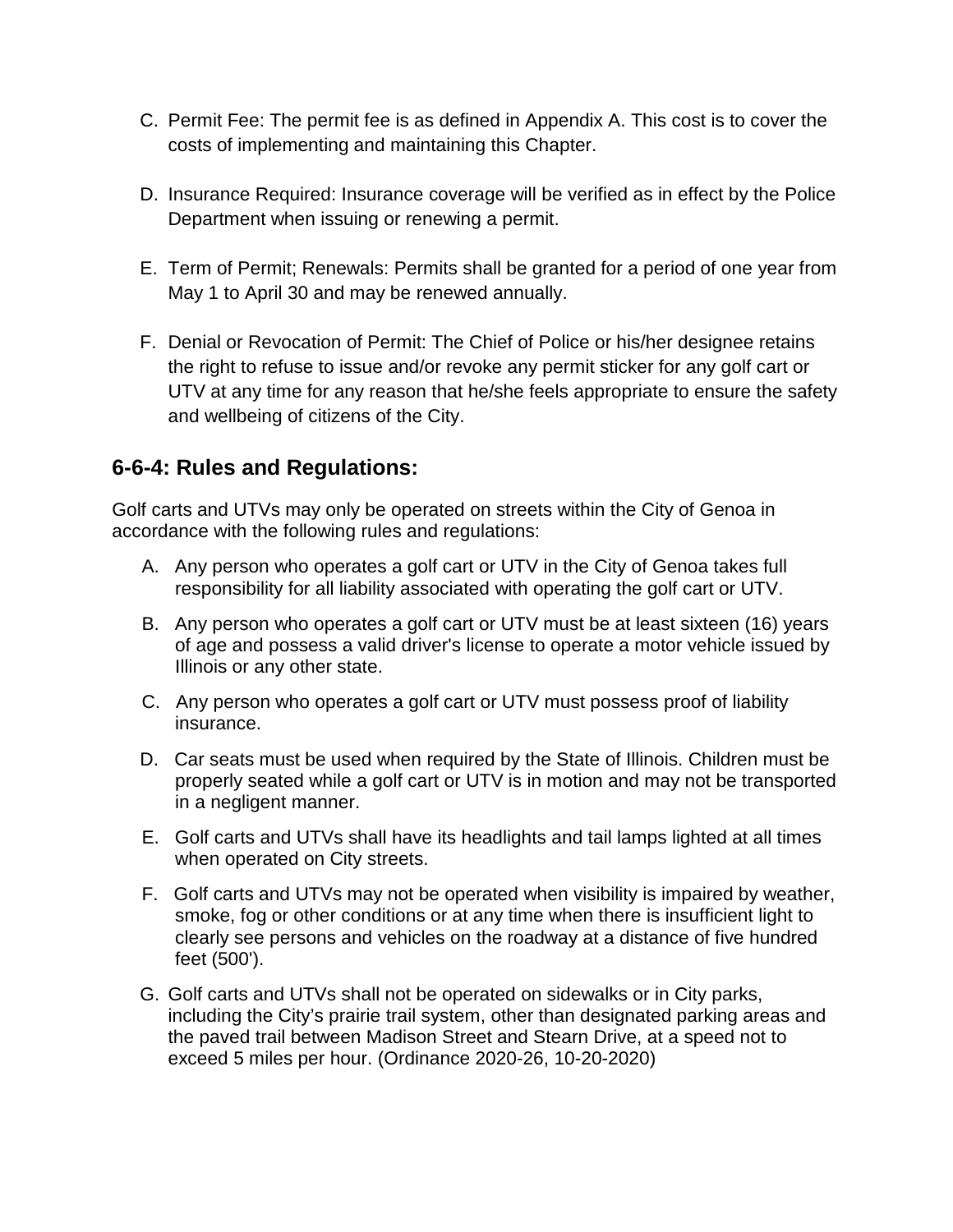C. Permit Fee: The permit fee is as defined in Appendix A. This cost is to cover the costs of implementing and maintaining this Chapter.

D. Insurance Required: Insurance coverage will be verified as in effect by the Police Department when issuing or renewing a permit.

E. Term of Permit; Renewals: Permits shall be granted for a period of one year from May 1 to April 30 and may be renewed annually.

F. Denial or Revocation of Permit: The Chief of Police or his/her designee retains the right to refuse to issue and/or revoke any permit sticker for any golf cart or UTV at any time for any reason that he/she feels appropriate to ensure the safety and wellbeing of citizens of the City.

## 6-6-4: Rules and Regulations:

Golf carts and UTVs may only be operated on streets within the City of Genoa in accordance with the following rules and regulations:

A. Any person who operates a golf cart or UTV in the City of Genoa takes full responsibility for all liability associated with operating the golf cart or UTV.

B. Any person who operates a golf cart or UTV must be at least sixteen (16) years of age and possess a valid driver's license to operate a motor vehicle issued by Illinois or any other state.

C. Any person who operates a golf cart or UTV must possess proof of liability insurance.

D. Car seats must be used when required by the State of Illinois. Children must be properly seated while a golf cart or UTV is in motion and may not be transported in a negligent manner.

E. Golf carts and UTVs shall have its headlights and tail lamps lighted at all times when operated on City streets.

F. Golf carts and UTVs may not be operated when visibility is impaired by weather, smoke, fog or other conditions or at any time when there is insufficient light to clearly see persons and vehicles on the roadway at a distance of five hundred feet (500').

G. Golf carts and UTVs shall not be operated on sidewalks or in City parks, including the City's prairie trail system, other than designated parking areas and the paved trail between Madison Street and Stearn Drive, at a speed not to exceed 5 miles per hour. (Ordinance 2020-26, 10-20-2020)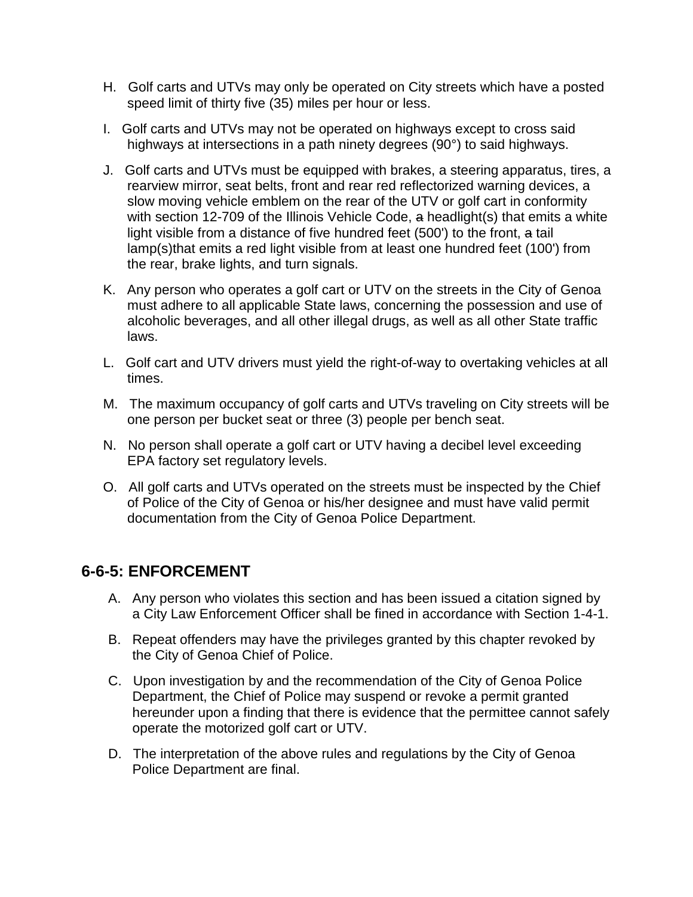H. Golf carts and UTVs may only be operated on City streets which have a posted speed limit of thirty five (35) miles per hour or less.

I. Golf carts and UTVs may not be operated on highways except to cross said highways at intersections in a path ninety degrees (90°) to said highways.

J. Golf carts and UTVs must be equipped with brakes, a steering apparatus, tires, a rearview mirror, seat belts, front and rear red reflectorized warning devices, a slow moving vehicle emblem on the rear of the UTV or golf cart in conformity with section 12-709 of the Illinois Vehicle Code, ~~a~~ headlight(s) that emits a white light visible from a distance of five hundred feet (500') to the front, ~~a~~ tail lamp(s)that emits a red light visible from at least one hundred feet (100') from the rear, brake lights, and turn signals.

K. Any person who operates a golf cart or UTV on the streets in the City of Genoa must adhere to all applicable State laws, concerning the possession and use of alcoholic beverages, and all other illegal drugs, as well as all other State traffic laws.

L. Golf cart and UTV drivers must yield the right-of-way to overtaking vehicles at all times.

M. The maximum occupancy of golf carts and UTVs traveling on City streets will be one person per bucket seat or three (3) people per bench seat.

N. No person shall operate a golf cart or UTV having a decibel level exceeding EPA factory set regulatory levels.

O. All golf carts and UTVs operated on the streets must be inspected by the Chief of Police of the City of Genoa or his/her designee and must have valid permit documentation from the City of Genoa Police Department.

## 6-6-5: ENFORCEMENT

A. Any person who violates this section and has been issued a citation signed by a City Law Enforcement Officer shall be fined in accordance with Section 1-4-1.

B. Repeat offenders may have the privileges granted by this chapter revoked by the City of Genoa Chief of Police.

C. Upon investigation by and the recommendation of the City of Genoa Police Department, the Chief of Police may suspend or revoke a permit granted hereunder upon a finding that there is evidence that the permittee cannot safely operate the motorized golf cart or UTV.

D. The interpretation of the above rules and regulations by the City of Genoa Police Department are final.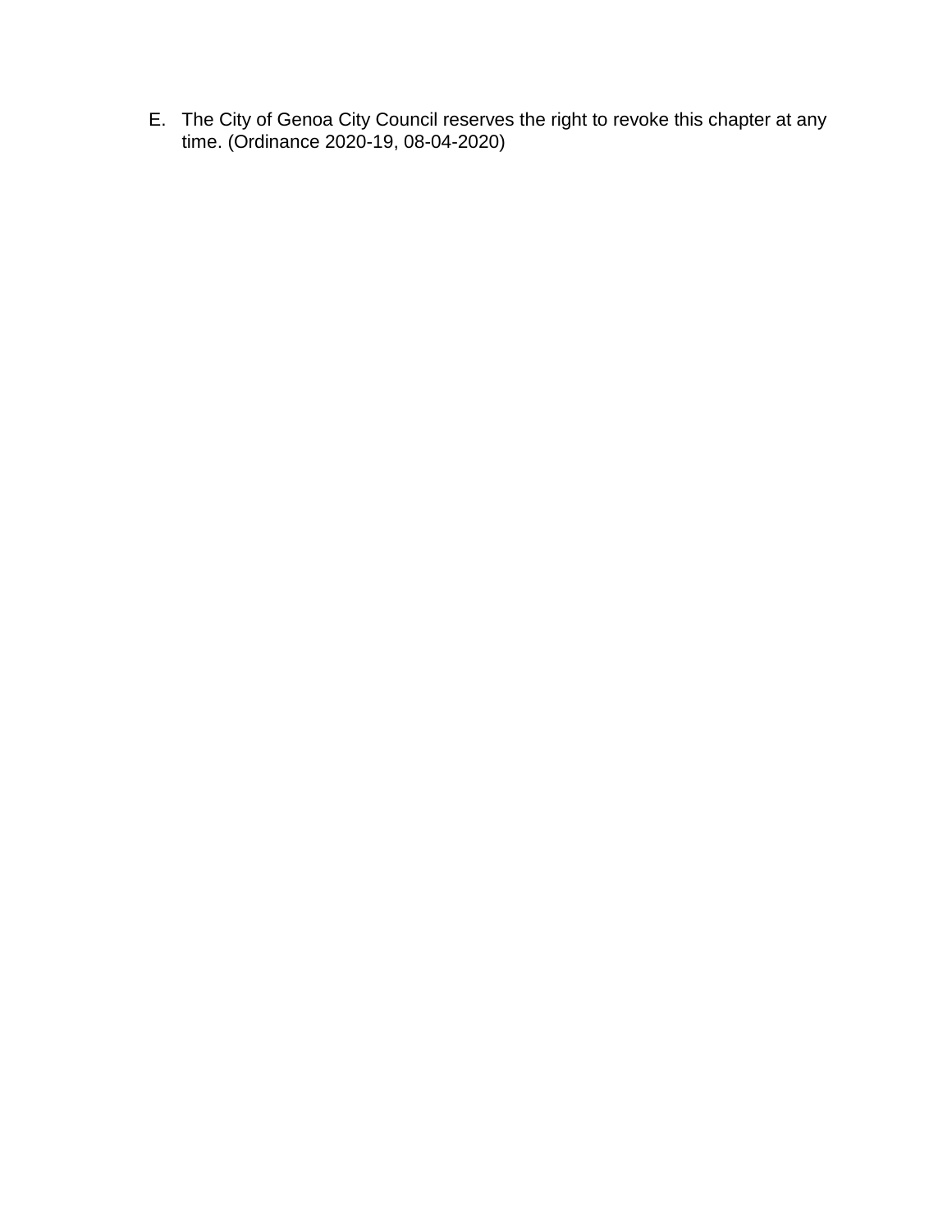E. The City of Genoa City Council reserves the right to revoke this chapter at any time. (Ordinance 2020-19, 08-04-2020)